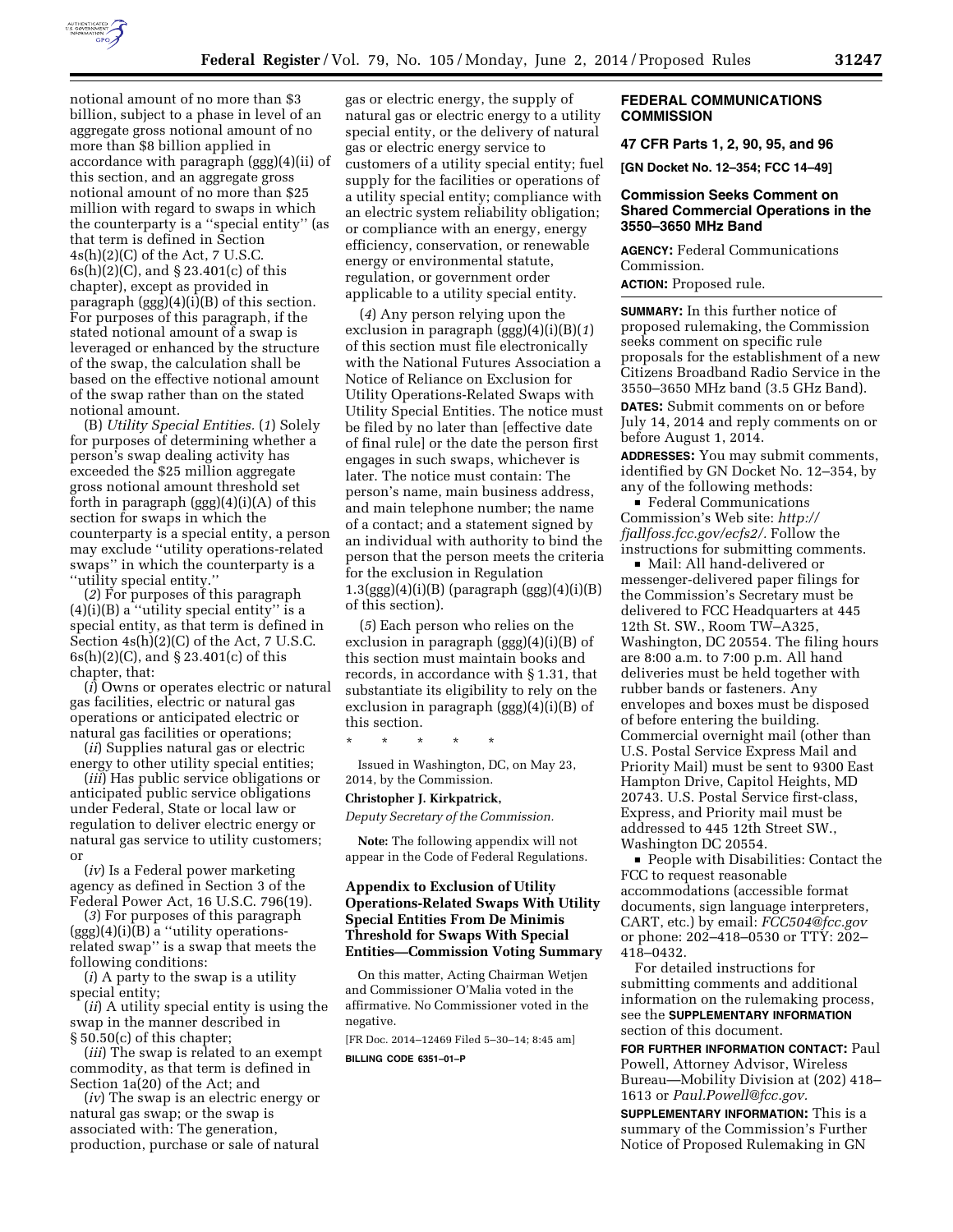notional amount of no more than $3 billion, subject to a phase in level of an aggregate gross notional amount of no more than $8 billion applied in accordance with paragraph (ggg)(4)(ii) of this section, and an aggregate gross notional amount of no more than $25 million with regard to swaps in which the counterparty is a ''special entity'' (as that term is defined in Section 4s(h)(2)(C) of the Act, 7 U.S.C. 6s(h)(2)(C), and § 23.401(c) of this chapter), except as provided in paragraph (ggg)(4)(i)(B) of this section. For purposes of this paragraph, if the stated notional amount of a swap is leveraged or enhanced by the structure of the swap, the calculation shall be based on the effective notional amount of the swap rather than on the stated notional amount.

(B) *Utility Special Entities.* (*1*) Solely for purposes of determining whether a person's swap dealing activity has exceeded the $25 million aggregate gross notional amount threshold set forth in paragraph (ggg)(4)(i)(A) of this section for swaps in which the counterparty is a special entity, a person may exclude ''utility operations-related swaps'' in which the counterparty is a ''utility special entity.''

(*2*) For purposes of this paragraph (4)(i)(B) a ''utility special entity'' is a special entity, as that term is defined in Section 4s(h)(2)(C) of the Act, 7 U.S.C. 6s(h)(2)(C), and § 23.401(c) of this chapter, that:

(*i*) Owns or operates electric or natural gas facilities, electric or natural gas operations or anticipated electric or natural gas facilities or operations;

(*ii*) Supplies natural gas or electric energy to other utility special entities;

(*iii*) Has public service obligations or anticipated public service obligations under Federal, State or local law or regulation to deliver electric energy or natural gas service to utility customers; or

(*iv*) Is a Federal power marketing agency as defined in Section 3 of the Federal Power Act, 16 U.S.C. 796(19).

(*3*) For purposes of this paragraph (ggg)(4)(i)(B) a ''utility operations-related swap'' is a swap that meets the following conditions:

(*i*) A party to the swap is a utility special entity;

(*ii*) A utility special entity is using the swap in the manner described in § 50.50(c) of this chapter;

(*iii*) The swap is related to an exempt commodity, as that term is defined in Section 1a(20) of the Act; and

(*iv*) The swap is an electric energy or natural gas swap; or the swap is associated with: The generation, production, purchase or sale of natural gas or electric energy, the supply of natural gas or electric energy to a utility special entity, or the delivery of natural gas or electric energy service to customers of a utility special entity; fuel supply for the facilities or operations of a utility special entity; compliance with an electric system reliability obligation; or compliance with an energy, energy efficiency, conservation, or renewable energy or environmental statute, regulation, or government order applicable to a utility special entity.

(*4*) Any person relying upon the exclusion in paragraph (ggg)(4)(i)(B)(*1*) of this section must file electronically with the National Futures Association a Notice of Reliance on Exclusion for Utility Operations-Related Swaps with Utility Special Entities. The notice must be filed by no later than [effective date of final rule] or the date the person first engages in such swaps, whichever is later. The notice must contain: The person's name, main business address, and main telephone number; the name of a contact; and a statement signed by an individual with authority to bind the person that the person meets the criteria for the exclusion in Regulation 1.3(ggg)(4)(i)(B) (paragraph (ggg)(4)(i)(B) of this section).

(*5*) Each person who relies on the exclusion in paragraph (ggg)(4)(i)(B) of this section must maintain books and records, in accordance with § 1.31, that substantiate its eligibility to rely on the exclusion in paragraph (ggg)(4)(i)(B) of this section.

\* \* \* \* \*

Issued in Washington, DC, on May 23, 2014, by the Commission.

**Christopher J. Kirkpatrick,**

*Deputy Secretary of the Commission.*

**Note:** The following appendix will not appear in the Code of Federal Regulations.

## Appendix to Exclusion of Utility Operations-Related Swaps With Utility Special Entities From De Minimis Threshold for Swaps With Special Entities—Commission Voting Summary

On this matter, Acting Chairman Wetjen and Commissioner O'Malia voted in the affirmative. No Commissioner voted in the negative.

[FR Doc. 2014–12469 Filed 5–30–14; 8:45 am]

**BILLING CODE 6351–01–P**

# FEDERAL COMMUNICATIONS COMMISSION

## 47 CFR Parts 1, 2, 90, 95, and 96

**[GN Docket No. 12–354; FCC 14–49]**

## Commission Seeks Comment on Shared Commercial Operations in the 3550–3650 MHz Band

**AGENCY:** Federal Communications Commission.

**ACTION:** Proposed rule.

**SUMMARY:** In this further notice of proposed rulemaking, the Commission seeks comment on specific rule proposals for the establishment of a new Citizens Broadband Radio Service in the 3550–3650 MHz band (3.5 GHz Band).

**DATES:** Submit comments on or before July 14, 2014 and reply comments on or before August 1, 2014.

**ADDRESSES:** You may submit comments, identified by GN Docket No. 12–354, by any of the following methods:

- Federal Communications Commission's Web site: *http://fjallfoss.fcc.gov/ecfs2/.* Follow the instructions for submitting comments.
- Mail: All hand-delivered or messenger-delivered paper filings for the Commission's Secretary must be delivered to FCC Headquarters at 445 12th St. SW., Room TW–A325, Washington, DC 20554. The filing hours are 8:00 a.m. to 7:00 p.m. All hand deliveries must be held together with rubber bands or fasteners. Any envelopes and boxes must be disposed of before entering the building. Commercial overnight mail (other than U.S. Postal Service Express Mail and Priority Mail) must be sent to 9300 East Hampton Drive, Capitol Heights, MD 20743. U.S. Postal Service first-class, Express, and Priority mail must be addressed to 445 12th Street SW., Washington DC 20554.
- People with Disabilities: Contact the FCC to request reasonable accommodations (accessible format documents, sign language interpreters, CART, etc.) by email: *FCC504@fcc.gov* or phone: 202–418–0530 or TTY: 202–418–0432.

For detailed instructions for submitting comments and additional information on the rulemaking process, see the **SUPPLEMENTARY INFORMATION** section of this document.

**FOR FURTHER INFORMATION CONTACT:** Paul Powell, Attorney Advisor, Wireless Bureau—Mobility Division at (202) 418–1613 or *Paul.Powell@fcc.gov.*

**SUPPLEMENTARY INFORMATION:** This is a summary of the Commission's Further Notice of Proposed Rulemaking in GN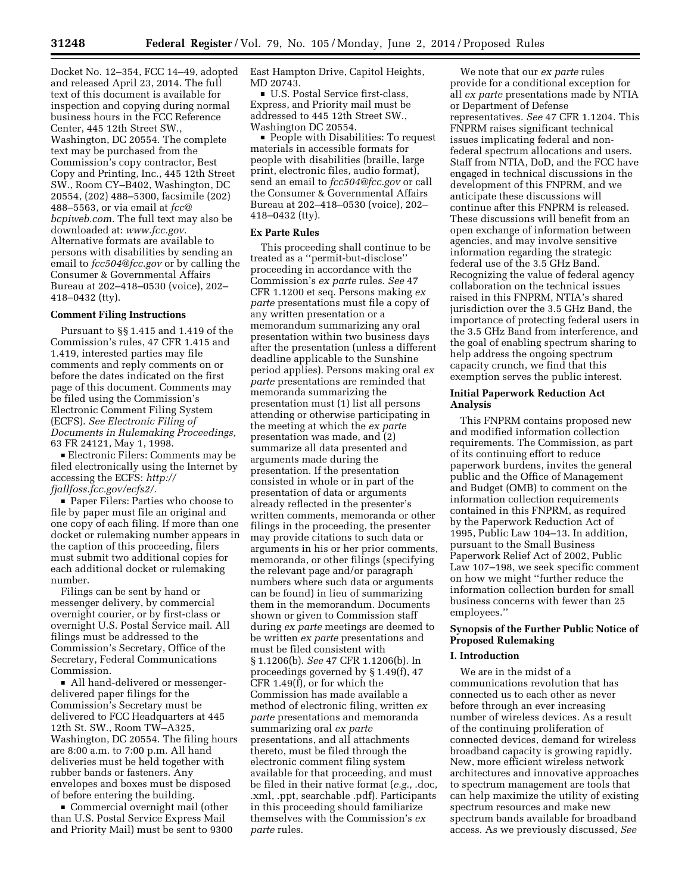Docket No. 12–354, FCC 14–49, adopted and released April 23, 2014. The full text of this document is available for inspection and copying during normal business hours in the FCC Reference Center, 445 12th Street SW., Washington, DC 20554. The complete text may be purchased from the Commission's copy contractor, Best Copy and Printing, Inc., 445 12th Street SW., Room CY–B402, Washington, DC 20554, (202) 488–5300, facsimile (202) 488–5563, or via email at *fcc@bcpiweb.com.* The full text may also be downloaded at: *www.fcc.gov.* Alternative formats are available to persons with disabilities by sending an email to *fcc504@fcc.gov* or by calling the Consumer & Governmental Affairs Bureau at 202–418–0530 (voice), 202–418–0432 (tty).

### Comment Filing Instructions

Pursuant to §§ 1.415 and 1.419 of the Commission's rules, 47 CFR 1.415 and 1.419, interested parties may file comments and reply comments on or before the dates indicated on the first page of this document. Comments may be filed using the Commission's Electronic Comment Filing System (ECFS). *See Electronic Filing of Documents in Rulemaking Proceedings,* 63 FR 24121, May 1, 1998.

- Electronic Filers: Comments may be filed electronically using the Internet by accessing the ECFS: *http://fjallfoss.fcc.gov/ecfs2/.*
- Paper Filers: Parties who choose to file by paper must file an original and one copy of each filing. If more than one docket or rulemaking number appears in the caption of this proceeding, filers must submit two additional copies for each additional docket or rulemaking number.

Filings can be sent by hand or messenger delivery, by commercial overnight courier, or by first-class or overnight U.S. Postal Service mail. All filings must be addressed to the Commission's Secretary, Office of the Secretary, Federal Communications Commission.

- All hand-delivered or messenger-delivered paper filings for the Commission's Secretary must be delivered to FCC Headquarters at 445 12th St. SW., Room TW–A325, Washington, DC 20554. The filing hours are 8:00 a.m. to 7:00 p.m. All hand deliveries must be held together with rubber bands or fasteners. Any envelopes and boxes must be disposed of before entering the building.
- Commercial overnight mail (other than U.S. Postal Service Express Mail and Priority Mail) must be sent to 9300 East Hampton Drive, Capitol Heights, MD 20743.
- U.S. Postal Service first-class, Express, and Priority mail must be addressed to 445 12th Street SW., Washington DC 20554.
- People with Disabilities: To request materials in accessible formats for people with disabilities (braille, large print, electronic files, audio format), send an email to *fcc504@fcc.gov* or call the Consumer & Governmental Affairs Bureau at 202–418–0530 (voice), 202–418–0432 (tty).

### Ex Parte Rules

This proceeding shall continue to be treated as a ''permit-but-disclose'' proceeding in accordance with the Commission's *ex parte* rules. *See* 47 CFR 1.1200 et seq. Persons making *ex parte* presentations must file a copy of any written presentation or a memorandum summarizing any oral presentation within two business days after the presentation (unless a different deadline applicable to the Sunshine period applies). Persons making oral *ex parte* presentations are reminded that memoranda summarizing the presentation must (1) list all persons attending or otherwise participating in the meeting at which the *ex parte* presentation was made, and (2) summarize all data presented and arguments made during the presentation. If the presentation consisted in whole or in part of the presentation of data or arguments already reflected in the presenter's written comments, memoranda or other filings in the proceeding, the presenter may provide citations to such data or arguments in his or her prior comments, memoranda, or other filings (specifying the relevant page and/or paragraph numbers where such data or arguments can be found) in lieu of summarizing them in the memorandum. Documents shown or given to Commission staff during *ex parte* meetings are deemed to be written *ex parte* presentations and must be filed consistent with § 1.1206(b). *See* 47 CFR 1.1206(b). In proceedings governed by § 1.49(f), 47 CFR 1.49(f), or for which the Commission has made available a method of electronic filing, written *ex parte* presentations and memoranda summarizing oral *ex parte* presentations, and all attachments thereto, must be filed through the electronic comment filing system available for that proceeding, and must be filed in their native format (*e.g.,* .doc, .xml, .ppt, searchable .pdf). Participants in this proceeding should familiarize themselves with the Commission's *ex parte* rules.

We note that our *ex parte* rules provide for a conditional exception for all *ex parte* presentations made by NTIA or Department of Defense representatives. *See* 47 CFR 1.1204. This FNPRM raises significant technical issues implicating federal and non-federal spectrum allocations and users. Staff from NTIA, DoD, and the FCC have engaged in technical discussions in the development of this FNPRM, and we anticipate these discussions will continue after this FNPRM is released. These discussions will benefit from an open exchange of information between agencies, and may involve sensitive information regarding the strategic federal use of the 3.5 GHz Band. Recognizing the value of federal agency collaboration on the technical issues raised in this FNPRM, NTIA's shared jurisdiction over the 3.5 GHz Band, the importance of protecting federal users in the 3.5 GHz Band from interference, and the goal of enabling spectrum sharing to help address the ongoing spectrum capacity crunch, we find that this exemption serves the public interest.

### Initial Paperwork Reduction Act Analysis

This FNPRM contains proposed new and modified information collection requirements. The Commission, as part of its continuing effort to reduce paperwork burdens, invites the general public and the Office of Management and Budget (OMB) to comment on the information collection requirements contained in this FNPRM, as required by the Paperwork Reduction Act of 1995, Public Law 104–13. In addition, pursuant to the Small Business Paperwork Relief Act of 2002, Public Law 107–198, we seek specific comment on how we might ''further reduce the information collection burden for small business concerns with fewer than 25 employees.''

### Synopsis of the Further Public Notice of Proposed Rulemaking

### I. Introduction

We are in the midst of a communications revolution that has connected us to each other as never before through an ever increasing number of wireless devices. As a result of the continuing proliferation of connected devices, demand for wireless broadband capacity is growing rapidly. New, more efficient wireless network architectures and innovative approaches to spectrum management are tools that can help maximize the utility of existing spectrum resources and make new spectrum bands available for broadband access. As we previously discussed, *See*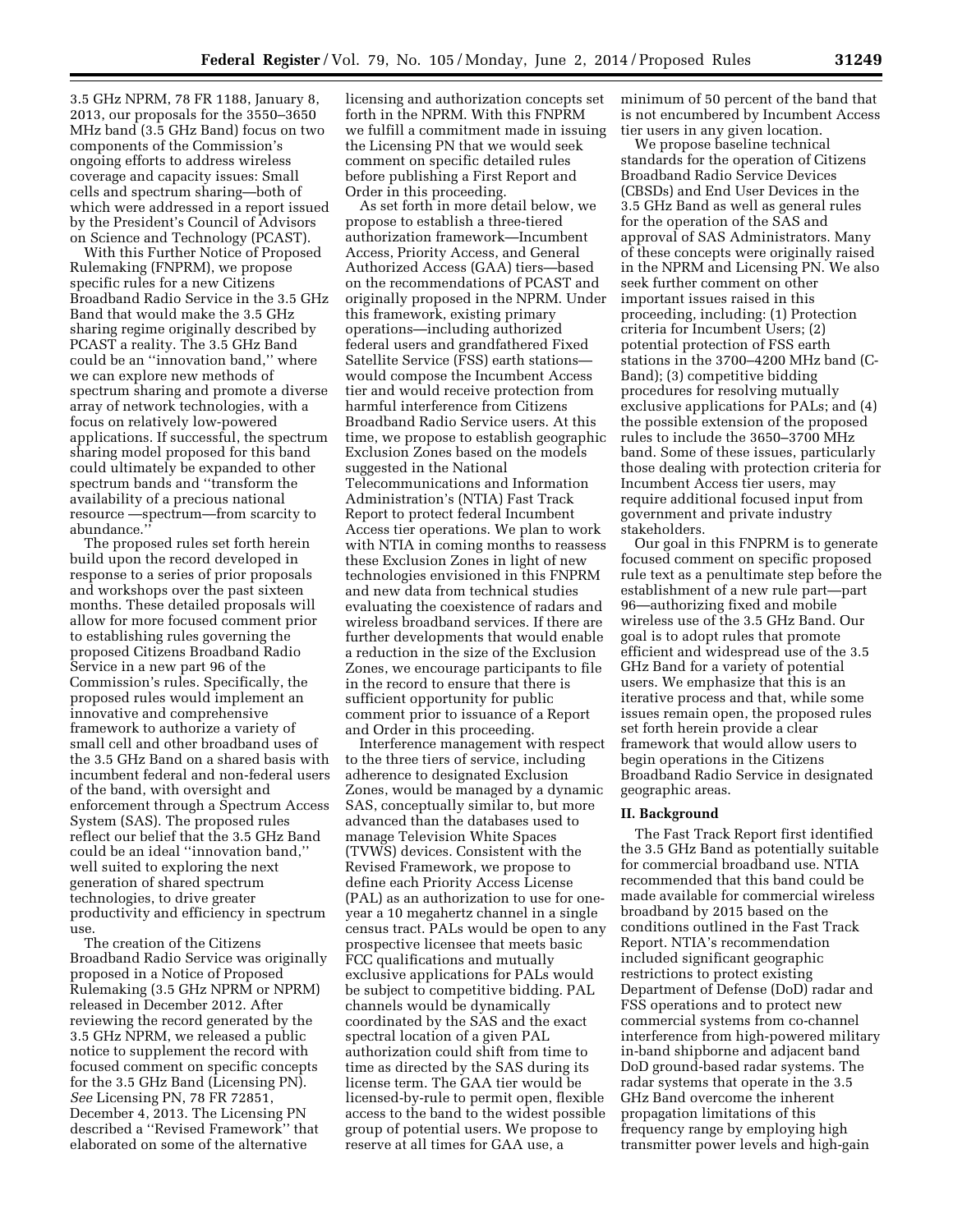3.5 GHz NPRM, 78 FR 1188, January 8, 2013, our proposals for the 3550–3650 MHz band (3.5 GHz Band) focus on two components of the Commission's ongoing efforts to address wireless coverage and capacity issues: Small cells and spectrum sharing—both of which were addressed in a report issued by the President's Council of Advisors on Science and Technology (PCAST).

With this Further Notice of Proposed Rulemaking (FNPRM), we propose specific rules for a new Citizens Broadband Radio Service in the 3.5 GHz Band that would make the 3.5 GHz sharing regime originally described by PCAST a reality. The 3.5 GHz Band could be an ''innovation band,'' where we can explore new methods of spectrum sharing and promote a diverse array of network technologies, with a focus on relatively low-powered applications. If successful, the spectrum sharing model proposed for this band could ultimately be expanded to other spectrum bands and ''transform the availability of a precious national resource —spectrum—from scarcity to abundance.''

The proposed rules set forth herein build upon the record developed in response to a series of prior proposals and workshops over the past sixteen months. These detailed proposals will allow for more focused comment prior to establishing rules governing the proposed Citizens Broadband Radio Service in a new part 96 of the Commission's rules. Specifically, the proposed rules would implement an innovative and comprehensive framework to authorize a variety of small cell and other broadband uses of the 3.5 GHz Band on a shared basis with incumbent federal and non-federal users of the band, with oversight and enforcement through a Spectrum Access System (SAS). The proposed rules reflect our belief that the 3.5 GHz Band could be an ideal ''innovation band,'' well suited to exploring the next generation of shared spectrum technologies, to drive greater productivity and efficiency in spectrum use.

The creation of the Citizens Broadband Radio Service was originally proposed in a Notice of Proposed Rulemaking (3.5 GHz NPRM or NPRM) released in December 2012. After reviewing the record generated by the 3.5 GHz NPRM, we released a public notice to supplement the record with focused comment on specific concepts for the 3.5 GHz Band (Licensing PN). *See* Licensing PN, 78 FR 72851, December 4, 2013. The Licensing PN described a ''Revised Framework'' that elaborated on some of the alternative licensing and authorization concepts set forth in the NPRM. With this FNPRM we fulfill a commitment made in issuing the Licensing PN that we would seek comment on specific detailed rules before publishing a First Report and Order in this proceeding.

As set forth in more detail below, we propose to establish a three-tiered authorization framework—Incumbent Access, Priority Access, and General Authorized Access (GAA) tiers—based on the recommendations of PCAST and originally proposed in the NPRM. Under this framework, existing primary operations—including authorized federal users and grandfathered Fixed Satellite Service (FSS) earth stations—would compose the Incumbent Access tier and would receive protection from harmful interference from Citizens Broadband Radio Service users. At this time, we propose to establish geographic Exclusion Zones based on the models suggested in the National Telecommunications and Information Administration's (NTIA) Fast Track Report to protect federal Incumbent Access tier operations. We plan to work with NTIA in coming months to reassess these Exclusion Zones in light of new technologies envisioned in this FNPRM and new data from technical studies evaluating the coexistence of radars and wireless broadband services. If there are further developments that would enable a reduction in the size of the Exclusion Zones, we encourage participants to file in the record to ensure that there is sufficient opportunity for public comment prior to issuance of a Report and Order in this proceeding.

Interference management with respect to the three tiers of service, including adherence to designated Exclusion Zones, would be managed by a dynamic SAS, conceptually similar to, but more advanced than the databases used to manage Television White Spaces (TVWS) devices. Consistent with the Revised Framework, we propose to define each Priority Access License (PAL) as an authorization to use for one-year a 10 megahertz channel in a single census tract. PALs would be open to any prospective licensee that meets basic FCC qualifications and mutually exclusive applications for PALs would be subject to competitive bidding. PAL channels would be dynamically coordinated by the SAS and the exact spectral location of a given PAL authorization could shift from time to time as directed by the SAS during its license term. The GAA tier would be licensed-by-rule to permit open, flexible access to the band to the widest possible group of potential users. We propose to reserve at all times for GAA use, a minimum of 50 percent of the band that is not encumbered by Incumbent Access tier users in any given location.

We propose baseline technical standards for the operation of Citizens Broadband Radio Service Devices (CBSDs) and End User Devices in the 3.5 GHz Band as well as general rules for the operation of the SAS and approval of SAS Administrators. Many of these concepts were originally raised in the NPRM and Licensing PN. We also seek further comment on other important issues raised in this proceeding, including: (1) Protection criteria for Incumbent Users; (2) potential protection of FSS earth stations in the 3700–4200 MHz band (C-Band); (3) competitive bidding procedures for resolving mutually exclusive applications for PALs; and (4) the possible extension of the proposed rules to include the 3650–3700 MHz band. Some of these issues, particularly those dealing with protection criteria for Incumbent Access tier users, may require additional focused input from government and private industry stakeholders.

Our goal in this FNPRM is to generate focused comment on specific proposed rule text as a penultimate step before the establishment of a new rule part—part 96—authorizing fixed and mobile wireless use of the 3.5 GHz Band. Our goal is to adopt rules that promote efficient and widespread use of the 3.5 GHz Band for a variety of potential users. We emphasize that this is an iterative process and that, while some issues remain open, the proposed rules set forth herein provide a clear framework that would allow users to begin operations in the Citizens Broadband Radio Service in designated geographic areas.

## II. Background

The Fast Track Report first identified the 3.5 GHz Band as potentially suitable for commercial broadband use. NTIA recommended that this band could be made available for commercial wireless broadband by 2015 based on the conditions outlined in the Fast Track Report. NTIA's recommendation included significant geographic restrictions to protect existing Department of Defense (DoD) radar and FSS operations and to protect new commercial systems from co-channel interference from high-powered military in-band shipborne and adjacent band DoD ground-based radar systems. The radar systems that operate in the 3.5 GHz Band overcome the inherent propagation limitations of this frequency range by employing high transmitter power levels and high-gain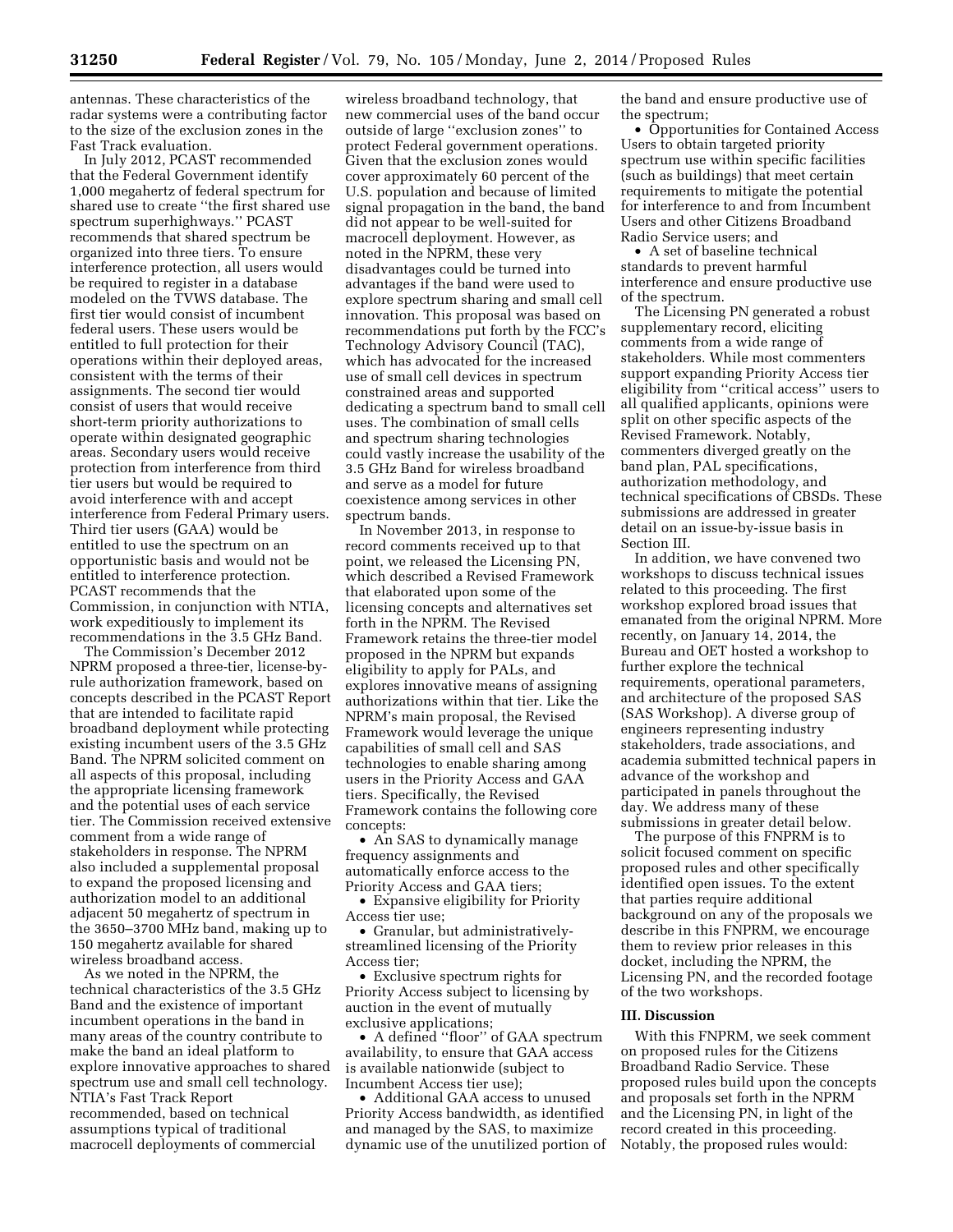antennas. These characteristics of the radar systems were a contributing factor to the size of the exclusion zones in the Fast Track evaluation.

In July 2012, PCAST recommended that the Federal Government identify 1,000 megahertz of federal spectrum for shared use to create ''the first shared use spectrum superhighways.'' PCAST recommends that shared spectrum be organized into three tiers. To ensure interference protection, all users would be required to register in a database modeled on the TVWS database. The first tier would consist of incumbent federal users. These users would be entitled to full protection for their operations within their deployed areas, consistent with the terms of their assignments. The second tier would consist of users that would receive short-term priority authorizations to operate within designated geographic areas. Secondary users would receive protection from interference from third tier users but would be required to avoid interference with and accept interference from Federal Primary users. Third tier users (GAA) would be entitled to use the spectrum on an opportunistic basis and would not be entitled to interference protection. PCAST recommends that the Commission, in conjunction with NTIA, work expeditiously to implement its recommendations in the 3.5 GHz Band.

The Commission's December 2012 NPRM proposed a three-tier, license-by-rule authorization framework, based on concepts described in the PCAST Report that are intended to facilitate rapid broadband deployment while protecting existing incumbent users of the 3.5 GHz Band. The NPRM solicited comment on all aspects of this proposal, including the appropriate licensing framework and the potential uses of each service tier. The Commission received extensive comment from a wide range of stakeholders in response. The NPRM also included a supplemental proposal to expand the proposed licensing and authorization model to an additional adjacent 50 megahertz of spectrum in the 3650–3700 MHz band, making up to 150 megahertz available for shared wireless broadband access.

As we noted in the NPRM, the technical characteristics of the 3.5 GHz Band and the existence of important incumbent operations in the band in many areas of the country contribute to make the band an ideal platform to explore innovative approaches to shared spectrum use and small cell technology. NTIA's Fast Track Report recommended, based on technical assumptions typical of traditional macrocell deployments of commercial wireless broadband technology, that new commercial uses of the band occur outside of large ''exclusion zones'' to protect Federal government operations. Given that the exclusion zones would cover approximately 60 percent of the U.S. population and because of limited signal propagation in the band, the band did not appear to be well-suited for macrocell deployment. However, as noted in the NPRM, these very disadvantages could be turned into advantages if the band were used to explore spectrum sharing and small cell innovation. This proposal was based on recommendations put forth by the FCC's Technology Advisory Council (TAC), which has advocated for the increased use of small cell devices in spectrum constrained areas and supported dedicating a spectrum band to small cell uses. The combination of small cells and spectrum sharing technologies could vastly increase the usability of the 3.5 GHz Band for wireless broadband and serve as a model for future coexistence among services in other spectrum bands.

In November 2013, in response to record comments received up to that point, we released the Licensing PN, which described a Revised Framework that elaborated upon some of the licensing concepts and alternatives set forth in the NPRM. The Revised Framework retains the three-tier model proposed in the NPRM but expands eligibility to apply for PALs, and explores innovative means of assigning authorizations within that tier. Like the NPRM's main proposal, the Revised Framework would leverage the unique capabilities of small cell and SAS technologies to enable sharing among users in the Priority Access and GAA tiers. Specifically, the Revised Framework contains the following core concepts:

- An SAS to dynamically manage frequency assignments and automatically enforce access to the Priority Access and GAA tiers;
- Expansive eligibility for Priority Access tier use;
- Granular, but administratively-streamlined licensing of the Priority Access tier;
- Exclusive spectrum rights for Priority Access subject to licensing by auction in the event of mutually exclusive applications;
- A defined ''floor'' of GAA spectrum availability, to ensure that GAA access is available nationwide (subject to Incumbent Access tier use);
- Additional GAA access to unused Priority Access bandwidth, as identified and managed by the SAS, to maximize dynamic use of the unutilized portion of the band and ensure productive use of the spectrum;
- Opportunities for Contained Access Users to obtain targeted priority spectrum use within specific facilities (such as buildings) that meet certain requirements to mitigate the potential for interference to and from Incumbent Users and other Citizens Broadband Radio Service users; and
- A set of baseline technical standards to prevent harmful interference and ensure productive use of the spectrum.

The Licensing PN generated a robust supplementary record, eliciting comments from a wide range of stakeholders. While most commenters support expanding Priority Access tier eligibility from ''critical access'' users to all qualified applicants, opinions were split on other specific aspects of the Revised Framework. Notably, commenters diverged greatly on the band plan, PAL specifications, authorization methodology, and technical specifications of CBSDs. These submissions are addressed in greater detail on an issue-by-issue basis in Section III.

In addition, we have convened two workshops to discuss technical issues related to this proceeding. The first workshop explored broad issues that emanated from the original NPRM. More recently, on January 14, 2014, the Bureau and OET hosted a workshop to further explore the technical requirements, operational parameters, and architecture of the proposed SAS (SAS Workshop). A diverse group of engineers representing industry stakeholders, trade associations, and academia submitted technical papers in advance of the workshop and participated in panels throughout the day. We address many of these submissions in greater detail below.

The purpose of this FNPRM is to solicit focused comment on specific proposed rules and other specifically identified open issues. To the extent that parties require additional background on any of the proposals we describe in this FNPRM, we encourage them to review prior releases in this docket, including the NPRM, the Licensing PN, and the recorded footage of the two workshops.

## III. Discussion

With this FNPRM, we seek comment on proposed rules for the Citizens Broadband Radio Service. These proposed rules build upon the concepts and proposals set forth in the NPRM and the Licensing PN, in light of the record created in this proceeding. Notably, the proposed rules would: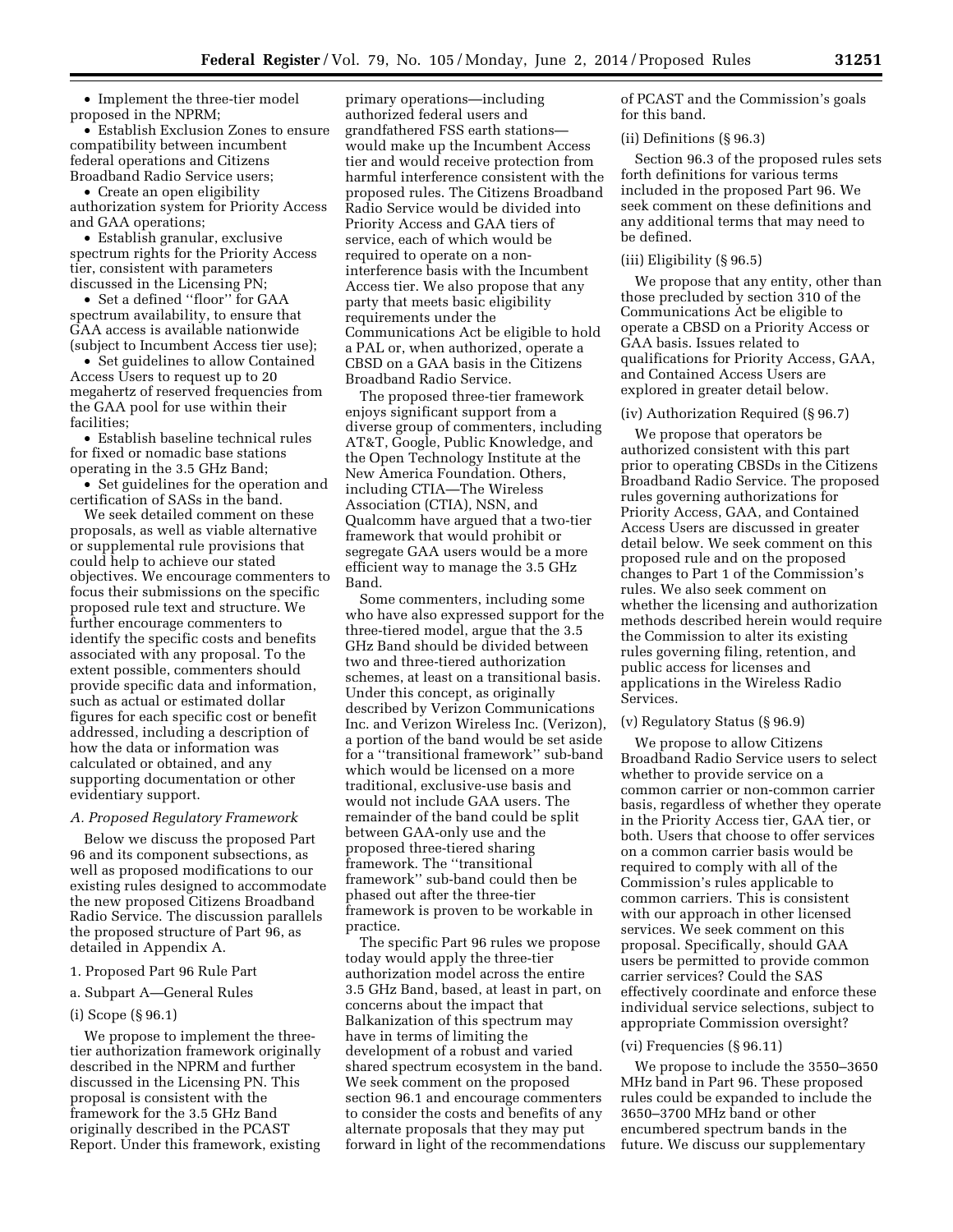- Implement the three-tier model proposed in the NPRM;
- Establish Exclusion Zones to ensure compatibility between incumbent federal operations and Citizens Broadband Radio Service users;
- Create an open eligibility authorization system for Priority Access and GAA operations;
- Establish granular, exclusive spectrum rights for the Priority Access tier, consistent with parameters discussed in the Licensing PN;
- Set a defined ''floor'' for GAA spectrum availability, to ensure that GAA access is available nationwide (subject to Incumbent Access tier use);
- Set guidelines to allow Contained Access Users to request up to 20 megahertz of reserved frequencies from the GAA pool for use within their facilities;
- Establish baseline technical rules for fixed or nomadic base stations operating in the 3.5 GHz Band;
- Set guidelines for the operation and certification of SASs in the band.

We seek detailed comment on these proposals, as well as viable alternative or supplemental rule provisions that could help to achieve our stated objectives. We encourage commenters to focus their submissions on the specific proposed rule text and structure. We further encourage commenters to identify the specific costs and benefits associated with any proposal. To the extent possible, commenters should provide specific data and information, such as actual or estimated dollar figures for each specific cost or benefit addressed, including a description of how the data or information was calculated or obtained, and any supporting documentation or other evidentiary support.

*A. Proposed Regulatory Framework*

Below we discuss the proposed Part 96 and its component subsections, as well as proposed modifications to our existing rules designed to accommodate the new proposed Citizens Broadband Radio Service. The discussion parallels the proposed structure of Part 96, as detailed in Appendix A.

1. Proposed Part 96 Rule Part

a. Subpart A—General Rules

(i) Scope (§ 96.1)

We propose to implement the three-tier authorization framework originally described in the NPRM and further discussed in the Licensing PN. This proposal is consistent with the framework for the 3.5 GHz Band originally described in the PCAST Report. Under this framework, existing primary operations—including authorized federal users and grandfathered FSS earth stations—would make up the Incumbent Access tier and would receive protection from harmful interference consistent with the proposed rules. The Citizens Broadband Radio Service would be divided into Priority Access and GAA tiers of service, each of which would be required to operate on a non-interference basis with the Incumbent Access tier. We also propose that any party that meets basic eligibility requirements under the Communications Act be eligible to hold a PAL or, when authorized, operate a CBSD on a GAA basis in the Citizens Broadband Radio Service.

The proposed three-tier framework enjoys significant support from a diverse group of commenters, including AT&T, Google, Public Knowledge, and the Open Technology Institute at the New America Foundation. Others, including CTIA—The Wireless Association (CTIA), NSN, and Qualcomm have argued that a two-tier framework that would prohibit or segregate GAA users would be a more efficient way to manage the 3.5 GHz Band.

Some commenters, including some who have also expressed support for the three-tiered model, argue that the 3.5 GHz Band should be divided between two and three-tiered authorization schemes, at least on a transitional basis. Under this concept, as originally described by Verizon Communications Inc. and Verizon Wireless Inc. (Verizon), a portion of the band would be set aside for a ''transitional framework'' sub-band which would be licensed on a more traditional, exclusive-use basis and would not include GAA users. The remainder of the band could be split between GAA-only use and the proposed three-tiered sharing framework. The ''transitional framework'' sub-band could then be phased out after the three-tier framework is proven to be workable in practice.

The specific Part 96 rules we propose today would apply the three-tier authorization model across the entire 3.5 GHz Band, based, at least in part, on concerns about the impact that Balkanization of this spectrum may have in terms of limiting the development of a robust and varied shared spectrum ecosystem in the band. We seek comment on the proposed section 96.1 and encourage commenters to consider the costs and benefits of any alternate proposals that they may put forward in light of the recommendations of PCAST and the Commission's goals for this band.

(ii) Definitions (§ 96.3)

Section 96.3 of the proposed rules sets forth definitions for various terms included in the proposed Part 96. We seek comment on these definitions and any additional terms that may need to be defined.

(iii) Eligibility (§ 96.5)

We propose that any entity, other than those precluded by section 310 of the Communications Act be eligible to operate a CBSD on a Priority Access or GAA basis. Issues related to qualifications for Priority Access, GAA, and Contained Access Users are explored in greater detail below.

(iv) Authorization Required (§ 96.7)

We propose that operators be authorized consistent with this part prior to operating CBSDs in the Citizens Broadband Radio Service. The proposed rules governing authorizations for Priority Access, GAA, and Contained Access Users are discussed in greater detail below. We seek comment on this proposed rule and on the proposed changes to Part 1 of the Commission's rules. We also seek comment on whether the licensing and authorization methods described herein would require the Commission to alter its existing rules governing filing, retention, and public access for licenses and applications in the Wireless Radio Services.

(v) Regulatory Status (§ 96.9)

We propose to allow Citizens Broadband Radio Service users to select whether to provide service on a common carrier or non-common carrier basis, regardless of whether they operate in the Priority Access tier, GAA tier, or both. Users that choose to offer services on a common carrier basis would be required to comply with all of the Commission's rules applicable to common carriers. This is consistent with our approach in other licensed services. We seek comment on this proposal. Specifically, should GAA users be permitted to provide common carrier services? Could the SAS effectively coordinate and enforce these individual service selections, subject to appropriate Commission oversight?

(vi) Frequencies (§ 96.11)

We propose to include the 3550–3650 MHz band in Part 96. These proposed rules could be expanded to include the 3650–3700 MHz band or other encumbered spectrum bands in the future. We discuss our supplementary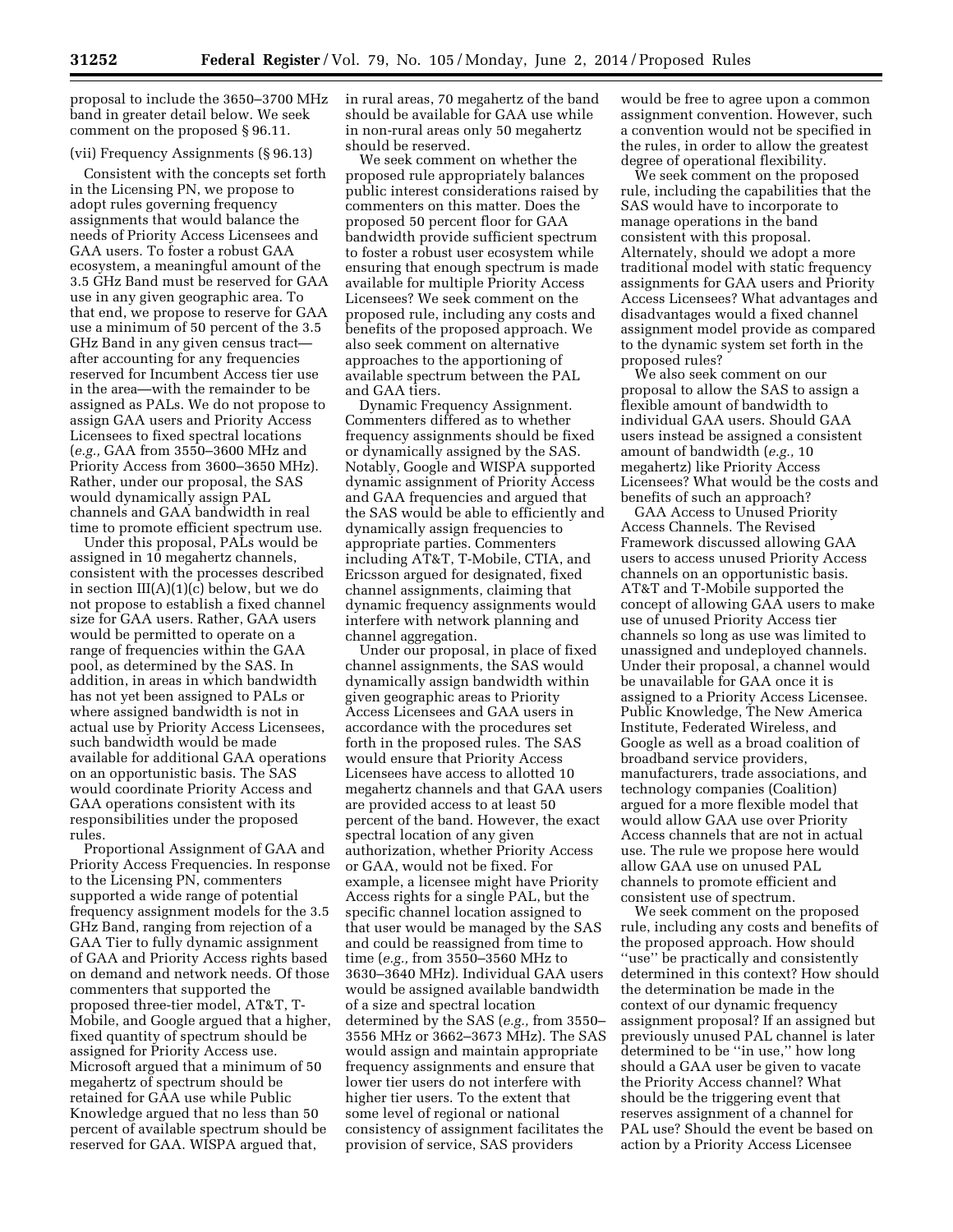proposal to include the 3650–3700 MHz band in greater detail below. We seek comment on the proposed § 96.11.

(vii) Frequency Assignments (§ 96.13)

Consistent with the concepts set forth in the Licensing PN, we propose to adopt rules governing frequency assignments that would balance the needs of Priority Access Licensees and GAA users. To foster a robust GAA ecosystem, a meaningful amount of the 3.5 GHz Band must be reserved for GAA use in any given geographic area. To that end, we propose to reserve for GAA use a minimum of 50 percent of the 3.5 GHz Band in any given census tract—after accounting for any frequencies reserved for Incumbent Access tier use in the area—with the remainder to be assigned as PALs. We do not propose to assign GAA users and Priority Access Licensees to fixed spectral locations (*e.g.,* GAA from 3550–3600 MHz and Priority Access from 3600–3650 MHz). Rather, under our proposal, the SAS would dynamically assign PAL channels and GAA bandwidth in real time to promote efficient spectrum use.

Under this proposal, PALs would be assigned in 10 megahertz channels, consistent with the processes described in section III(A)(1)(c) below, but we do not propose to establish a fixed channel size for GAA users. Rather, GAA users would be permitted to operate on a range of frequencies within the GAA pool, as determined by the SAS. In addition, in areas in which bandwidth has not yet been assigned to PALs or where assigned bandwidth is not in actual use by Priority Access Licensees, such bandwidth would be made available for additional GAA operations on an opportunistic basis. The SAS would coordinate Priority Access and GAA operations consistent with its responsibilities under the proposed rules.

Proportional Assignment of GAA and Priority Access Frequencies. In response to the Licensing PN, commenters supported a wide range of potential frequency assignment models for the 3.5 GHz Band, ranging from rejection of a GAA Tier to fully dynamic assignment of GAA and Priority Access rights based on demand and network needs. Of those commenters that supported the proposed three-tier model, AT&T, T-Mobile, and Google argued that a higher, fixed quantity of spectrum should be assigned for Priority Access use. Microsoft argued that a minimum of 50 megahertz of spectrum should be retained for GAA use while Public Knowledge argued that no less than 50 percent of available spectrum should be reserved for GAA. WISPA argued that, in rural areas, 70 megahertz of the band should be available for GAA use while in non-rural areas only 50 megahertz should be reserved.

We seek comment on whether the proposed rule appropriately balances public interest considerations raised by commenters on this matter. Does the proposed 50 percent floor for GAA bandwidth provide sufficient spectrum to foster a robust user ecosystem while ensuring that enough spectrum is made available for multiple Priority Access Licensees? We seek comment on the proposed rule, including any costs and benefits of the proposed approach. We also seek comment on alternative approaches to the apportioning of available spectrum between the PAL and GAA tiers.

Dynamic Frequency Assignment. Commenters differed as to whether frequency assignments should be fixed or dynamically assigned by the SAS. Notably, Google and WISPA supported dynamic assignment of Priority Access and GAA frequencies and argued that the SAS would be able to efficiently and dynamically assign frequencies to appropriate parties. Commenters including AT&T, T-Mobile, CTIA, and Ericsson argued for designated, fixed channel assignments, claiming that dynamic frequency assignments would interfere with network planning and channel aggregation.

Under our proposal, in place of fixed channel assignments, the SAS would dynamically assign bandwidth within given geographic areas to Priority Access Licensees and GAA users in accordance with the procedures set forth in the proposed rules. The SAS would ensure that Priority Access Licensees have access to allotted 10 megahertz channels and that GAA users are provided access to at least 50 percent of the band. However, the exact spectral location of any given authorization, whether Priority Access or GAA, would not be fixed. For example, a licensee might have Priority Access rights for a single PAL, but the specific channel location assigned to that user would be managed by the SAS and could be reassigned from time to time (*e.g.,* from 3550–3560 MHz to 3630–3640 MHz). Individual GAA users would be assigned available bandwidth of a size and spectral location determined by the SAS (*e.g.,* from 3550–3556 MHz or 3662–3673 MHz). The SAS would assign and maintain appropriate frequency assignments and ensure that lower tier users do not interfere with higher tier users. To the extent that some level of regional or national consistency of assignment facilitates the provision of service, SAS providers would be free to agree upon a common assignment convention. However, such a convention would not be specified in the rules, in order to allow the greatest degree of operational flexibility.

We seek comment on the proposed rule, including the capabilities that the SAS would have to incorporate to manage operations in the band consistent with this proposal. Alternately, should we adopt a more traditional model with static frequency assignments for GAA users and Priority Access Licensees? What advantages and disadvantages would a fixed channel assignment model provide as compared to the dynamic system set forth in the proposed rules?

We also seek comment on our proposal to allow the SAS to assign a flexible amount of bandwidth to individual GAA users. Should GAA users instead be assigned a consistent amount of bandwidth (*e.g.,* 10 megahertz) like Priority Access Licensees? What would be the costs and benefits of such an approach?

GAA Access to Unused Priority Access Channels. The Revised Framework discussed allowing GAA users to access unused Priority Access channels on an opportunistic basis. AT&T and T-Mobile supported the concept of allowing GAA users to make use of unused Priority Access tier channels so long as use was limited to unassigned and undeployed channels. Under their proposal, a channel would be unavailable for GAA once it is assigned to a Priority Access Licensee. Public Knowledge, The New America Institute, Federated Wireless, and Google as well as a broad coalition of broadband service providers, manufacturers, trade associations, and technology companies (Coalition) argued for a more flexible model that would allow GAA use over Priority Access channels that are not in actual use. The rule we propose here would allow GAA use on unused PAL channels to promote efficient and consistent use of spectrum.

We seek comment on the proposed rule, including any costs and benefits of the proposed approach. How should "use" be practically and consistently determined in this context? How should the determination be made in the context of our dynamic frequency assignment proposal? If an assigned but previously unused PAL channel is later determined to be "in use," how long should a GAA user be given to vacate the Priority Access channel? What should be the triggering event that reserves assignment of a channel for PAL use? Should the event be based on action by a Priority Access Licensee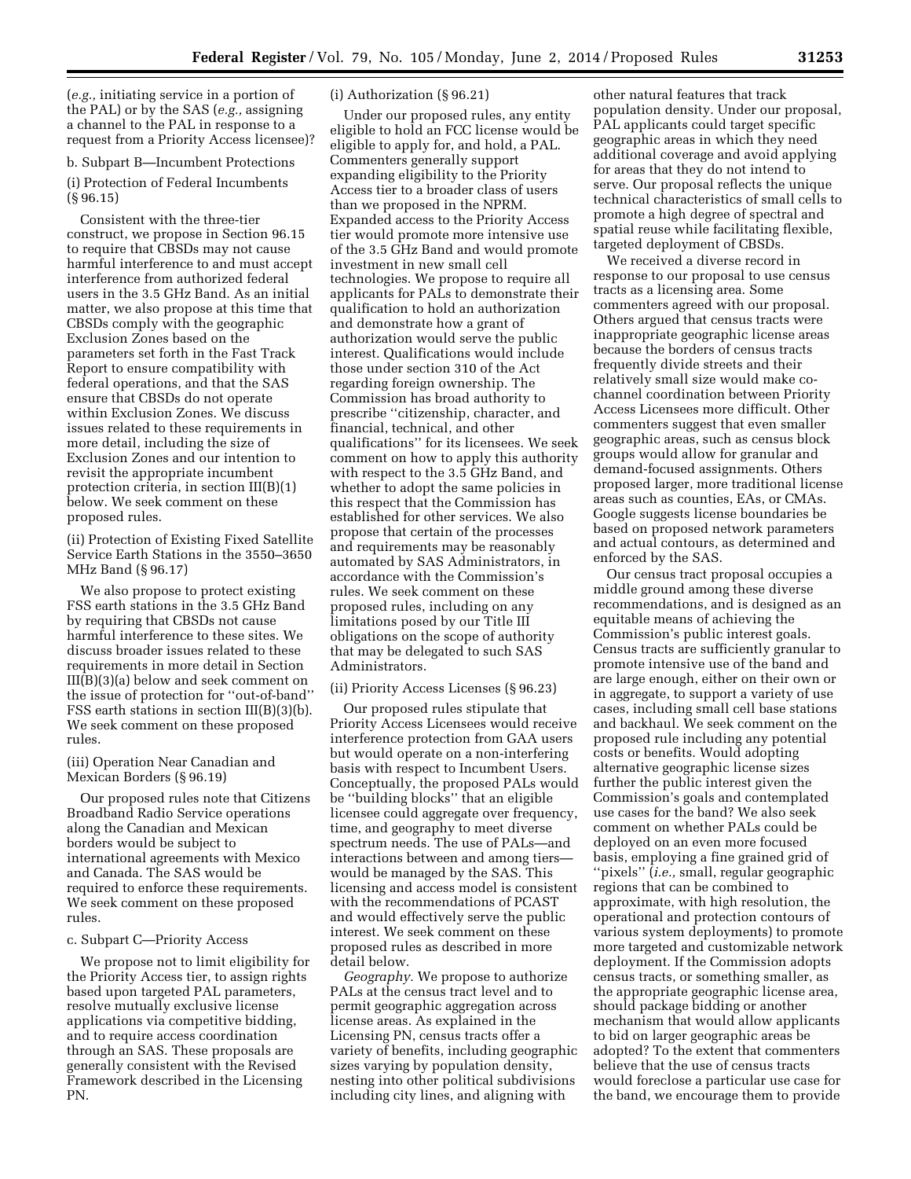(*e.g.,* initiating service in a portion of the PAL) or by the SAS (*e.g.,* assigning a channel to the PAL in response to a request from a Priority Access licensee)?

b. Subpart B—Incumbent Protections

(i) Protection of Federal Incumbents (§ 96.15)

Consistent with the three-tier construct, we propose in Section 96.15 to require that CBSDs may not cause harmful interference to and must accept interference from authorized federal users in the 3.5 GHz Band. As an initial matter, we also propose at this time that CBSDs comply with the geographic Exclusion Zones based on the parameters set forth in the Fast Track Report to ensure compatibility with federal operations, and that the SAS ensure that CBSDs do not operate within Exclusion Zones. We discuss issues related to these requirements in more detail, including the size of Exclusion Zones and our intention to revisit the appropriate incumbent protection criteria, in section III(B)(1) below. We seek comment on these proposed rules.

(ii) Protection of Existing Fixed Satellite Service Earth Stations in the 3550–3650 MHz Band (§ 96.17)

We also propose to protect existing FSS earth stations in the 3.5 GHz Band by requiring that CBSDs not cause harmful interference to these sites. We discuss broader issues related to these requirements in more detail in Section III(B)(3)(a) below and seek comment on the issue of protection for ''out-of-band'' FSS earth stations in section III(B)(3)(b). We seek comment on these proposed rules.

(iii) Operation Near Canadian and Mexican Borders (§ 96.19)

Our proposed rules note that Citizens Broadband Radio Service operations along the Canadian and Mexican borders would be subject to international agreements with Mexico and Canada. The SAS would be required to enforce these requirements. We seek comment on these proposed rules.

c. Subpart C—Priority Access

We propose not to limit eligibility for the Priority Access tier, to assign rights based upon targeted PAL parameters, resolve mutually exclusive license applications via competitive bidding, and to require access coordination through an SAS. These proposals are generally consistent with the Revised Framework described in the Licensing PN.

(i) Authorization (§ 96.21)

Under our proposed rules, any entity eligible to hold an FCC license would be eligible to apply for, and hold, a PAL. Commenters generally support expanding eligibility to the Priority Access tier to a broader class of users than we proposed in the NPRM. Expanded access to the Priority Access tier would promote more intensive use of the 3.5 GHz Band and would promote investment in new small cell technologies. We propose to require all applicants for PALs to demonstrate their qualification to hold an authorization and demonstrate how a grant of authorization would serve the public interest. Qualifications would include those under section 310 of the Act regarding foreign ownership. The Commission has broad authority to prescribe ''citizenship, character, and financial, technical, and other qualifications'' for its licensees. We seek comment on how to apply this authority with respect to the 3.5 GHz Band, and whether to adopt the same policies in this respect that the Commission has established for other services. We also propose that certain of the processes and requirements may be reasonably automated by SAS Administrators, in accordance with the Commission's rules. We seek comment on these proposed rules, including on any limitations posed by our Title III obligations on the scope of authority that may be delegated to such SAS Administrators.

(ii) Priority Access Licenses (§ 96.23)

Our proposed rules stipulate that Priority Access Licensees would receive interference protection from GAA users but would operate on a non-interfering basis with respect to Incumbent Users. Conceptually, the proposed PALs would be ''building blocks'' that an eligible licensee could aggregate over frequency, time, and geography to meet diverse spectrum needs. The use of PALs—and interactions between and among tiers—would be managed by the SAS. This licensing and access model is consistent with the recommendations of PCAST and would effectively serve the public interest. We seek comment on these proposed rules as described in more detail below.

*Geography.* We propose to authorize PALs at the census tract level and to permit geographic aggregation across license areas. As explained in the Licensing PN, census tracts offer a variety of benefits, including geographic sizes varying by population density, nesting into other political subdivisions including city lines, and aligning with other natural features that track population density. Under our proposal, PAL applicants could target specific geographic areas in which they need additional coverage and avoid applying for areas that they do not intend to serve. Our proposal reflects the unique technical characteristics of small cells to promote a high degree of spectral and spatial reuse while facilitating flexible, targeted deployment of CBSDs.

We received a diverse record in response to our proposal to use census tracts as a licensing area. Some commenters agreed with our proposal. Others argued that census tracts were inappropriate geographic license areas because the borders of census tracts frequently divide streets and their relatively small size would make co-channel coordination between Priority Access Licensees more difficult. Other commenters suggest that even smaller geographic areas, such as census block groups would allow for granular and demand-focused assignments. Others proposed larger, more traditional license areas such as counties, EAs, or CMAs. Google suggests license boundaries be based on proposed network parameters and actual contours, as determined and enforced by the SAS.

Our census tract proposal occupies a middle ground among these diverse recommendations, and is designed as an equitable means of achieving the Commission's public interest goals. Census tracts are sufficiently granular to promote intensive use of the band and are large enough, either on their own or in aggregate, to support a variety of use cases, including small cell base stations and backhaul. We seek comment on the proposed rule including any potential costs or benefits. Would adopting alternative geographic license sizes further the public interest given the Commission's goals and contemplated use cases for the band? We also seek comment on whether PALs could be deployed on an even more focused basis, employing a fine grained grid of ''pixels'' (*i.e.,* small, regular geographic regions that can be combined to approximate, with high resolution, the operational and protection contours of various system deployments) to promote more targeted and customizable network deployment. If the Commission adopts census tracts, or something smaller, as the appropriate geographic license area, should package bidding or another mechanism that would allow applicants to bid on larger geographic areas be adopted? To the extent that commenters believe that the use of census tracts would foreclose a particular use case for the band, we encourage them to provide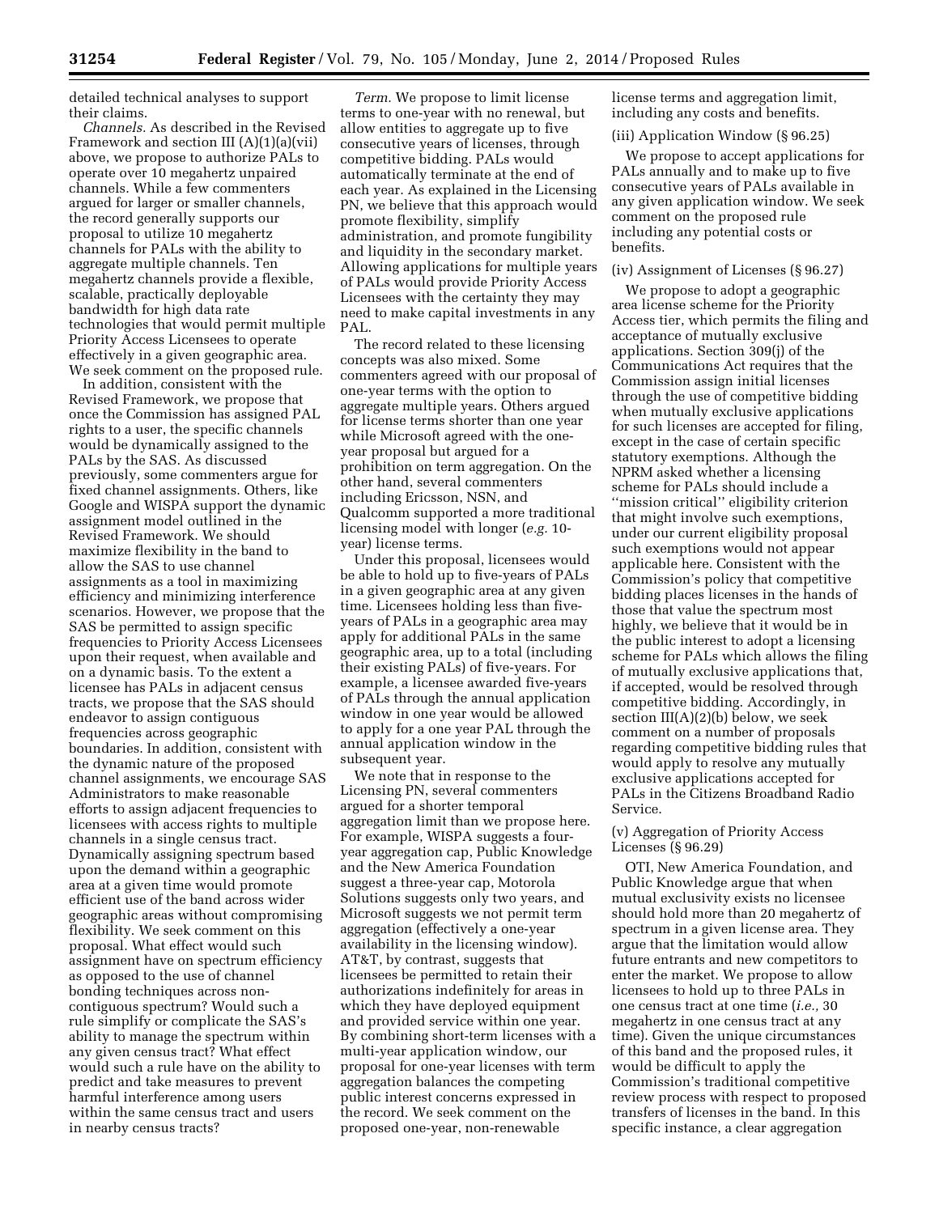detailed technical analyses to support their claims.

*Channels.* As described in the Revised Framework and section III (A)(1)(a)(vii) above, we propose to authorize PALs to operate over 10 megahertz unpaired channels. While a few commenters argued for larger or smaller channels, the record generally supports our proposal to utilize 10 megahertz channels for PALs with the ability to aggregate multiple channels. Ten megahertz channels provide a flexible, scalable, practically deployable bandwidth for high data rate technologies that would permit multiple Priority Access Licensees to operate effectively in a given geographic area. We seek comment on the proposed rule.

In addition, consistent with the Revised Framework, we propose that once the Commission has assigned PAL rights to a user, the specific channels would be dynamically assigned to the PALs by the SAS. As discussed previously, some commenters argue for fixed channel assignments. Others, like Google and WISPA support the dynamic assignment model outlined in the Revised Framework. We should maximize flexibility in the band to allow the SAS to use channel assignments as a tool in maximizing efficiency and minimizing interference scenarios. However, we propose that the SAS be permitted to assign specific frequencies to Priority Access Licensees upon their request, when available and on a dynamic basis. To the extent a licensee has PALs in adjacent census tracts, we propose that the SAS should endeavor to assign contiguous frequencies across geographic boundaries. In addition, consistent with the dynamic nature of the proposed channel assignments, we encourage SAS Administrators to make reasonable efforts to assign adjacent frequencies to licensees with access rights to multiple channels in a single census tract. Dynamically assigning spectrum based upon the demand within a geographic area at a given time would promote efficient use of the band across wider geographic areas without compromising flexibility. We seek comment on this proposal. What effect would such assignment have on spectrum efficiency as opposed to the use of channel bonding techniques across non-contiguous spectrum? Would such a rule simplify or complicate the SAS's ability to manage the spectrum within any given census tract? What effect would such a rule have on the ability to predict and take measures to prevent harmful interference among users within the same census tract and users in nearby census tracts?

*Term.* We propose to limit license terms to one-year with no renewal, but allow entities to aggregate up to five consecutive years of licenses, through competitive bidding. PALs would automatically terminate at the end of each year. As explained in the Licensing PN, we believe that this approach would promote flexibility, simplify administration, and promote fungibility and liquidity in the secondary market. Allowing applications for multiple years of PALs would provide Priority Access Licensees with the certainty they may need to make capital investments in any PAL.

The record related to these licensing concepts was also mixed. Some commenters agreed with our proposal of one-year terms with the option to aggregate multiple years. Others argued for license terms shorter than one year while Microsoft agreed with the one-year proposal but argued for a prohibition on term aggregation. On the other hand, several commenters including Ericsson, NSN, and Qualcomm supported a more traditional licensing model with longer (*e.g.* 10-year) license terms.

Under this proposal, licensees would be able to hold up to five-years of PALs in a given geographic area at any given time. Licensees holding less than five-years of PALs in a geographic area may apply for additional PALs in the same geographic area, up to a total (including their existing PALs) of five-years. For example, a licensee awarded five-years of PALs through the annual application window in one year would be allowed to apply for a one year PAL through the annual application window in the subsequent year.

We note that in response to the Licensing PN, several commenters argued for a shorter temporal aggregation limit than we propose here. For example, WISPA suggests a four-year aggregation cap, Public Knowledge and the New America Foundation suggest a three-year cap, Motorola Solutions suggests only two years, and Microsoft suggests we not permit term aggregation (effectively a one-year availability in the licensing window). AT&T, by contrast, suggests that licensees be permitted to retain their authorizations indefinitely for areas in which they have deployed equipment and provided service within one year. By combining short-term licenses with a multi-year application window, our proposal for one-year licenses with term aggregation balances the competing public interest concerns expressed in the record. We seek comment on the proposed one-year, non-renewable license terms and aggregation limit, including any costs and benefits.

(iii) Application Window (§ 96.25)

We propose to accept applications for PALs annually and to make up to five consecutive years of PALs available in any given application window. We seek comment on the proposed rule including any potential costs or benefits.

(iv) Assignment of Licenses (§ 96.27)

We propose to adopt a geographic area license scheme for the Priority Access tier, which permits the filing and acceptance of mutually exclusive applications. Section 309(j) of the Communications Act requires that the Commission assign initial licenses through the use of competitive bidding when mutually exclusive applications for such licenses are accepted for filing, except in the case of certain specific statutory exemptions. Although the NPRM asked whether a licensing scheme for PALs should include a "mission critical" eligibility criterion that might involve such exemptions, under our current eligibility proposal such exemptions would not appear applicable here. Consistent with the Commission's policy that competitive bidding places licenses in the hands of those that value the spectrum most highly, we believe that it would be in the public interest to adopt a licensing scheme for PALs which allows the filing of mutually exclusive applications that, if accepted, would be resolved through competitive bidding. Accordingly, in section III(A)(2)(b) below, we seek comment on a number of proposals regarding competitive bidding rules that would apply to resolve any mutually exclusive applications accepted for PALs in the Citizens Broadband Radio Service.

(v) Aggregation of Priority Access Licenses (§ 96.29)

OTI, New America Foundation, and Public Knowledge argue that when mutual exclusivity exists no licensee should hold more than 20 megahertz of spectrum in a given license area. They argue that the limitation would allow future entrants and new competitors to enter the market. We propose to allow licensees to hold up to three PALs in one census tract at one time (*i.e.,* 30 megahertz in one census tract at any time). Given the unique circumstances of this band and the proposed rules, it would be difficult to apply the Commission's traditional competitive review process with respect to proposed transfers of licenses in the band. In this specific instance, a clear aggregation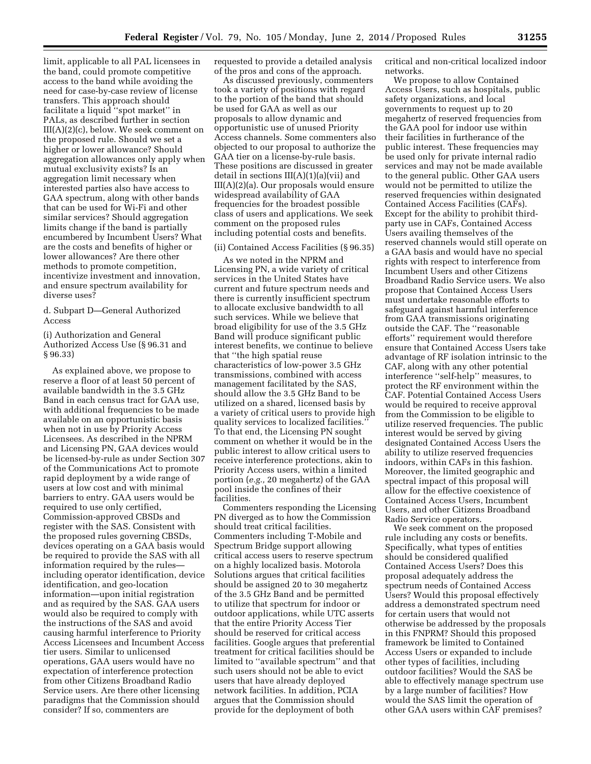limit, applicable to all PAL licensees in the band, could promote competitive access to the band while avoiding the need for case-by-case review of license transfers. This approach should facilitate a liquid "spot market" in PALs, as described further in section III(A)(2)(c), below. We seek comment on the proposed rule. Should we set a higher or lower allowance? Should aggregation allowances only apply when mutual exclusivity exists? Is an aggregation limit necessary when interested parties also have access to GAA spectrum, along with other bands that can be used for Wi-Fi and other similar services? Should aggregation limits change if the band is partially encumbered by Incumbent Users? What are the costs and benefits of higher or lower allowances? Are there other methods to promote competition, incentivize investment and innovation, and ensure spectrum availability for diverse uses?

d. Subpart D—General Authorized Access

(i) Authorization and General Authorized Access Use (§ 96.31 and § 96.33)

As explained above, we propose to reserve a floor of at least 50 percent of available bandwidth in the 3.5 GHz Band in each census tract for GAA use, with additional frequencies to be made available on an opportunistic basis when not in use by Priority Access Licensees. As described in the NPRM and Licensing PN, GAA devices would be licensed-by-rule as under Section 307 of the Communications Act to promote rapid deployment by a wide range of users at low cost and with minimal barriers to entry. GAA users would be required to use only certified, Commission-approved CBSDs and register with the SAS. Consistent with the proposed rules governing CBSDs, devices operating on a GAA basis would be required to provide the SAS with all information required by the rules—including operator identification, device identification, and geo-location information—upon initial registration and as required by the SAS. GAA users would also be required to comply with the instructions of the SAS and avoid causing harmful interference to Priority Access Licensees and Incumbent Access tier users. Similar to unlicensed operations, GAA users would have no expectation of interference protection from other Citizens Broadband Radio Service users. Are there other licensing paradigms that the Commission should consider? If so, commenters are requested to provide a detailed analysis of the pros and cons of the approach.

As discussed previously, commenters took a variety of positions with regard to the portion of the band that should be used for GAA as well as our proposals to allow dynamic and opportunistic use of unused Priority Access channels. Some commenters also objected to our proposal to authorize the GAA tier on a license-by-rule basis. These positions are discussed in greater detail in sections III(A)(1)(a)(vii) and III(A)(2)(a). Our proposals would ensure widespread availability of GAA frequencies for the broadest possible class of users and applications. We seek comment on the proposed rules including potential costs and benefits.

(ii) Contained Access Facilities (§ 96.35)

As we noted in the NPRM and Licensing PN, a wide variety of critical services in the United States have current and future spectrum needs and there is currently insufficient spectrum to allocate exclusive bandwidth to all such services. While we believe that broad eligibility for use of the 3.5 GHz Band will produce significant public interest benefits, we continue to believe that "the high spatial reuse characteristics of low-power 3.5 GHz transmissions, combined with access management facilitated by the SAS, should allow the 3.5 GHz Band to be utilized on a shared, licensed basis by a variety of critical users to provide high quality services to localized facilities." To that end, the Licensing PN sought comment on whether it would be in the public interest to allow critical users to receive interference protections, akin to Priority Access users, within a limited portion (*e.g.,* 20 megahertz) of the GAA pool inside the confines of their facilities.

Commenters responding the Licensing PN diverged as to how the Commission should treat critical facilities. Commenters including T-Mobile and Spectrum Bridge support allowing critical access users to reserve spectrum on a highly localized basis. Motorola Solutions argues that critical facilities should be assigned 20 to 30 megahertz of the 3.5 GHz Band and be permitted to utilize that spectrum for indoor or outdoor applications, while UTC asserts that the entire Priority Access Tier should be reserved for critical access facilities. Google argues that preferential treatment for critical facilities should be limited to "available spectrum" and that such users should not be able to evict users that have already deployed network facilities. In addition, PCIA argues that the Commission should provide for the deployment of both critical and non-critical localized indoor networks.

We propose to allow Contained Access Users, such as hospitals, public safety organizations, and local governments to request up to 20 megahertz of reserved frequencies from the GAA pool for indoor use within their facilities in furtherance of the public interest. These frequencies may be used only for private internal radio services and may not be made available to the general public. Other GAA users would not be permitted to utilize the reserved frequencies within designated Contained Access Facilities (CAFs). Except for the ability to prohibit third-party use in CAFs, Contained Access Users availing themselves of the reserved channels would still operate on a GAA basis and would have no special rights with respect to interference from Incumbent Users and other Citizens Broadband Radio Service users. We also propose that Contained Access Users must undertake reasonable efforts to safeguard against harmful interference from GAA transmissions originating outside the CAF. The "reasonable efforts" requirement would therefore ensure that Contained Access Users take advantage of RF isolation intrinsic to the CAF, along with any other potential interference "self-help" measures, to protect the RF environment within the CAF. Potential Contained Access Users would be required to receive approval from the Commission to be eligible to utilize reserved frequencies. The public interest would be served by giving designated Contained Access Users the ability to utilize reserved frequencies indoors, within CAFs in this fashion. Moreover, the limited geographic and spectral impact of this proposal will allow for the effective coexistence of Contained Access Users, Incumbent Users, and other Citizens Broadband Radio Service operators.

We seek comment on the proposed rule including any costs or benefits. Specifically, what types of entities should be considered qualified Contained Access Users? Does this proposal adequately address the spectrum needs of Contained Access Users? Would this proposal effectively address a demonstrated spectrum need for certain users that would not otherwise be addressed by the proposals in this FNPRM? Should this proposed framework be limited to Contained Access Users or expanded to include other types of facilities, including outdoor facilities? Would the SAS be able to effectively manage spectrum use by a large number of facilities? How would the SAS limit the operation of other GAA users within CAF premises?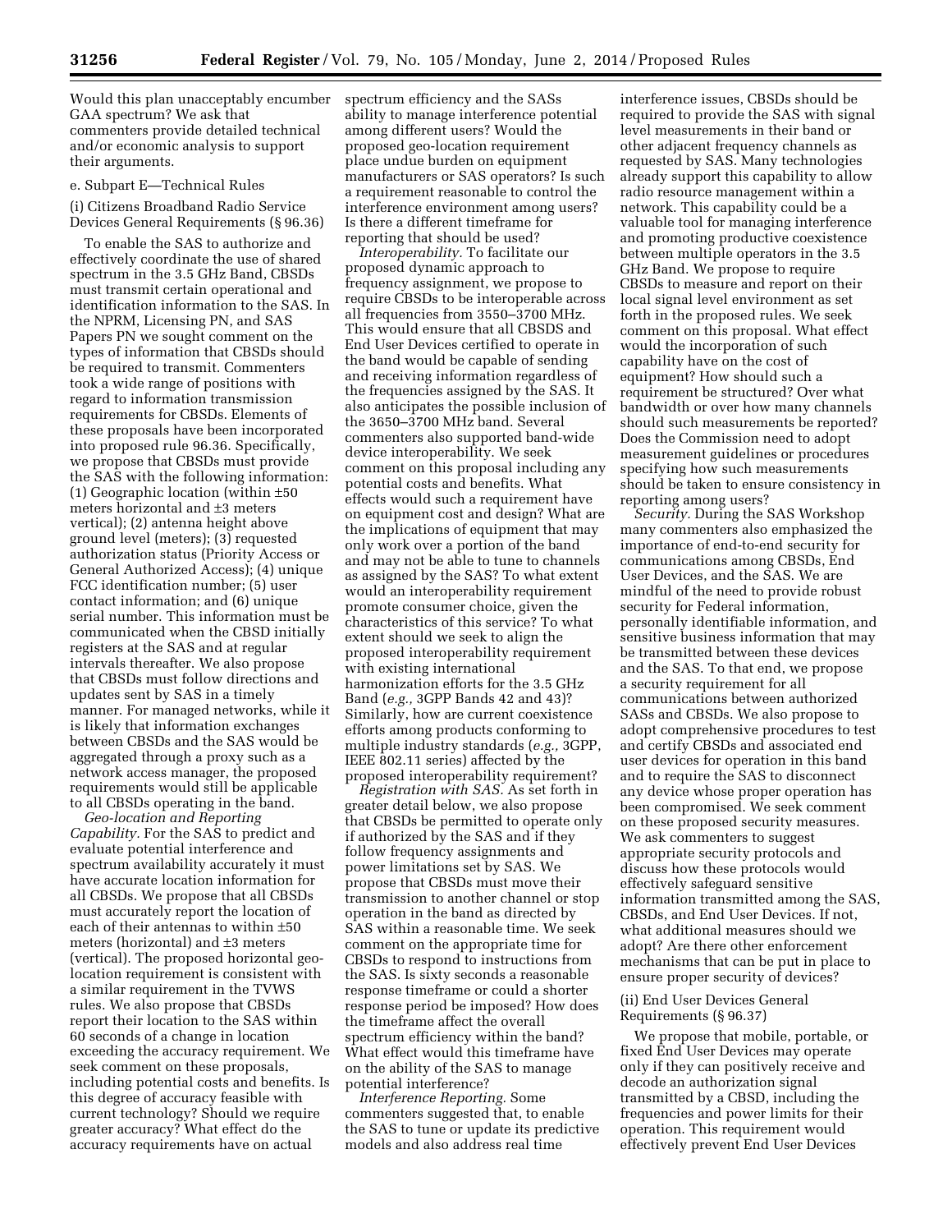Would this plan unacceptably encumber GAA spectrum? We ask that commenters provide detailed technical and/or economic analysis to support their arguments.

e. Subpart E—Technical Rules

(i) Citizens Broadband Radio Service Devices General Requirements (§ 96.36)

To enable the SAS to authorize and effectively coordinate the use of shared spectrum in the 3.5 GHz Band, CBSDs must transmit certain operational and identification information to the SAS. In the NPRM, Licensing PN, and SAS Papers PN we sought comment on the types of information that CBSDs should be required to transmit. Commenters took a wide range of positions with regard to information transmission requirements for CBSDs. Elements of these proposals have been incorporated into proposed rule 96.36. Specifically, we propose that CBSDs must provide the SAS with the following information: (1) Geographic location (within ±50 meters horizontal and ±3 meters vertical); (2) antenna height above ground level (meters); (3) requested authorization status (Priority Access or General Authorized Access); (4) unique FCC identification number; (5) user contact information; and (6) unique serial number. This information must be communicated when the CBSD initially registers at the SAS and at regular intervals thereafter. We also propose that CBSDs must follow directions and updates sent by SAS in a timely manner. For managed networks, while it is likely that information exchanges between CBSDs and the SAS would be aggregated through a proxy such as a network access manager, the proposed requirements would still be applicable to all CBSDs operating in the band.

*Geo-location and Reporting Capability.* For the SAS to predict and evaluate potential interference and spectrum availability accurately it must have accurate location information for all CBSDs. We propose that all CBSDs must accurately report the location of each of their antennas to within ±50 meters (horizontal) and ±3 meters (vertical). The proposed horizontal geo-location requirement is consistent with a similar requirement in the TVWS rules. We also propose that CBSDs report their location to the SAS within 60 seconds of a change in location exceeding the accuracy requirement. We seek comment on these proposals, including potential costs and benefits. Is this degree of accuracy feasible with current technology? Should we require greater accuracy? What effect do the accuracy requirements have on actual spectrum efficiency and the SASs ability to manage interference potential among different users? Would the proposed geo-location requirement place undue burden on equipment manufacturers or SAS operators? Is such a requirement reasonable to control the interference environment among users? Is there a different timeframe for reporting that should be used?

*Interoperability.* To facilitate our proposed dynamic approach to frequency assignment, we propose to require CBSDs to be interoperable across all frequencies from 3550–3700 MHz. This would ensure that all CBSDS and End User Devices certified to operate in the band would be capable of sending and receiving information regardless of the frequencies assigned by the SAS. It also anticipates the possible inclusion of the 3650–3700 MHz band. Several commenters also supported band-wide device interoperability. We seek comment on this proposal including any potential costs and benefits. What effects would such a requirement have on equipment cost and design? What are the implications of equipment that may only work over a portion of the band and may not be able to tune to channels as assigned by the SAS? To what extent would an interoperability requirement promote consumer choice, given the characteristics of this service? To what extent should we seek to align the proposed interoperability requirement with existing international harmonization efforts for the 3.5 GHz Band (*e.g.,* 3GPP Bands 42 and 43)? Similarly, how are current coexistence efforts among products conforming to multiple industry standards (*e.g.,* 3GPP, IEEE 802.11 series) affected by the proposed interoperability requirement?

*Registration with SAS.* As set forth in greater detail below, we also propose that CBSDs be permitted to operate only if authorized by the SAS and if they follow frequency assignments and power limitations set by SAS. We propose that CBSDs must move their transmission to another channel or stop operation in the band as directed by SAS within a reasonable time. We seek comment on the appropriate time for CBSDs to respond to instructions from the SAS. Is sixty seconds a reasonable response timeframe or could a shorter response period be imposed? How does the timeframe affect the overall spectrum efficiency within the band? What effect would this timeframe have on the ability of the SAS to manage potential interference?

*Interference Reporting.* Some commenters suggested that, to enable the SAS to tune or update its predictive models and also address real time interference issues, CBSDs should be required to provide the SAS with signal level measurements in their band or other adjacent frequency channels as requested by SAS. Many technologies already support this capability to allow radio resource management within a network. This capability could be a valuable tool for managing interference and promoting productive coexistence between multiple operators in the 3.5 GHz Band. We propose to require CBSDs to measure and report on their local signal level environment as set forth in the proposed rules. We seek comment on this proposal. What effect would the incorporation of such capability have on the cost of equipment? How should such a requirement be structured? Over what bandwidth or over how many channels should such measurements be reported? Does the Commission need to adopt measurement guidelines or procedures specifying how such measurements should be taken to ensure consistency in reporting among users?

*Security.* During the SAS Workshop many commenters also emphasized the importance of end-to-end security for communications among CBSDs, End User Devices, and the SAS. We are mindful of the need to provide robust security for Federal information, personally identifiable information, and sensitive business information that may be transmitted between these devices and the SAS. To that end, we propose a security requirement for all communications between authorized SASs and CBSDs. We also propose to adopt comprehensive procedures to test and certify CBSDs and associated end user devices for operation in this band and to require the SAS to disconnect any device whose proper operation has been compromised. We seek comment on these proposed security measures. We ask commenters to suggest appropriate security protocols and discuss how these protocols would effectively safeguard sensitive information transmitted among the SAS, CBSDs, and End User Devices. If not, what additional measures should we adopt? Are there other enforcement mechanisms that can be put in place to ensure proper security of devices?

(ii) End User Devices General Requirements (§ 96.37)

We propose that mobile, portable, or fixed End User Devices may operate only if they can positively receive and decode an authorization signal transmitted by a CBSD, including the frequencies and power limits for their operation. This requirement would effectively prevent End User Devices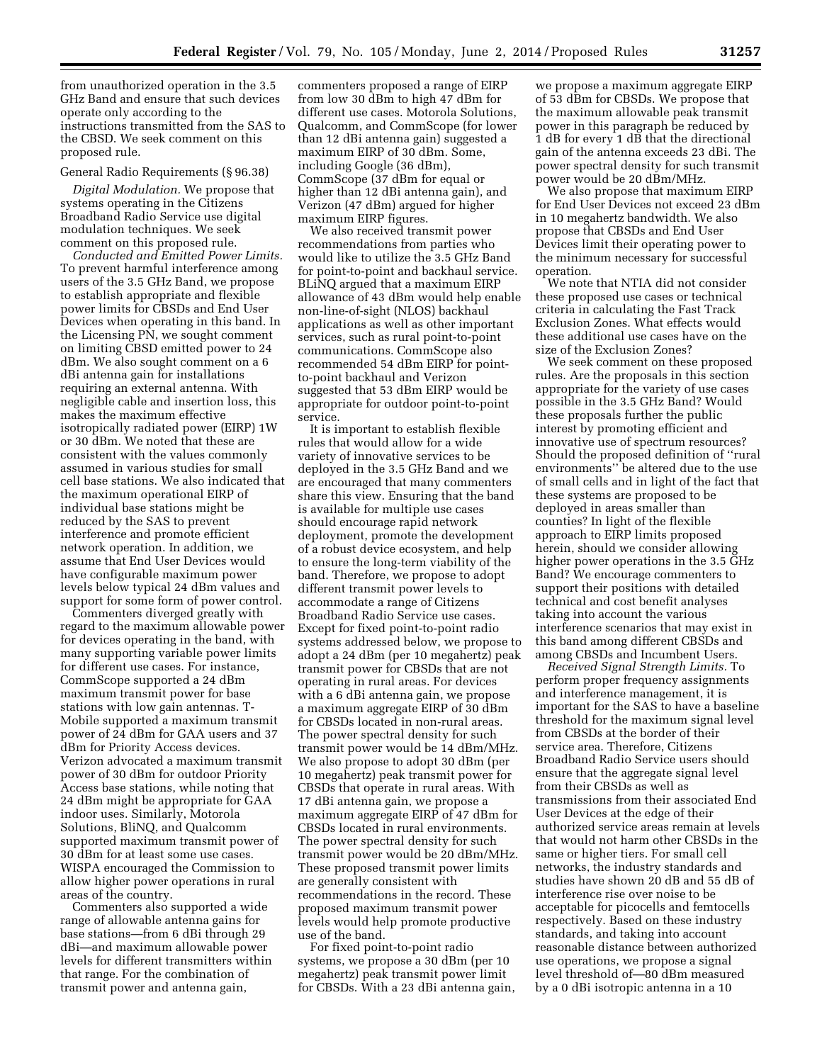from unauthorized operation in the 3.5 GHz Band and ensure that such devices operate only according to the instructions transmitted from the SAS to the CBSD. We seek comment on this proposed rule.

General Radio Requirements (§ 96.38)

*Digital Modulation.* We propose that systems operating in the Citizens Broadband Radio Service use digital modulation techniques. We seek comment on this proposed rule.

*Conducted and Emitted Power Limits.* To prevent harmful interference among users of the 3.5 GHz Band, we propose to establish appropriate and flexible power limits for CBSDs and End User Devices when operating in this band. In the Licensing PN, we sought comment on limiting CBSD emitted power to 24 dBm. We also sought comment on a 6 dBi antenna gain for installations requiring an external antenna. With negligible cable and insertion loss, this makes the maximum effective isotropically radiated power (EIRP) 1W or 30 dBm. We noted that these are consistent with the values commonly assumed in various studies for small cell base stations. We also indicated that the maximum operational EIRP of individual base stations might be reduced by the SAS to prevent interference and promote efficient network operation. In addition, we assume that End User Devices would have configurable maximum power levels below typical 24 dBm values and support for some form of power control.

Commenters diverged greatly with regard to the maximum allowable power for devices operating in the band, with many supporting variable power limits for different use cases. For instance, CommScope supported a 24 dBm maximum transmit power for base stations with low gain antennas. T-Mobile supported a maximum transmit power of 24 dBm for GAA users and 37 dBm for Priority Access devices. Verizon advocated a maximum transmit power of 30 dBm for outdoor Priority Access base stations, while noting that 24 dBm might be appropriate for GAA indoor uses. Similarly, Motorola Solutions, BliNQ, and Qualcomm supported maximum transmit power of 30 dBm for at least some use cases. WISPA encouraged the Commission to allow higher power operations in rural areas of the country.

Commenters also supported a wide range of allowable antenna gains for base stations—from 6 dBi through 29 dBi—and maximum allowable power levels for different transmitters within that range. For the combination of transmit power and antenna gain, commenters proposed a range of EIRP from low 30 dBm to high 47 dBm for different use cases. Motorola Solutions, Qualcomm, and CommScope (for lower than 12 dBi antenna gain) suggested a maximum EIRP of 30 dBm. Some, including Google (36 dBm), CommScope (37 dBm for equal or higher than 12 dBi antenna gain), and Verizon (47 dBm) argued for higher maximum EIRP figures.

We also received transmit power recommendations from parties who would like to utilize the 3.5 GHz Band for point-to-point and backhaul service. BLiNQ argued that a maximum EIRP allowance of 43 dBm would help enable non-line-of-sight (NLOS) backhaul applications as well as other important services, such as rural point-to-point communications. CommScope also recommended 54 dBm EIRP for point-to-point backhaul and Verizon suggested that 53 dBm EIRP would be appropriate for outdoor point-to-point service.

It is important to establish flexible rules that would allow for a wide variety of innovative services to be deployed in the 3.5 GHz Band and we are encouraged that many commenters share this view. Ensuring that the band is available for multiple use cases should encourage rapid network deployment, promote the development of a robust device ecosystem, and help to ensure the long-term viability of the band. Therefore, we propose to adopt different transmit power levels to accommodate a range of Citizens Broadband Radio Service use cases. Except for fixed point-to-point radio systems addressed below, we propose to adopt a 24 dBm (per 10 megahertz) peak transmit power for CBSDs that are not operating in rural areas. For devices with a 6 dBi antenna gain, we propose a maximum aggregate EIRP of 30 dBm for CBSDs located in non-rural areas. The power spectral density for such transmit power would be 14 dBm/MHz. We also propose to adopt 30 dBm (per 10 megahertz) peak transmit power for CBSDs that operate in rural areas. With 17 dBi antenna gain, we propose a maximum aggregate EIRP of 47 dBm for CBSDs located in rural environments. The power spectral density for such transmit power would be 20 dBm/MHz. These proposed transmit power limits are generally consistent with recommendations in the record. These proposed maximum transmit power levels would help promote productive use of the band.

For fixed point-to-point radio systems, we propose a 30 dBm (per 10 megahertz) peak transmit power limit for CBSDs. With a 23 dBi antenna gain, we propose a maximum aggregate EIRP of 53 dBm for CBSDs. We propose that the maximum allowable peak transmit power in this paragraph be reduced by 1 dB for every 1 dB that the directional gain of the antenna exceeds 23 dBi. The power spectral density for such transmit power would be 20 dBm/MHz.

We also propose that maximum EIRP for End User Devices not exceed 23 dBm in 10 megahertz bandwidth. We also propose that CBSDs and End User Devices limit their operating power to the minimum necessary for successful operation.

We note that NTIA did not consider these proposed use cases or technical criteria in calculating the Fast Track Exclusion Zones. What effects would these additional use cases have on the size of the Exclusion Zones?

We seek comment on these proposed rules. Are the proposals in this section appropriate for the variety of use cases possible in the 3.5 GHz Band? Would these proposals further the public interest by promoting efficient and innovative use of spectrum resources? Should the proposed definition of "rural environments" be altered due to the use of small cells and in light of the fact that these systems are proposed to be deployed in areas smaller than counties? In light of the flexible approach to EIRP limits proposed herein, should we consider allowing higher power operations in the 3.5 GHz Band? We encourage commenters to support their positions with detailed technical and cost benefit analyses taking into account the various interference scenarios that may exist in this band among different CBSDs and among CBSDs and Incumbent Users.

*Received Signal Strength Limits.* To perform proper frequency assignments and interference management, it is important for the SAS to have a baseline threshold for the maximum signal level from CBSDs at the border of their service area. Therefore, Citizens Broadband Radio Service users should ensure that the aggregate signal level from their CBSDs as well as transmissions from their associated End User Devices at the edge of their authorized service areas remain at levels that would not harm other CBSDs in the same or higher tiers. For small cell networks, the industry standards and studies have shown 20 dB and 55 dB of interference rise over noise to be acceptable for picocells and femtocells respectively. Based on these industry standards, and taking into account reasonable distance between authorized use operations, we propose a signal level threshold of—80 dBm measured by a 0 dBi isotropic antenna in a 10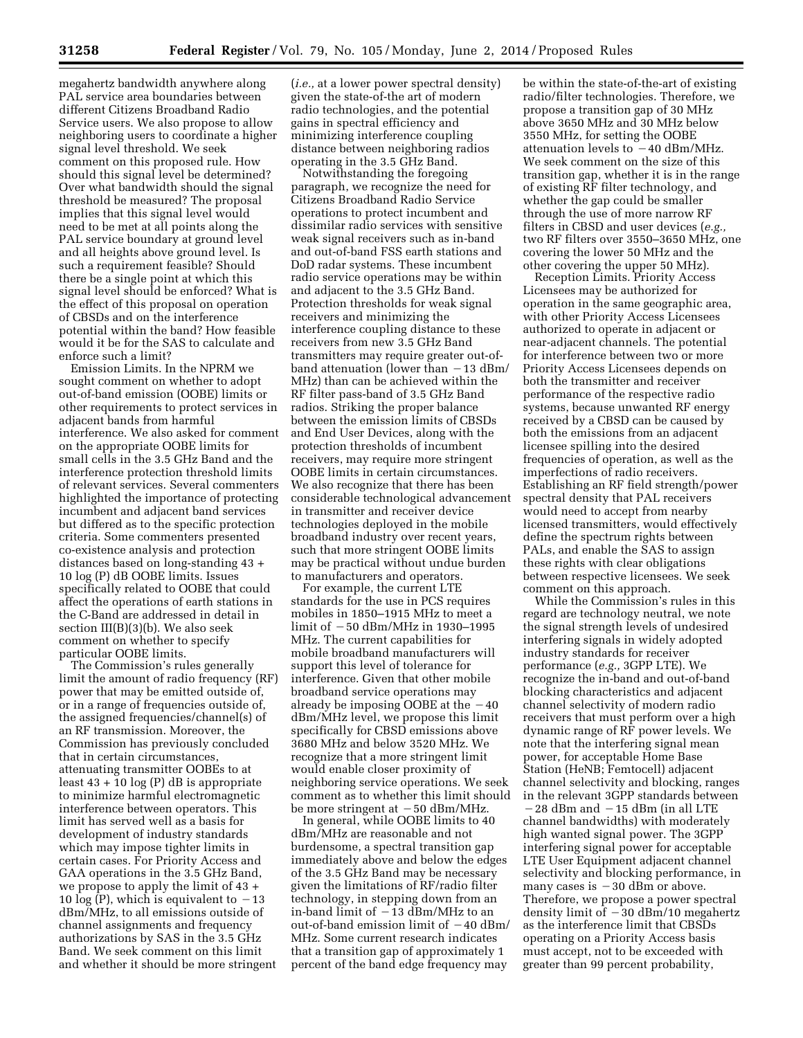megahertz bandwidth anywhere along PAL service area boundaries between different Citizens Broadband Radio Service users. We also propose to allow neighboring users to coordinate a higher signal level threshold. We seek comment on this proposed rule. How should this signal level be determined? Over what bandwidth should the signal threshold be measured? The proposal implies that this signal level would need to be met at all points along the PAL service boundary at ground level and all heights above ground level. Is such a requirement feasible? Should there be a single point at which this signal level should be enforced? What is the effect of this proposal on operation of CBSDs and on the interference potential within the band? How feasible would it be for the SAS to calculate and enforce such a limit?

Emission Limits. In the NPRM we sought comment on whether to adopt out-of-band emission (OOBE) limits or other requirements to protect services in adjacent bands from harmful interference. We also asked for comment on the appropriate OOBE limits for small cells in the 3.5 GHz Band and the interference protection threshold limits of relevant services. Several commenters highlighted the importance of protecting incumbent and adjacent band services but differed as to the specific protection criteria. Some commenters presented co-existence analysis and protection distances based on long-standing 43 + 10 log (P) dB OOBE limits. Issues specifically related to OOBE that could affect the operations of earth stations in the C-Band are addressed in detail in section III(B)(3)(b). We also seek comment on whether to specify particular OOBE limits.

The Commission's rules generally limit the amount of radio frequency (RF) power that may be emitted outside of, or in a range of frequencies outside of, the assigned frequencies/channel(s) of an RF transmission. Moreover, the Commission has previously concluded that in certain circumstances, attenuating transmitter OOBEs to at least 43 + 10 log (P) dB is appropriate to minimize harmful electromagnetic interference between operators. This limit has served well as a basis for development of industry standards which may impose tighter limits in certain cases. For Priority Access and GAA operations in the 3.5 GHz Band, we propose to apply the limit of 43 + 10 log (P), which is equivalent to −13 dBm/MHz, to all emissions outside of channel assignments and frequency authorizations by SAS in the 3.5 GHz Band. We seek comment on this limit and whether it should be more stringent (*i.e.,* at a lower power spectral density) given the state-of-the art of modern radio technologies, and the potential gains in spectral efficiency and minimizing interference coupling distance between neighboring radios operating in the 3.5 GHz Band.

Notwithstanding the foregoing paragraph, we recognize the need for Citizens Broadband Radio Service operations to protect incumbent and dissimilar radio services with sensitive weak signal receivers such as in-band and out-of-band FSS earth stations and DoD radar systems. These incumbent radio service operations may be within and adjacent to the 3.5 GHz Band. Protection thresholds for weak signal receivers and minimizing the interference coupling distance to these receivers from new 3.5 GHz Band transmitters may require greater out-of-band attenuation (lower than −13 dBm/MHz) than can be achieved within the RF filter pass-band of 3.5 GHz Band radios. Striking the proper balance between the emission limits of CBSDs and End User Devices, along with the protection thresholds of incumbent receivers, may require more stringent OOBE limits in certain circumstances. We also recognize that there has been considerable technological advancement in transmitter and receiver device technologies deployed in the mobile broadband industry over recent years, such that more stringent OOBE limits may be practical without undue burden to manufacturers and operators.

For example, the current LTE standards for the use in PCS requires mobiles in 1850–1915 MHz to meet a limit of −50 dBm/MHz in 1930–1995 MHz. The current capabilities for mobile broadband manufacturers will support this level of tolerance for interference. Given that other mobile broadband service operations may already be imposing OOBE at the −40 dBm/MHz level, we propose this limit specifically for CBSD emissions above 3680 MHz and below 3520 MHz. We recognize that a more stringent limit would enable closer proximity of neighboring service operations. We seek comment as to whether this limit should be more stringent at −50 dBm/MHz.

In general, while OOBE limits to 40 dBm/MHz are reasonable and not burdensome, a spectral transition gap immediately above and below the edges of the 3.5 GHz Band may be necessary given the limitations of RF/radio filter technology, in stepping down from an in-band limit of −13 dBm/MHz to an out-of-band emission limit of −40 dBm/MHz. Some current research indicates that a transition gap of approximately 1 percent of the band edge frequency may be within the state-of-the-art of existing radio/filter technologies. Therefore, we propose a transition gap of 30 MHz above 3650 MHz and 30 MHz below 3550 MHz, for setting the OOBE attenuation levels to −40 dBm/MHz. We seek comment on the size of this transition gap, whether it is in the range of existing RF filter technology, and whether the gap could be smaller through the use of more narrow RF filters in CBSD and user devices (*e.g.,* two RF filters over 3550–3650 MHz, one covering the lower 50 MHz and the other covering the upper 50 MHz).

Reception Limits. Priority Access Licensees may be authorized for operation in the same geographic area, with other Priority Access Licensees authorized to operate in adjacent or near-adjacent channels. The potential for interference between two or more Priority Access Licensees depends on both the transmitter and receiver performance of the respective radio systems, because unwanted RF energy received by a CBSD can be caused by both the emissions from an adjacent licensee spilling into the desired frequencies of operation, as well as the imperfections of radio receivers. Establishing an RF field strength/power spectral density that PAL receivers would need to accept from nearby licensed transmitters, would effectively define the spectrum rights between PALs, and enable the SAS to assign these rights with clear obligations between respective licensees. We seek comment on this approach.

While the Commission's rules in this regard are technology neutral, we note the signal strength levels of undesired interfering signals in widely adopted industry standards for receiver performance (*e.g.,* 3GPP LTE). We recognize the in-band and out-of-band blocking characteristics and adjacent channel selectivity of modern radio receivers that must perform over a high dynamic range of RF power levels. We note that the interfering signal mean power, for acceptable Home Base Station (HeNB; Femtocell) adjacent channel selectivity and blocking, ranges in the relevant 3GPP standards between −28 dBm and −15 dBm (in all LTE channel bandwidths) with moderately high wanted signal power. The 3GPP interfering signal power for acceptable LTE User Equipment adjacent channel selectivity and blocking performance, in many cases is −30 dBm or above. Therefore, we propose a power spectral density limit of −30 dBm/10 megahertz as the interference limit that CBSDs operating on a Priority Access basis must accept, not to be exceeded with greater than 99 percent probability,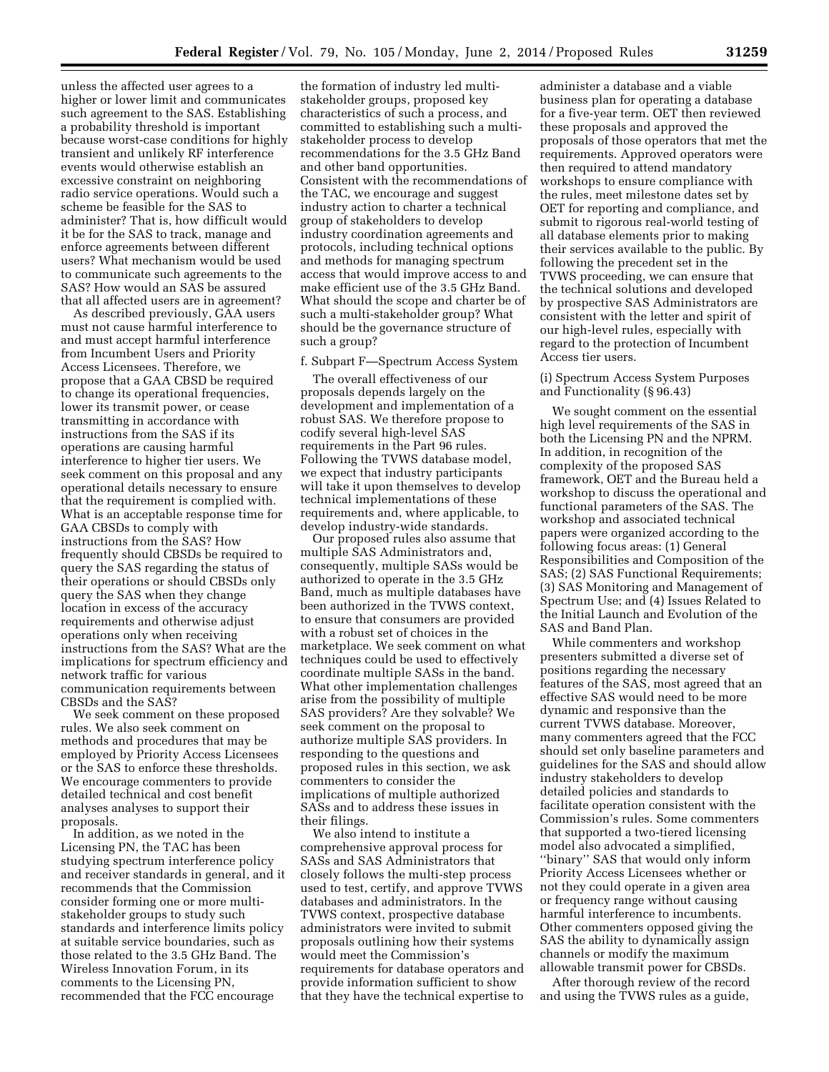unless the affected user agrees to a higher or lower limit and communicates such agreement to the SAS. Establishing a probability threshold is important because worst-case conditions for highly transient and unlikely RF interference events would otherwise establish an excessive constraint on neighboring radio service operations. Would such a scheme be feasible for the SAS to administer? That is, how difficult would it be for the SAS to track, manage and enforce agreements between different users? What mechanism would be used to communicate such agreements to the SAS? How would an SAS be assured that all affected users are in agreement?

As described previously, GAA users must not cause harmful interference to and must accept harmful interference from Incumbent Users and Priority Access Licensees. Therefore, we propose that a GAA CBSD be required to change its operational frequencies, lower its transmit power, or cease transmitting in accordance with instructions from the SAS if its operations are causing harmful interference to higher tier users. We seek comment on this proposal and any operational details necessary to ensure that the requirement is complied with. What is an acceptable response time for GAA CBSDs to comply with instructions from the SAS? How frequently should CBSDs be required to query the SAS regarding the status of their operations or should CBSDs only query the SAS when they change location in excess of the accuracy requirements and otherwise adjust operations only when receiving instructions from the SAS? What are the implications for spectrum efficiency and network traffic for various communication requirements between CBSDs and the SAS?

We seek comment on these proposed rules. We also seek comment on methods and procedures that may be employed by Priority Access Licensees or the SAS to enforce these thresholds. We encourage commenters to provide detailed technical and cost benefit analyses analyses to support their proposals.

In addition, as we noted in the Licensing PN, the TAC has been studying spectrum interference policy and receiver standards in general, and it recommends that the Commission consider forming one or more multi-stakeholder groups to study such standards and interference limits policy at suitable service boundaries, such as those related to the 3.5 GHz Band. The Wireless Innovation Forum, in its comments to the Licensing PN, recommended that the FCC encourage the formation of industry led multi-stakeholder groups, proposed key characteristics of such a process, and committed to establishing such a multi-stakeholder process to develop recommendations for the 3.5 GHz Band and other band opportunities. Consistent with the recommendations of the TAC, we encourage and suggest industry action to charter a technical group of stakeholders to develop industry coordination agreements and protocols, including technical options and methods for managing spectrum access that would improve access to and make efficient use of the 3.5 GHz Band. What should the scope and charter be of such a multi-stakeholder group? What should be the governance structure of such a group?

f. Subpart F—Spectrum Access System

The overall effectiveness of our proposals depends largely on the development and implementation of a robust SAS. We therefore propose to codify several high-level SAS requirements in the Part 96 rules. Following the TVWS database model, we expect that industry participants will take it upon themselves to develop technical implementations of these requirements and, where applicable, to develop industry-wide standards.

Our proposed rules also assume that multiple SAS Administrators and, consequently, multiple SASs would be authorized to operate in the 3.5 GHz Band, much as multiple databases have been authorized in the TVWS context, to ensure that consumers are provided with a robust set of choices in the marketplace. We seek comment on what techniques could be used to effectively coordinate multiple SASs in the band. What other implementation challenges arise from the possibility of multiple SAS providers? Are they solvable? We seek comment on the proposal to authorize multiple SAS providers. In responding to the questions and proposed rules in this section, we ask commenters to consider the implications of multiple authorized SASs and to address these issues in their filings.

We also intend to institute a comprehensive approval process for SASs and SAS Administrators that closely follows the multi-step process used to test, certify, and approve TVWS databases and administrators. In the TVWS context, prospective database administrators were invited to submit proposals outlining how their systems would meet the Commission's requirements for database operators and provide information sufficient to show that they have the technical expertise to administer a database and a viable business plan for operating a database for a five-year term. OET then reviewed these proposals and approved the proposals of those operators that met the requirements. Approved operators were then required to attend mandatory workshops to ensure compliance with the rules, meet milestone dates set by OET for reporting and compliance, and submit to rigorous real-world testing of all database elements prior to making their services available to the public. By following the precedent set in the TVWS proceeding, we can ensure that the technical solutions and developed by prospective SAS Administrators are consistent with the letter and spirit of our high-level rules, especially with regard to the protection of Incumbent Access tier users.

(i) Spectrum Access System Purposes and Functionality (§ 96.43)

We sought comment on the essential high level requirements of the SAS in both the Licensing PN and the NPRM. In addition, in recognition of the complexity of the proposed SAS framework, OET and the Bureau held a workshop to discuss the operational and functional parameters of the SAS. The workshop and associated technical papers were organized according to the following focus areas: (1) General Responsibilities and Composition of the SAS; (2) SAS Functional Requirements; (3) SAS Monitoring and Management of Spectrum Use; and (4) Issues Related to the Initial Launch and Evolution of the SAS and Band Plan.

While commenters and workshop presenters submitted a diverse set of positions regarding the necessary features of the SAS, most agreed that an effective SAS would need to be more dynamic and responsive than the current TVWS database. Moreover, many commenters agreed that the FCC should set only baseline parameters and guidelines for the SAS and should allow industry stakeholders to develop detailed policies and standards to facilitate operation consistent with the Commission's rules. Some commenters that supported a two-tiered licensing model also advocated a simplified, "binary" SAS that would only inform Priority Access Licensees whether or not they could operate in a given area or frequency range without causing harmful interference to incumbents. Other commenters opposed giving the SAS the ability to dynamically assign channels or modify the maximum allowable transmit power for CBSDs.

After thorough review of the record and using the TVWS rules as a guide,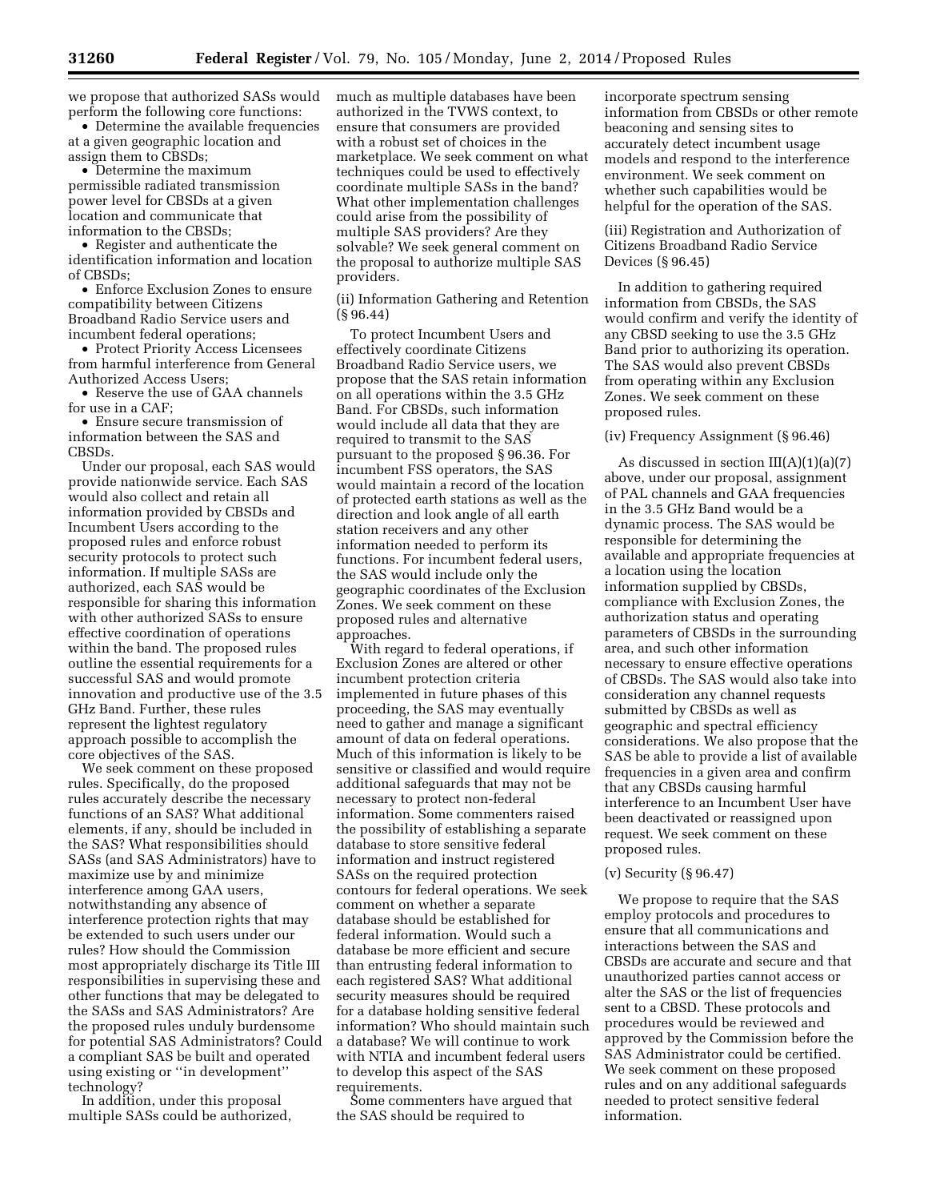we propose that authorized SASs would perform the following core functions:

- Determine the available frequencies at a given geographic location and assign them to CBSDs;
- Determine the maximum permissible radiated transmission power level for CBSDs at a given location and communicate that information to the CBSDs;
- Register and authenticate the identification information and location of CBSDs;
- Enforce Exclusion Zones to ensure compatibility between Citizens Broadband Radio Service users and incumbent federal operations;
- Protect Priority Access Licensees from harmful interference from General Authorized Access Users;
- Reserve the use of GAA channels for use in a CAF;
- Ensure secure transmission of information between the SAS and CBSDs.

Under our proposal, each SAS would provide nationwide service. Each SAS would also collect and retain all information provided by CBSDs and Incumbent Users according to the proposed rules and enforce robust security protocols to protect such information. If multiple SASs are authorized, each SAS would be responsible for sharing this information with other authorized SASs to ensure effective coordination of operations within the band. The proposed rules outline the essential requirements for a successful SAS and would promote innovation and productive use of the 3.5 GHz Band. Further, these rules represent the lightest regulatory approach possible to accomplish the core objectives of the SAS.

We seek comment on these proposed rules. Specifically, do the proposed rules accurately describe the necessary functions of an SAS? What additional elements, if any, should be included in the SAS? What responsibilities should SASs (and SAS Administrators) have to maximize use by and minimize interference among GAA users, notwithstanding any absence of interference protection rights that may be extended to such users under our rules? How should the Commission most appropriately discharge its Title III responsibilities in supervising these and other functions that may be delegated to the SASs and SAS Administrators? Are the proposed rules unduly burdensome for potential SAS Administrators? Could a compliant SAS be built and operated using existing or ''in development'' technology?

In addition, under this proposal multiple SASs could be authorized, much as multiple databases have been authorized in the TVWS context, to ensure that consumers are provided with a robust set of choices in the marketplace. We seek comment on what techniques could be used to effectively coordinate multiple SASs in the band? What other implementation challenges could arise from the possibility of multiple SAS providers? Are they solvable? We seek general comment on the proposal to authorize multiple SAS providers.

(ii) Information Gathering and Retention (§ 96.44)

To protect Incumbent Users and effectively coordinate Citizens Broadband Radio Service users, we propose that the SAS retain information on all operations within the 3.5 GHz Band. For CBSDs, such information would include all data that they are required to transmit to the SAS pursuant to the proposed § 96.36. For incumbent FSS operators, the SAS would maintain a record of the location of protected earth stations as well as the direction and look angle of all earth station receivers and any other information needed to perform its functions. For incumbent federal users, the SAS would include only the geographic coordinates of the Exclusion Zones. We seek comment on these proposed rules and alternative approaches.

With regard to federal operations, if Exclusion Zones are altered or other incumbent protection criteria implemented in future phases of this proceeding, the SAS may eventually need to gather and manage a significant amount of data on federal operations. Much of this information is likely to be sensitive or classified and would require additional safeguards that may not be necessary to protect non-federal information. Some commenters raised the possibility of establishing a separate database to store sensitive federal information and instruct registered SASs on the required protection contours for federal operations. We seek comment on whether a separate database should be established for federal information. Would such a database be more efficient and secure than entrusting federal information to each registered SAS? What additional security measures should be required for a database holding sensitive federal information? Who should maintain such a database? We will continue to work with NTIA and incumbent federal users to develop this aspect of the SAS requirements.

Some commenters have argued that the SAS should be required to incorporate spectrum sensing information from CBSDs or other remote beaconing and sensing sites to accurately detect incumbent usage models and respond to the interference environment. We seek comment on whether such capabilities would be helpful for the operation of the SAS.

(iii) Registration and Authorization of Citizens Broadband Radio Service Devices (§ 96.45)

In addition to gathering required information from CBSDs, the SAS would confirm and verify the identity of any CBSD seeking to use the 3.5 GHz Band prior to authorizing its operation. The SAS would also prevent CBSDs from operating within any Exclusion Zones. We seek comment on these proposed rules.

(iv) Frequency Assignment (§ 96.46)

As discussed in section III(A)(1)(a)(7) above, under our proposal, assignment of PAL channels and GAA frequencies in the 3.5 GHz Band would be a dynamic process. The SAS would be responsible for determining the available and appropriate frequencies at a location using the location information supplied by CBSDs, compliance with Exclusion Zones, the authorization status and operating parameters of CBSDs in the surrounding area, and such other information necessary to ensure effective operations of CBSDs. The SAS would also take into consideration any channel requests submitted by CBSDs as well as geographic and spectral efficiency considerations. We also propose that the SAS be able to provide a list of available frequencies in a given area and confirm that any CBSDs causing harmful interference to an Incumbent User have been deactivated or reassigned upon request. We seek comment on these proposed rules.

(v) Security (§ 96.47)

We propose to require that the SAS employ protocols and procedures to ensure that all communications and interactions between the SAS and CBSDs are accurate and secure and that unauthorized parties cannot access or alter the SAS or the list of frequencies sent to a CBSD. These protocols and procedures would be reviewed and approved by the Commission before the SAS Administrator could be certified. We seek comment on these proposed rules and on any additional safeguards needed to protect sensitive federal information.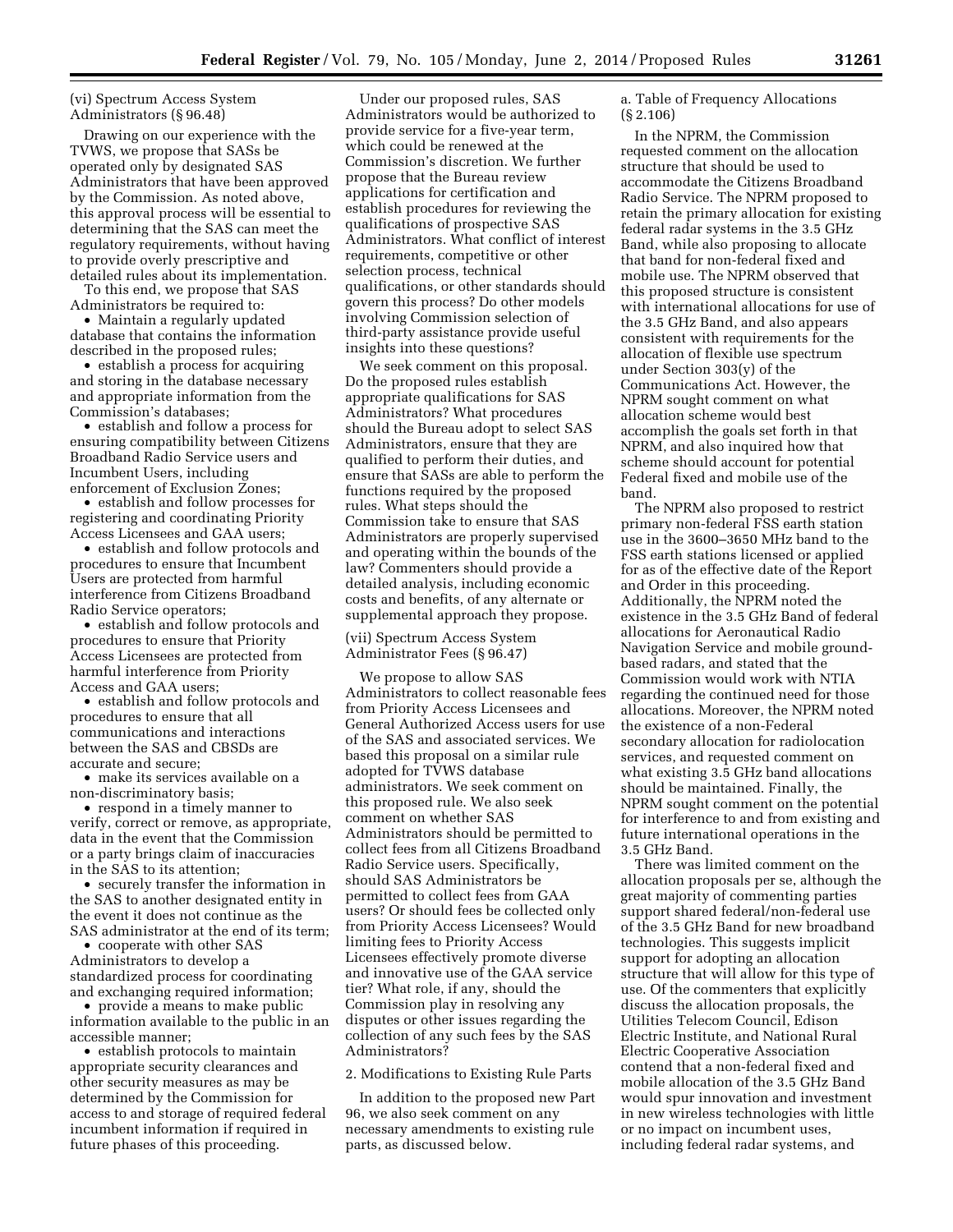(vi) Spectrum Access System Administrators (§ 96.48)

Drawing on our experience with the TVWS, we propose that SASs be operated only by designated SAS Administrators that have been approved by the Commission. As noted above, this approval process will be essential to determining that the SAS can meet the regulatory requirements, without having to provide overly prescriptive and detailed rules about its implementation.

To this end, we propose that SAS Administrators be required to:

- Maintain a regularly updated database that contains the information described in the proposed rules;
- establish a process for acquiring and storing in the database necessary and appropriate information from the Commission's databases;
- establish and follow a process for ensuring compatibility between Citizens Broadband Radio Service users and Incumbent Users, including enforcement of Exclusion Zones;
- establish and follow processes for registering and coordinating Priority Access Licensees and GAA users;
- establish and follow protocols and procedures to ensure that Incumbent Users are protected from harmful interference from Citizens Broadband Radio Service operators;
- establish and follow protocols and procedures to ensure that Priority Access Licensees are protected from harmful interference from Priority Access and GAA users;
- establish and follow protocols and procedures to ensure that all communications and interactions between the SAS and CBSDs are accurate and secure;
- make its services available on a non-discriminatory basis;
- respond in a timely manner to verify, correct or remove, as appropriate, data in the event that the Commission or a party brings claim of inaccuracies in the SAS to its attention;
- securely transfer the information in the SAS to another designated entity in the event it does not continue as the SAS administrator at the end of its term;
- cooperate with other SAS Administrators to develop a standardized process for coordinating and exchanging required information;
- provide a means to make public information available to the public in an accessible manner;
- establish protocols to maintain appropriate security clearances and other security measures as may be determined by the Commission for access to and storage of required federal incumbent information if required in future phases of this proceeding.

Under our proposed rules, SAS Administrators would be authorized to provide service for a five-year term, which could be renewed at the Commission's discretion. We further propose that the Bureau review applications for certification and establish procedures for reviewing the qualifications of prospective SAS Administrators. What conflict of interest requirements, competitive or other selection process, technical qualifications, or other standards should govern this process? Do other models involving Commission selection of third-party assistance provide useful insights into these questions?

We seek comment on this proposal. Do the proposed rules establish appropriate qualifications for SAS Administrators? What procedures should the Bureau adopt to select SAS Administrators, ensure that they are qualified to perform their duties, and ensure that SASs are able to perform the functions required by the proposed rules. What steps should the Commission take to ensure that SAS Administrators are properly supervised and operating within the bounds of the law? Commenters should provide a detailed analysis, including economic costs and benefits, of any alternate or supplemental approach they propose.

(vii) Spectrum Access System Administrator Fees (§ 96.47)

We propose to allow SAS Administrators to collect reasonable fees from Priority Access Licensees and General Authorized Access users for use of the SAS and associated services. We based this proposal on a similar rule adopted for TVWS database administrators. We seek comment on this proposed rule. We also seek comment on whether SAS Administrators should be permitted to collect fees from all Citizens Broadband Radio Service users. Specifically, should SAS Administrators be permitted to collect fees from GAA users? Or should fees be collected only from Priority Access Licensees? Would limiting fees to Priority Access Licensees effectively promote diverse and innovative use of the GAA service tier? What role, if any, should the Commission play in resolving any disputes or other issues regarding the collection of any such fees by the SAS Administrators?

2. Modifications to Existing Rule Parts

In addition to the proposed new Part 96, we also seek comment on any necessary amendments to existing rule parts, as discussed below.

a. Table of Frequency Allocations (§ 2.106)

In the NPRM, the Commission requested comment on the allocation structure that should be used to accommodate the Citizens Broadband Radio Service. The NPRM proposed to retain the primary allocation for existing federal radar systems in the 3.5 GHz Band, while also proposing to allocate that band for non-federal fixed and mobile use. The NPRM observed that this proposed structure is consistent with international allocations for use of the 3.5 GHz Band, and also appears consistent with requirements for the allocation of flexible use spectrum under Section 303(y) of the Communications Act. However, the NPRM sought comment on what allocation scheme would best accomplish the goals set forth in that NPRM, and also inquired how that scheme should account for potential Federal fixed and mobile use of the band.

The NPRM also proposed to restrict primary non-federal FSS earth station use in the 3600–3650 MHz band to the FSS earth stations licensed or applied for as of the effective date of the Report and Order in this proceeding. Additionally, the NPRM noted the existence in the 3.5 GHz Band of federal allocations for Aeronautical Radio Navigation Service and mobile ground-based radars, and stated that the Commission would work with NTIA regarding the continued need for those allocations. Moreover, the NPRM noted the existence of a non-Federal secondary allocation for radiolocation services, and requested comment on what existing 3.5 GHz band allocations should be maintained. Finally, the NPRM sought comment on the potential for interference to and from existing and future international operations in the 3.5 GHz Band.

There was limited comment on the allocation proposals per se, although the great majority of commenting parties support shared federal/non-federal use of the 3.5 GHz Band for new broadband technologies. This suggests implicit support for adopting an allocation structure that will allow for this type of use. Of the commenters that explicitly discuss the allocation proposals, the Utilities Telecom Council, Edison Electric Institute, and National Rural Electric Cooperative Association contend that a non-federal fixed and mobile allocation of the 3.5 GHz Band would spur innovation and investment in new wireless technologies with little or no impact on incumbent uses, including federal radar systems, and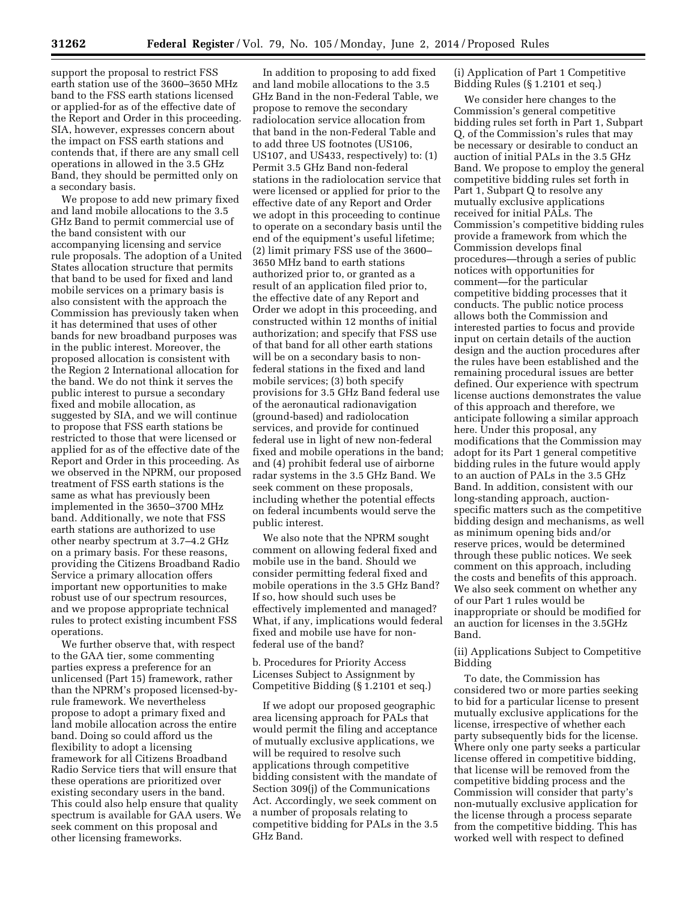support the proposal to restrict FSS earth station use of the 3600–3650 MHz band to the FSS earth stations licensed or applied-for as of the effective date of the Report and Order in this proceeding. SIA, however, expresses concern about the impact on FSS earth stations and contends that, if there are any small cell operations in allowed in the 3.5 GHz Band, they should be permitted only on a secondary basis.

We propose to add new primary fixed and land mobile allocations to the 3.5 GHz Band to permit commercial use of the band consistent with our accompanying licensing and service rule proposals. The adoption of a United States allocation structure that permits that band to be used for fixed and land mobile services on a primary basis is also consistent with the approach the Commission has previously taken when it has determined that uses of other bands for new broadband purposes was in the public interest. Moreover, the proposed allocation is consistent with the Region 2 International allocation for the band. We do not think it serves the public interest to pursue a secondary fixed and mobile allocation, as suggested by SIA, and we will continue to propose that FSS earth stations be restricted to those that were licensed or applied for as of the effective date of the Report and Order in this proceeding. As we observed in the NPRM, our proposed treatment of FSS earth stations is the same as what has previously been implemented in the 3650–3700 MHz band. Additionally, we note that FSS earth stations are authorized to use other nearby spectrum at 3.7–4.2 GHz on a primary basis. For these reasons, providing the Citizens Broadband Radio Service a primary allocation offers important new opportunities to make robust use of our spectrum resources, and we propose appropriate technical rules to protect existing incumbent FSS operations.

We further observe that, with respect to the GAA tier, some commenting parties express a preference for an unlicensed (Part 15) framework, rather than the NPRM's proposed licensed-by-rule framework. We nevertheless propose to adopt a primary fixed and land mobile allocation across the entire band. Doing so could afford us the flexibility to adopt a licensing framework for all Citizens Broadband Radio Service tiers that will ensure that these operations are prioritized over existing secondary users in the band. This could also help ensure that quality spectrum is available for GAA users. We seek comment on this proposal and other licensing frameworks.

In addition to proposing to add fixed and land mobile allocations to the 3.5 GHz Band in the non-Federal Table, we propose to remove the secondary radiolocation service allocation from that band in the non-Federal Table and to add three US footnotes (US106, US107, and US433, respectively) to: (1) Permit 3.5 GHz Band non-federal stations in the radiolocation service that were licensed or applied for prior to the effective date of any Report and Order we adopt in this proceeding to continue to operate on a secondary basis until the end of the equipment's useful lifetime; (2) limit primary FSS use of the 3600–3650 MHz band to earth stations authorized prior to, or granted as a result of an application filed prior to, the effective date of any Report and Order we adopt in this proceeding, and constructed within 12 months of initial authorization; and specify that FSS use of that band for all other earth stations will be on a secondary basis to non-federal stations in the fixed and land mobile services; (3) both specify provisions for 3.5 GHz Band federal use of the aeronautical radionavigation (ground-based) and radiolocation services, and provide for continued federal use in light of new non-federal fixed and mobile operations in the band; and (4) prohibit federal use of airborne radar systems in the 3.5 GHz Band. We seek comment on these proposals, including whether the potential effects on federal incumbents would serve the public interest.

We also note that the NPRM sought comment on allowing federal fixed and mobile use in the band. Should we consider permitting federal fixed and mobile operations in the 3.5 GHz Band? If so, how should such uses be effectively implemented and managed? What, if any, implications would federal fixed and mobile use have for non-federal use of the band?

b. Procedures for Priority Access Licenses Subject to Assignment by Competitive Bidding (§ 1.2101 et seq.)

If we adopt our proposed geographic area licensing approach for PALs that would permit the filing and acceptance of mutually exclusive applications, we will be required to resolve such applications through competitive bidding consistent with the mandate of Section 309(j) of the Communications Act. Accordingly, we seek comment on a number of proposals relating to competitive bidding for PALs in the 3.5 GHz Band.

(i) Application of Part 1 Competitive Bidding Rules (§ 1.2101 et seq.)

We consider here changes to the Commission's general competitive bidding rules set forth in Part 1, Subpart Q, of the Commission's rules that may be necessary or desirable to conduct an auction of initial PALs in the 3.5 GHz Band. We propose to employ the general competitive bidding rules set forth in Part 1, Subpart Q to resolve any mutually exclusive applications received for initial PALs. The Commission's competitive bidding rules provide a framework from which the Commission develops final procedures—through a series of public notices with opportunities for comment—for the particular competitive bidding processes that it conducts. The public notice process allows both the Commission and interested parties to focus and provide input on certain details of the auction design and the auction procedures after the rules have been established and the remaining procedural issues are better defined. Our experience with spectrum license auctions demonstrates the value of this approach and therefore, we anticipate following a similar approach here. Under this proposal, any modifications that the Commission may adopt for its Part 1 general competitive bidding rules in the future would apply to an auction of PALs in the 3.5 GHz Band. In addition, consistent with our long-standing approach, auction-specific matters such as the competitive bidding design and mechanisms, as well as minimum opening bids and/or reserve prices, would be determined through these public notices. We seek comment on this approach, including the costs and benefits of this approach. We also seek comment on whether any of our Part 1 rules would be inappropriate or should be modified for an auction for licenses in the 3.5GHz Band.

(ii) Applications Subject to Competitive Bidding

To date, the Commission has considered two or more parties seeking to bid for a particular license to present mutually exclusive applications for the license, irrespective of whether each party subsequently bids for the license. Where only one party seeks a particular license offered in competitive bidding, that license will be removed from the competitive bidding process and the Commission will consider that party's non-mutually exclusive application for the license through a process separate from the competitive bidding. This has worked well with respect to defined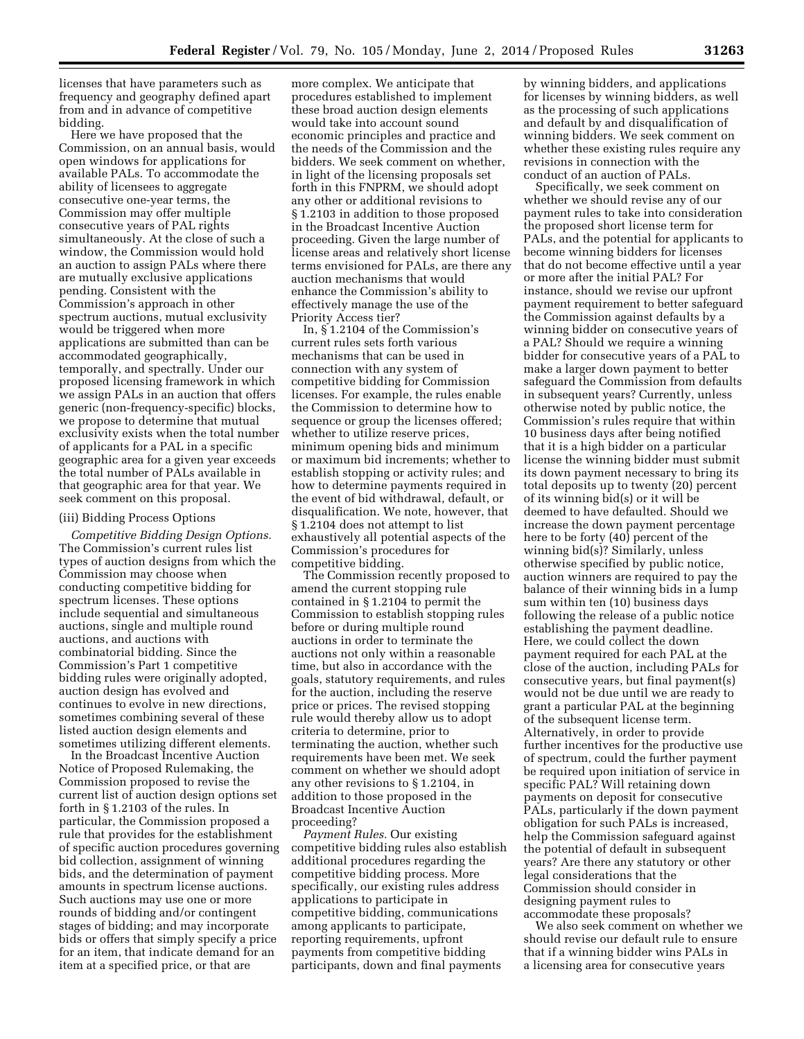licenses that have parameters such as frequency and geography defined apart from and in advance of competitive bidding.

Here we have proposed that the Commission, on an annual basis, would open windows for applications for available PALs. To accommodate the ability of licensees to aggregate consecutive one-year terms, the Commission may offer multiple consecutive years of PAL rights simultaneously. At the close of such a window, the Commission would hold an auction to assign PALs where there are mutually exclusive applications pending. Consistent with the Commission's approach in other spectrum auctions, mutual exclusivity would be triggered when more applications are submitted than can be accommodated geographically, temporally, and spectrally. Under our proposed licensing framework in which we assign PALs in an auction that offers generic (non-frequency-specific) blocks, we propose to determine that mutual exclusivity exists when the total number of applicants for a PAL in a specific geographic area for a given year exceeds the total number of PALs available in that geographic area for that year. We seek comment on this proposal.

(iii) Bidding Process Options

*Competitive Bidding Design Options.* The Commission's current rules list types of auction designs from which the Commission may choose when conducting competitive bidding for spectrum licenses. These options include sequential and simultaneous auctions, single and multiple round auctions, and auctions with combinatorial bidding. Since the Commission's Part 1 competitive bidding rules were originally adopted, auction design has evolved and continues to evolve in new directions, sometimes combining several of these listed auction design elements and sometimes utilizing different elements.

In the Broadcast Incentive Auction Notice of Proposed Rulemaking, the Commission proposed to revise the current list of auction design options set forth in § 1.2103 of the rules. In particular, the Commission proposed a rule that provides for the establishment of specific auction procedures governing bid collection, assignment of winning bids, and the determination of payment amounts in spectrum license auctions. Such auctions may use one or more rounds of bidding and/or contingent stages of bidding; and may incorporate bids or offers that simply specify a price for an item, that indicate demand for an item at a specified price, or that are more complex. We anticipate that procedures established to implement these broad auction design elements would take into account sound economic principles and practice and the needs of the Commission and the bidders. We seek comment on whether, in light of the licensing proposals set forth in this FNPRM, we should adopt any other or additional revisions to § 1.2103 in addition to those proposed in the Broadcast Incentive Auction proceeding. Given the large number of license areas and relatively short license terms envisioned for PALs, are there any auction mechanisms that would enhance the Commission's ability to effectively manage the use of the Priority Access tier?

In, § 1.2104 of the Commission's current rules sets forth various mechanisms that can be used in connection with any system of competitive bidding for Commission licenses. For example, the rules enable the Commission to determine how to sequence or group the licenses offered; whether to utilize reserve prices, minimum opening bids and minimum or maximum bid increments; whether to establish stopping or activity rules; and how to determine payments required in the event of bid withdrawal, default, or disqualification. We note, however, that § 1.2104 does not attempt to list exhaustively all potential aspects of the Commission's procedures for competitive bidding.

The Commission recently proposed to amend the current stopping rule contained in § 1.2104 to permit the Commission to establish stopping rules before or during multiple round auctions in order to terminate the auctions not only within a reasonable time, but also in accordance with the goals, statutory requirements, and rules for the auction, including the reserve price or prices. The revised stopping rule would thereby allow us to adopt criteria to determine, prior to terminating the auction, whether such requirements have been met. We seek comment on whether we should adopt any other revisions to § 1.2104, in addition to those proposed in the Broadcast Incentive Auction proceeding?

*Payment Rules.* Our existing competitive bidding rules also establish additional procedures regarding the competitive bidding process. More specifically, our existing rules address applications to participate in competitive bidding, communications among applicants to participate, reporting requirements, upfront payments from competitive bidding participants, down and final payments by winning bidders, and applications for licenses by winning bidders, as well as the processing of such applications and default by and disqualification of winning bidders. We seek comment on whether these existing rules require any revisions in connection with the conduct of an auction of PALs.

Specifically, we seek comment on whether we should revise any of our payment rules to take into consideration the proposed short license term for PALs, and the potential for applicants to become winning bidders for licenses that do not become effective until a year or more after the initial PAL? For instance, should we revise our upfront payment requirement to better safeguard the Commission against defaults by a winning bidder on consecutive years of a PAL? Should we require a winning bidder for consecutive years of a PAL to make a larger down payment to better safeguard the Commission from defaults in subsequent years? Currently, unless otherwise noted by public notice, the Commission's rules require that within 10 business days after being notified that it is a high bidder on a particular license the winning bidder must submit its down payment necessary to bring its total deposits up to twenty (20) percent of its winning bid(s) or it will be deemed to have defaulted. Should we increase the down payment percentage here to be forty (40) percent of the winning bid(s)? Similarly, unless otherwise specified by public notice, auction winners are required to pay the balance of their winning bids in a lump sum within ten (10) business days following the release of a public notice establishing the payment deadline. Here, we could collect the down payment required for each PAL at the close of the auction, including PALs for consecutive years, but final payment(s) would not be due until we are ready to grant a particular PAL at the beginning of the subsequent license term. Alternatively, in order to provide further incentives for the productive use of spectrum, could the further payment be required upon initiation of service in specific PAL? Will retaining down payments on deposit for consecutive PALs, particularly if the down payment obligation for such PALs is increased, help the Commission safeguard against the potential of default in subsequent years? Are there any statutory or other legal considerations that the Commission should consider in designing payment rules to accommodate these proposals?

We also seek comment on whether we should revise our default rule to ensure that if a winning bidder wins PALs in a licensing area for consecutive years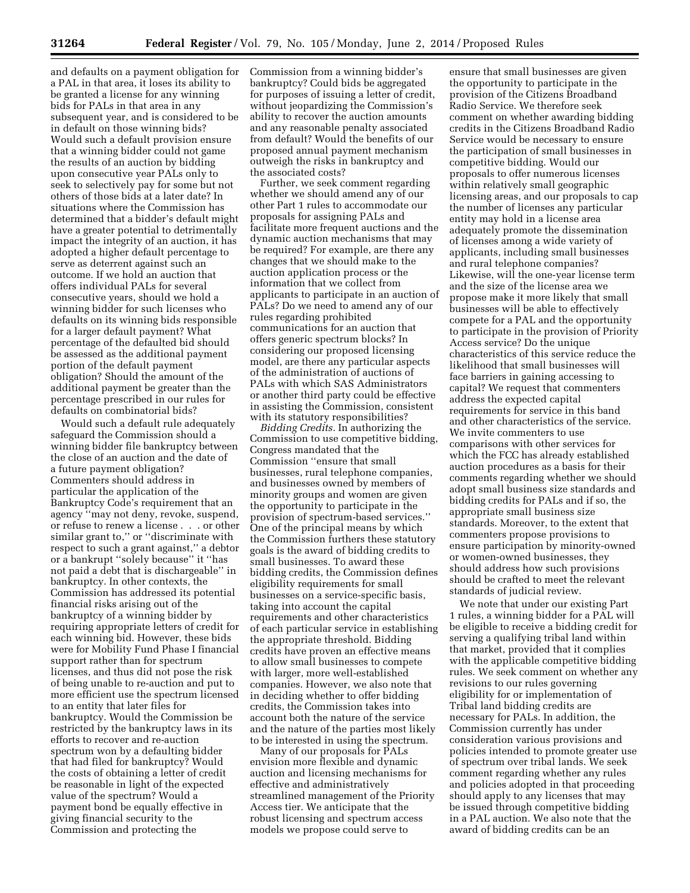and defaults on a payment obligation for a PAL in that area, it loses its ability to be granted a license for any winning bids for PALs in that area in any subsequent year, and is considered to be in default on those winning bids? Would such a default provision ensure that a winning bidder could not game the results of an auction by bidding upon consecutive year PALs only to seek to selectively pay for some but not others of those bids at a later date? In situations where the Commission has determined that a bidder's default might have a greater potential to detrimentally impact the integrity of an auction, it has adopted a higher default percentage to serve as deterrent against such an outcome. If we hold an auction that offers individual PALs for several consecutive years, should we hold a winning bidder for such licenses who defaults on its winning bids responsible for a larger default payment? What percentage of the defaulted bid should be assessed as the additional payment portion of the default payment obligation? Should the amount of the additional payment be greater than the percentage prescribed in our rules for defaults on combinatorial bids?

Would such a default rule adequately safeguard the Commission should a winning bidder file bankruptcy between the close of an auction and the date of a future payment obligation? Commenters should address in particular the application of the Bankruptcy Code's requirement that an agency "may not deny, revoke, suspend, or refuse to renew a license . . . or other similar grant to," or "discriminate with respect to such a grant against," a debtor or a bankrupt "solely because" it "has not paid a debt that is dischargeable" in bankruptcy. In other contexts, the Commission has addressed its potential financial risks arising out of the bankruptcy of a winning bidder by requiring appropriate letters of credit for each winning bid. However, these bids were for Mobility Fund Phase I financial support rather than for spectrum licenses, and thus did not pose the risk of being unable to re-auction and put to more efficient use the spectrum licensed to an entity that later files for bankruptcy. Would the Commission be restricted by the bankruptcy laws in its efforts to recover and re-auction spectrum won by a defaulting bidder that had filed for bankruptcy? Would the costs of obtaining a letter of credit be reasonable in light of the expected value of the spectrum? Would a payment bond be equally effective in giving financial security to the Commission and protecting the Commission from a winning bidder's bankruptcy? Could bids be aggregated for purposes of issuing a letter of credit, without jeopardizing the Commission's ability to recover the auction amounts and any reasonable penalty associated from default? Would the benefits of our proposed annual payment mechanism outweigh the risks in bankruptcy and the associated costs?

Further, we seek comment regarding whether we should amend any of our other Part 1 rules to accommodate our proposals for assigning PALs and facilitate more frequent auctions and the dynamic auction mechanisms that may be required? For example, are there any changes that we should make to the auction application process or the information that we collect from applicants to participate in an auction of PALs? Do we need to amend any of our rules regarding prohibited communications for an auction that offers generic spectrum blocks? In considering our proposed licensing model, are there any particular aspects of the administration of auctions of PALs with which SAS Administrators or another third party could be effective in assisting the Commission, consistent with its statutory responsibilities?

*Bidding Credits.* In authorizing the Commission to use competitive bidding, Congress mandated that the Commission "ensure that small businesses, rural telephone companies, and businesses owned by members of minority groups and women are given the opportunity to participate in the provision of spectrum-based services." One of the principal means by which the Commission furthers these statutory goals is the award of bidding credits to small businesses. To award these bidding credits, the Commission defines eligibility requirements for small businesses on a service-specific basis, taking into account the capital requirements and other characteristics of each particular service in establishing the appropriate threshold. Bidding credits have proven an effective means to allow small businesses to compete with larger, more well-established companies. However, we also note that in deciding whether to offer bidding credits, the Commission takes into account both the nature of the service and the nature of the parties most likely to be interested in using the spectrum.

Many of our proposals for PALs envision more flexible and dynamic auction and licensing mechanisms for effective and administratively streamlined management of the Priority Access tier. We anticipate that the robust licensing and spectrum access models we propose could serve to ensure that small businesses are given the opportunity to participate in the provision of the Citizens Broadband Radio Service. We therefore seek comment on whether awarding bidding credits in the Citizens Broadband Radio Service would be necessary to ensure the participation of small businesses in competitive bidding. Would our proposals to offer numerous licenses within relatively small geographic licensing areas, and our proposals to cap the number of licenses any particular entity may hold in a license area adequately promote the dissemination of licenses among a wide variety of applicants, including small businesses and rural telephone companies? Likewise, will the one-year license term and the size of the license area we propose make it more likely that small businesses will be able to effectively compete for a PAL and the opportunity to participate in the provision of Priority Access service? Do the unique characteristics of this service reduce the likelihood that small businesses will face barriers in gaining accessing to capital? We request that commenters address the expected capital requirements for service in this band and other characteristics of the service. We invite commenters to use comparisons with other services for which the FCC has already established auction procedures as a basis for their comments regarding whether we should adopt small business size standards and bidding credits for PALs and if so, the appropriate small business size standards. Moreover, to the extent that commenters propose provisions to ensure participation by minority-owned or women-owned businesses, they should address how such provisions should be crafted to meet the relevant standards of judicial review.

We note that under our existing Part 1 rules, a winning bidder for a PAL will be eligible to receive a bidding credit for serving a qualifying tribal land within that market, provided that it complies with the applicable competitive bidding rules. We seek comment on whether any revisions to our rules governing eligibility for or implementation of Tribal land bidding credits are necessary for PALs. In addition, the Commission currently has under consideration various provisions and policies intended to promote greater use of spectrum over tribal lands. We seek comment regarding whether any rules and policies adopted in that proceeding should apply to any licenses that may be issued through competitive bidding in a PAL auction. We also note that the award of bidding credits can be an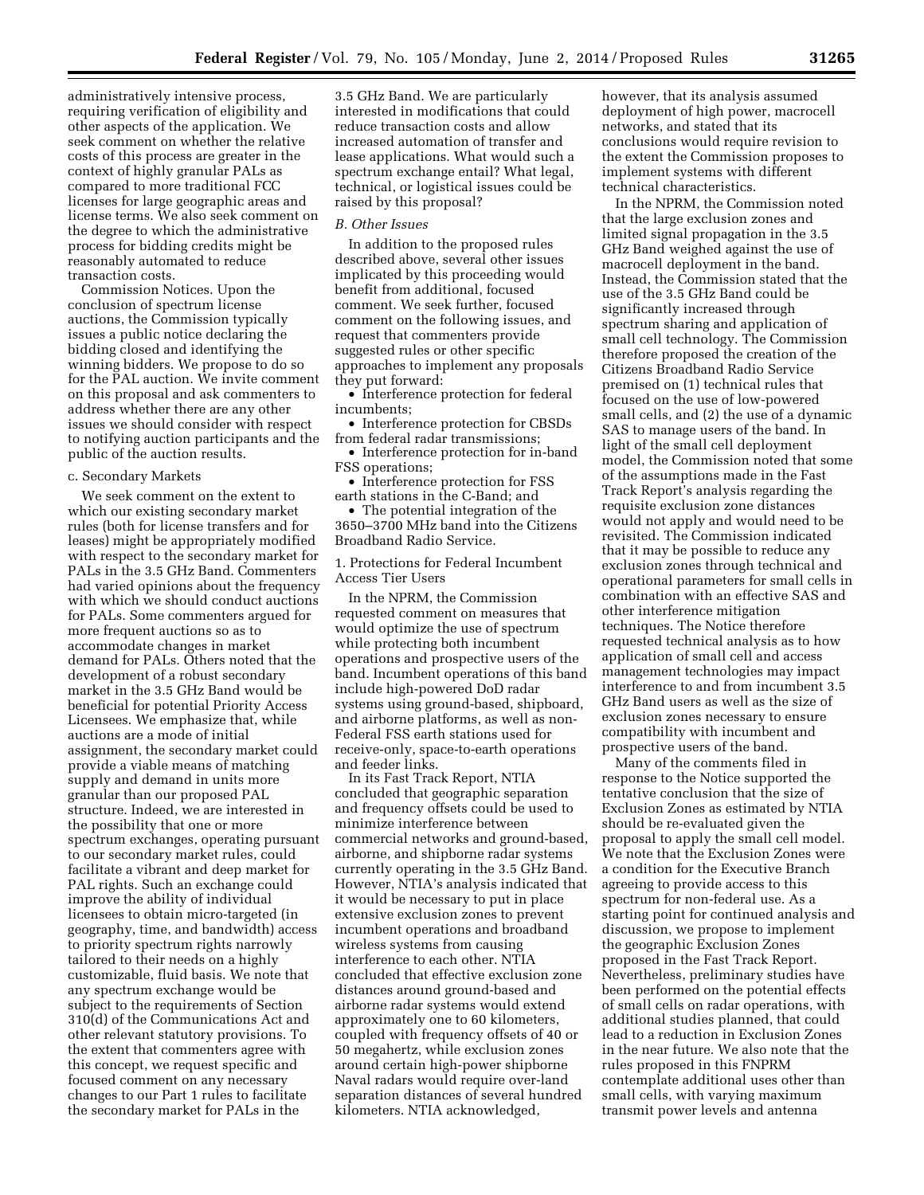administratively intensive process, requiring verification of eligibility and other aspects of the application. We seek comment on whether the relative costs of this process are greater in the context of highly granular PALs as compared to more traditional FCC licenses for large geographic areas and license terms. We also seek comment on the degree to which the administrative process for bidding credits might be reasonably automated to reduce transaction costs.

*Commission Notices.* Upon the conclusion of spectrum license auctions, the Commission typically issues a public notice declaring the bidding closed and identifying the winning bidders. We propose to do so for the PAL auction. We invite comment on this proposal and ask commenters to address whether there are any other issues we should consider with respect to notifying auction participants and the public of the auction results.

c. Secondary Markets

We seek comment on the extent to which our existing secondary market rules (both for license transfers and for leases) might be appropriately modified with respect to the secondary market for PALs in the 3.5 GHz Band. Commenters had varied opinions about the frequency with which we should conduct auctions for PALs. Some commenters argued for more frequent auctions so as to accommodate changes in market demand for PALs. Others noted that the development of a robust secondary market in the 3.5 GHz Band would be beneficial for potential Priority Access Licensees. We emphasize that, while auctions are a mode of initial assignment, the secondary market could provide a viable means of matching supply and demand in units more granular than our proposed PAL structure. Indeed, we are interested in the possibility that one or more spectrum exchanges, operating pursuant to our secondary market rules, could facilitate a vibrant and deep market for PAL rights. Such an exchange could improve the ability of individual licensees to obtain micro-targeted (in geography, time, and bandwidth) access to priority spectrum rights narrowly tailored to their needs on a highly customizable, fluid basis. We note that any spectrum exchange would be subject to the requirements of Section 310(d) of the Communications Act and other relevant statutory provisions. To the extent that commenters agree with this concept, we request specific and focused comment on any necessary changes to our Part 1 rules to facilitate the secondary market for PALs in the 3.5 GHz Band. We are particularly interested in modifications that could reduce transaction costs and allow increased automation of transfer and lease applications. What would such a spectrum exchange entail? What legal, technical, or logistical issues could be raised by this proposal?

*B. Other Issues*

In addition to the proposed rules described above, several other issues implicated by this proceeding would benefit from additional, focused comment. We seek further, focused comment on the following issues, and request that commenters provide suggested rules or other specific approaches to implement any proposals they put forward:

- Interference protection for federal incumbents;
- Interference protection for CBSDs from federal radar transmissions;
- Interference protection for in-band FSS operations;
- Interference protection for FSS earth stations in the C-Band; and
- The potential integration of the 3650–3700 MHz band into the Citizens Broadband Radio Service.

1. Protections for Federal Incumbent Access Tier Users

In the NPRM, the Commission requested comment on measures that would optimize the use of spectrum while protecting both incumbent operations and prospective users of the band. Incumbent operations of this band include high-powered DoD radar systems using ground-based, shipboard, and airborne platforms, as well as non-Federal FSS earth stations used for receive-only, space-to-earth operations and feeder links.

In its Fast Track Report, NTIA concluded that geographic separation and frequency offsets could be used to minimize interference between commercial networks and ground-based, airborne, and shipborne radar systems currently operating in the 3.5 GHz Band. However, NTIA's analysis indicated that it would be necessary to put in place extensive exclusion zones to prevent incumbent operations and broadband wireless systems from causing interference to each other. NTIA concluded that effective exclusion zone distances around ground-based and airborne radar systems would extend approximately one to 60 kilometers, coupled with frequency offsets of 40 or 50 megahertz, while exclusion zones around certain high-power shipborne Naval radars would require over-land separation distances of several hundred kilometers. NTIA acknowledged, however, that its analysis assumed deployment of high power, macrocell networks, and stated that its conclusions would require revision to the extent the Commission proposes to implement systems with different technical characteristics.

In the NPRM, the Commission noted that the large exclusion zones and limited signal propagation in the 3.5 GHz Band weighed against the use of macrocell deployment in the band. Instead, the Commission stated that the use of the 3.5 GHz Band could be significantly increased through spectrum sharing and application of small cell technology. The Commission therefore proposed the creation of the Citizens Broadband Radio Service premised on (1) technical rules that focused on the use of low-powered small cells, and (2) the use of a dynamic SAS to manage users of the band. In light of the small cell deployment model, the Commission noted that some of the assumptions made in the Fast Track Report's analysis regarding the requisite exclusion zone distances would not apply and would need to be revisited. The Commission indicated that it may be possible to reduce any exclusion zones through technical and operational parameters for small cells in combination with an effective SAS and other interference mitigation techniques. The Notice therefore requested technical analysis as to how application of small cell and access management technologies may impact interference to and from incumbent 3.5 GHz Band users as well as the size of exclusion zones necessary to ensure compatibility with incumbent and prospective users of the band.

Many of the comments filed in response to the Notice supported the tentative conclusion that the size of Exclusion Zones as estimated by NTIA should be re-evaluated given the proposal to apply the small cell model. We note that the Exclusion Zones were a condition for the Executive Branch agreeing to provide access to this spectrum for non-federal use. As a starting point for continued analysis and discussion, we propose to implement the geographic Exclusion Zones proposed in the Fast Track Report. Nevertheless, preliminary studies have been performed on the potential effects of small cells on radar operations, with additional studies planned, that could lead to a reduction in Exclusion Zones in the near future. We also note that the rules proposed in this FNPRM contemplate additional uses other than small cells, with varying maximum transmit power levels and antenna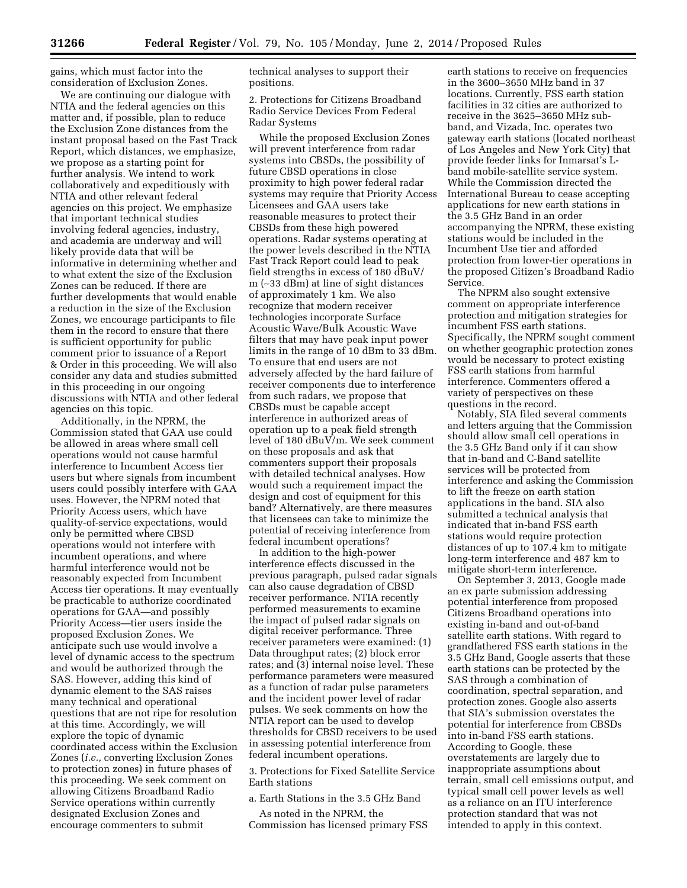gains, which must factor into the consideration of Exclusion Zones.

We are continuing our dialogue with NTIA and the federal agencies on this matter and, if possible, plan to reduce the Exclusion Zone distances from the instant proposal based on the Fast Track Report, which distances, we emphasize, we propose as a starting point for further analysis. We intend to work collaboratively and expeditiously with NTIA and other relevant federal agencies on this project. We emphasize that important technical studies involving federal agencies, industry, and academia are underway and will likely provide data that will be informative in determining whether and to what extent the size of the Exclusion Zones can be reduced. If there are further developments that would enable a reduction in the size of the Exclusion Zones, we encourage participants to file them in the record to ensure that there is sufficient opportunity for public comment prior to issuance of a Report & Order in this proceeding. We will also consider any data and studies submitted in this proceeding in our ongoing discussions with NTIA and other federal agencies on this topic.

Additionally, in the NPRM, the Commission stated that GAA use could be allowed in areas where small cell operations would not cause harmful interference to Incumbent Access tier users but where signals from incumbent users could possibly interfere with GAA uses. However, the NPRM noted that Priority Access users, which have quality-of-service expectations, would only be permitted where CBSD operations would not interfere with incumbent operations, and where harmful interference would not be reasonably expected from Incumbent Access tier operations. It may eventually be practicable to authorize coordinated operations for GAA—and possibly Priority Access—tier users inside the proposed Exclusion Zones. We anticipate such use would involve a level of dynamic access to the spectrum and would be authorized through the SAS. However, adding this kind of dynamic element to the SAS raises many technical and operational questions that are not ripe for resolution at this time. Accordingly, we will explore the topic of dynamic coordinated access within the Exclusion Zones (*i.e.,* converting Exclusion Zones to protection zones) in future phases of this proceeding. We seek comment on allowing Citizens Broadband Radio Service operations within currently designated Exclusion Zones and encourage commenters to submit technical analyses to support their positions.

2. Protections for Citizens Broadband Radio Service Devices From Federal Radar Systems

While the proposed Exclusion Zones will prevent interference from radar systems into CBSDs, the possibility of future CBSD operations in close proximity to high power federal radar systems may require that Priority Access Licensees and GAA users take reasonable measures to protect their CBSDs from these high powered operations. Radar systems operating at the power levels described in the NTIA Fast Track Report could lead to peak field strengths in excess of 180 dBuV/m (~33 dBm) at line of sight distances of approximately 1 km. We also recognize that modern receiver technologies incorporate Surface Acoustic Wave/Bulk Acoustic Wave filters that may have peak input power limits in the range of 10 dBm to 33 dBm. To ensure that end users are not adversely affected by the hard failure of receiver components due to interference from such radars, we propose that CBSDs must be capable accept interference in authorized areas of operation up to a peak field strength level of 180 dBuV/m. We seek comment on these proposals and ask that commenters support their proposals with detailed technical analyses. How would such a requirement impact the design and cost of equipment for this band? Alternatively, are there measures that licensees can take to minimize the potential of receiving interference from federal incumbent operations?

In addition to the high-power interference effects discussed in the previous paragraph, pulsed radar signals can also cause degradation of CBSD receiver performance. NTIA recently performed measurements to examine the impact of pulsed radar signals on digital receiver performance. Three receiver parameters were examined: (1) Data throughput rates; (2) block error rates; and (3) internal noise level. These performance parameters were measured as a function of radar pulse parameters and the incident power level of radar pulses. We seek comments on how the NTIA report can be used to develop thresholds for CBSD receivers to be used in assessing potential interference from federal incumbent operations.

3. Protections for Fixed Satellite Service Earth stations

a. Earth Stations in the 3.5 GHz Band

As noted in the NPRM, the Commission has licensed primary FSS earth stations to receive on frequencies in the 3600–3650 MHz band in 37 locations. Currently, FSS earth station facilities in 32 cities are authorized to receive in the 3625–3650 MHz sub-band, and Vizada, Inc. operates two gateway earth stations (located northeast of Los Angeles and New York City) that provide feeder links for Inmarsat's L-band mobile-satellite service system. While the Commission directed the International Bureau to cease accepting applications for new earth stations in the 3.5 GHz Band in an order accompanying the NPRM, these existing stations would be included in the Incumbent Use tier and afforded protection from lower-tier operations in the proposed Citizen's Broadband Radio Service.

The NPRM also sought extensive comment on appropriate interference protection and mitigation strategies for incumbent FSS earth stations. Specifically, the NPRM sought comment on whether geographic protection zones would be necessary to protect existing FSS earth stations from harmful interference. Commenters offered a variety of perspectives on these questions in the record.

Notably, SIA filed several comments and letters arguing that the Commission should allow small cell operations in the 3.5 GHz Band only if it can show that in-band and C-Band satellite services will be protected from interference and asking the Commission to lift the freeze on earth station applications in the band. SIA also submitted a technical analysis that indicated that in-band FSS earth stations would require protection distances of up to 107.4 km to mitigate long-term interference and 487 km to mitigate short-term interference.

On September 3, 2013, Google made an ex parte submission addressing potential interference from proposed Citizens Broadband operations into existing in-band and out-of-band satellite earth stations. With regard to grandfathered FSS earth stations in the 3.5 GHz Band, Google asserts that these earth stations can be protected by the SAS through a combination of coordination, spectral separation, and protection zones. Google also asserts that SIA's submission overstates the potential for interference from CBSDs into in-band FSS earth stations. According to Google, these overstatements are largely due to inappropriate assumptions about terrain, small cell emissions output, and typical small cell power levels as well as a reliance on an ITU interference protection standard that was not intended to apply in this context.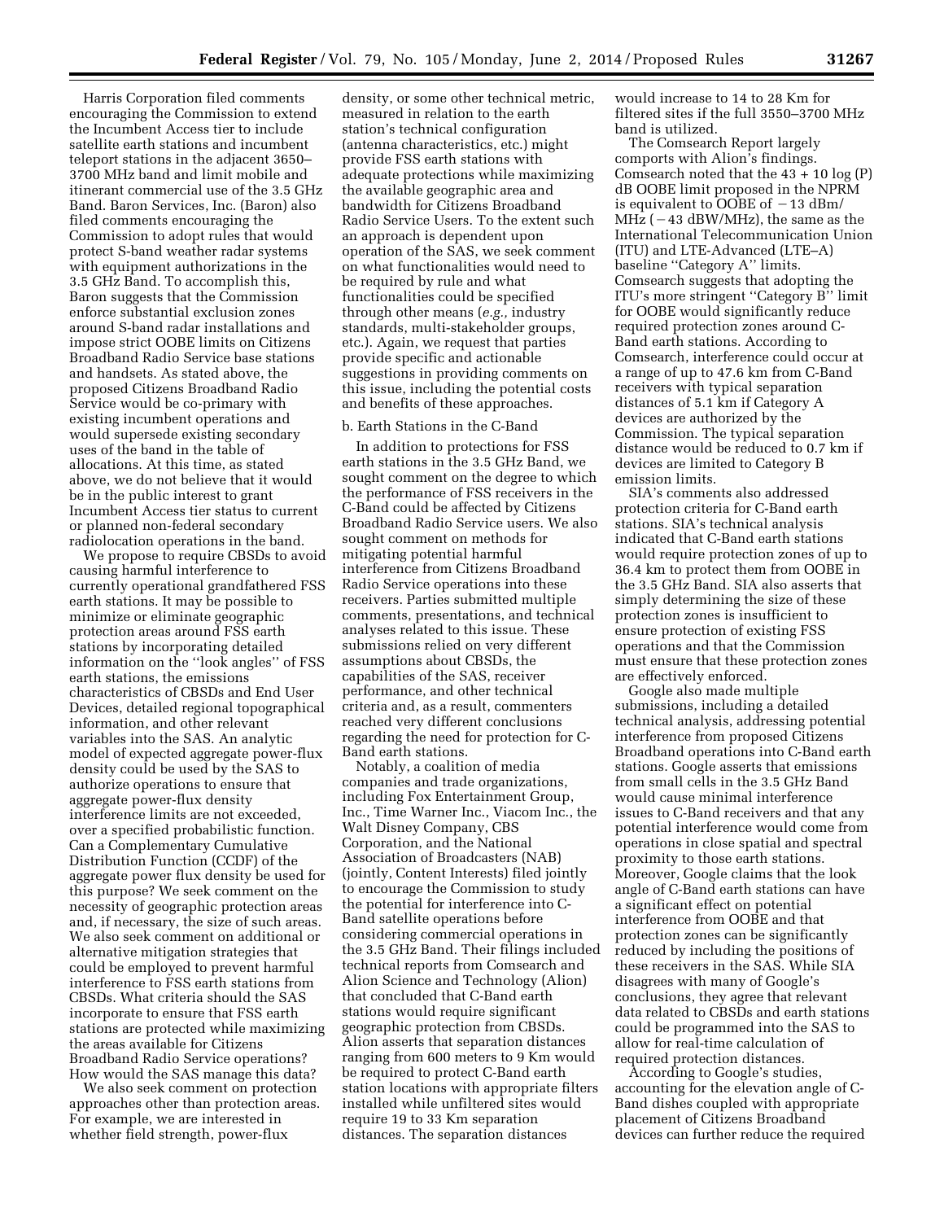Harris Corporation filed comments encouraging the Commission to extend the Incumbent Access tier to include satellite earth stations and incumbent teleport stations in the adjacent 3650–3700 MHz band and limit mobile and itinerant commercial use of the 3.5 GHz Band. Baron Services, Inc. (Baron) also filed comments encouraging the Commission to adopt rules that would protect S-band weather radar systems with equipment authorizations in the 3.5 GHz Band. To accomplish this, Baron suggests that the Commission enforce substantial exclusion zones around S-band radar installations and impose strict OOBE limits on Citizens Broadband Radio Service base stations and handsets. As stated above, the proposed Citizens Broadband Radio Service would be co-primary with existing incumbent operations and would supersede existing secondary uses of the band in the table of allocations. At this time, as stated above, we do not believe that it would be in the public interest to grant Incumbent Access tier status to current or planned non-federal secondary radiolocation operations in the band.

We propose to require CBSDs to avoid causing harmful interference to currently operational grandfathered FSS earth stations. It may be possible to minimize or eliminate geographic protection areas around FSS earth stations by incorporating detailed information on the "look angles" of FSS earth stations, the emissions characteristics of CBSDs and End User Devices, detailed regional topographical information, and other relevant variables into the SAS. An analytic model of expected aggregate power-flux density could be used by the SAS to authorize operations to ensure that aggregate power-flux density interference limits are not exceeded, over a specified probabilistic function. Can a Complementary Cumulative Distribution Function (CCDF) of the aggregate power flux density be used for this purpose? We seek comment on the necessity of geographic protection areas and, if necessary, the size of such areas. We also seek comment on additional or alternative mitigation strategies that could be employed to prevent harmful interference to FSS earth stations from CBSDs. What criteria should the SAS incorporate to ensure that FSS earth stations are protected while maximizing the areas available for Citizens Broadband Radio Service operations? How would the SAS manage this data?

We also seek comment on protection approaches other than protection areas. For example, we are interested in whether field strength, power-flux density, or some other technical metric, measured in relation to the earth station's technical configuration (antenna characteristics, etc.) might provide FSS earth stations with adequate protections while maximizing the available geographic area and bandwidth for Citizens Broadband Radio Service Users. To the extent such an approach is dependent upon operation of the SAS, we seek comment on what functionalities would need to be required by rule and what functionalities could be specified through other means (*e.g.,* industry standards, multi-stakeholder groups, etc.). Again, we request that parties provide specific and actionable suggestions in providing comments on this issue, including the potential costs and benefits of these approaches.

b. Earth Stations in the C-Band

In addition to protections for FSS earth stations in the 3.5 GHz Band, we sought comment on the degree to which the performance of FSS receivers in the C-Band could be affected by Citizens Broadband Radio Service users. We also sought comment on methods for mitigating potential harmful interference from Citizens Broadband Radio Service operations into these receivers. Parties submitted multiple comments, presentations, and technical analyses related to this issue. These submissions relied on very different assumptions about CBSDs, the capabilities of the SAS, receiver performance, and other technical criteria and, as a result, commenters reached very different conclusions regarding the need for protection for C-Band earth stations.

Notably, a coalition of media companies and trade organizations, including Fox Entertainment Group, Inc., Time Warner Inc., Viacom Inc., the Walt Disney Company, CBS Corporation, and the National Association of Broadcasters (NAB) (jointly, Content Interests) filed jointly to encourage the Commission to study the potential for interference into C-Band satellite operations before considering commercial operations in the 3.5 GHz Band. Their filings included technical reports from Comsearch and Alion Science and Technology (Alion) that concluded that C-Band earth stations would require significant geographic protection from CBSDs. Alion asserts that separation distances ranging from 600 meters to 9 Km would be required to protect C-Band earth station locations with appropriate filters installed while unfiltered sites would require 19 to 33 Km separation distances. The separation distances would increase to 14 to 28 Km for filtered sites if the full 3550–3700 MHz band is utilized.

The Comsearch Report largely comports with Alion's findings. Comsearch noted that the $43 + 10 \log(P)$ dB OOBE limit proposed in the NPRM is equivalent to OOBE of $-13$ dBm/MHz ($-43$ dBW/MHz), the same as the International Telecommunication Union (ITU) and LTE-Advanced (LTE–A) baseline "Category A" limits. Comsearch suggests that adopting the ITU's more stringent "Category B" limit for OOBE would significantly reduce required protection zones around C-Band earth stations. According to Comsearch, interference could occur at a range of up to 47.6 km from C-Band receivers with typical separation distances of 5.1 km if Category A devices are authorized by the Commission. The typical separation distance would be reduced to 0.7 km if devices are limited to Category B emission limits.

SIA's comments also addressed protection criteria for C-Band earth stations. SIA's technical analysis indicated that C-Band earth stations would require protection zones of up to 36.4 km to protect them from OOBE in the 3.5 GHz Band. SIA also asserts that simply determining the size of these protection zones is insufficient to ensure protection of existing FSS operations and that the Commission must ensure that these protection zones are effectively enforced.

Google also made multiple submissions, including a detailed technical analysis, addressing potential interference from proposed Citizens Broadband operations into C-Band earth stations. Google asserts that emissions from small cells in the 3.5 GHz Band would cause minimal interference issues to C-Band receivers and that any potential interference would come from operations in close spatial and spectral proximity to those earth stations. Moreover, Google claims that the look angle of C-Band earth stations can have a significant effect on potential interference from OOBE and that protection zones can be significantly reduced by including the positions of these receivers in the SAS. While SIA disagrees with many of Google's conclusions, they agree that relevant data related to CBSDs and earth stations could be programmed into the SAS to allow for real-time calculation of required protection distances.

According to Google's studies, accounting for the elevation angle of C-Band dishes coupled with appropriate placement of Citizens Broadband devices can further reduce the required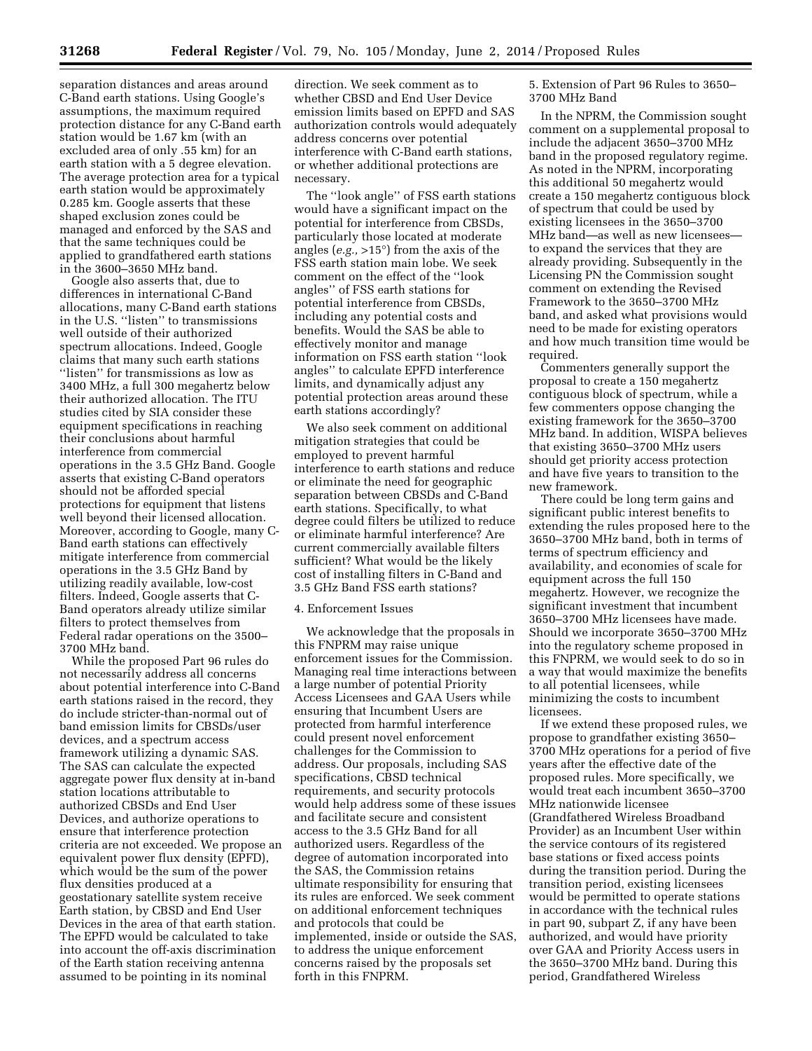separation distances and areas around C-Band earth stations. Using Google's assumptions, the maximum required protection distance for any C-Band earth station would be 1.67 km (with an excluded area of only .55 km) for an earth station with a 5 degree elevation. The average protection area for a typical earth station would be approximately 0.285 km. Google asserts that these shaped exclusion zones could be managed and enforced by the SAS and that the same techniques could be applied to grandfathered earth stations in the 3600–3650 MHz band.

Google also asserts that, due to differences in international C-Band allocations, many C-Band earth stations in the U.S. ''listen'' to transmissions well outside of their authorized spectrum allocations. Indeed, Google claims that many such earth stations ''listen'' for transmissions as low as 3400 MHz, a full 300 megahertz below their authorized allocation. The ITU studies cited by SIA consider these equipment specifications in reaching their conclusions about harmful interference from commercial operations in the 3.5 GHz Band. Google asserts that existing C-Band operators should not be afforded special protections for equipment that listens well beyond their licensed allocation. Moreover, according to Google, many C-Band earth stations can effectively mitigate interference from commercial operations in the 3.5 GHz Band by utilizing readily available, low-cost filters. Indeed, Google asserts that C-Band operators already utilize similar filters to protect themselves from Federal radar operations on the 3500–3700 MHz band.

While the proposed Part 96 rules do not necessarily address all concerns about potential interference into C-Band earth stations raised in the record, they do include stricter-than-normal out of band emission limits for CBSDs/user devices, and a spectrum access framework utilizing a dynamic SAS. The SAS can calculate the expected aggregate power flux density at in-band station locations attributable to authorized CBSDs and End User Devices, and authorize operations to ensure that interference protection criteria are not exceeded. We propose an equivalent power flux density (EPFD), which would be the sum of the power flux densities produced at a geostationary satellite system receive Earth station, by CBSD and End User Devices in the area of that earth station. The EPFD would be calculated to take into account the off-axis discrimination of the Earth station receiving antenna assumed to be pointing in its nominal direction. We seek comment as to whether CBSD and End User Device emission limits based on EPFD and SAS authorization controls would adequately address concerns over potential interference with C-Band earth stations, or whether additional protections are necessary.

The ''look angle'' of FSS earth stations would have a significant impact on the potential for interference from CBSDs, particularly those located at moderate angles (*e.g.,* >15°) from the axis of the FSS earth station main lobe. We seek comment on the effect of the ''look angles'' of FSS earth stations for potential interference from CBSDs, including any potential costs and benefits. Would the SAS be able to effectively monitor and manage information on FSS earth station ''look angles'' to calculate EPFD interference limits, and dynamically adjust any potential protection areas around these earth stations accordingly?

We also seek comment on additional mitigation strategies that could be employed to prevent harmful interference to earth stations and reduce or eliminate the need for geographic separation between CBSDs and C-Band earth stations. Specifically, to what degree could filters be utilized to reduce or eliminate harmful interference? Are current commercially available filters sufficient? What would be the likely cost of installing filters in C-Band and 3.5 GHz Band FSS earth stations?

4. Enforcement Issues

We acknowledge that the proposals in this FNPRM may raise unique enforcement issues for the Commission. Managing real time interactions between a large number of potential Priority Access Licensees and GAA Users while ensuring that Incumbent Users are protected from harmful interference could present novel enforcement challenges for the Commission to address. Our proposals, including SAS specifications, CBSD technical requirements, and security protocols would help address some of these issues and facilitate secure and consistent access to the 3.5 GHz Band for all authorized users. Regardless of the degree of automation incorporated into the SAS, the Commission retains ultimate responsibility for ensuring that its rules are enforced. We seek comment on additional enforcement techniques and protocols that could be implemented, inside or outside the SAS, to address the unique enforcement concerns raised by the proposals set forth in this FNPRM.

5. Extension of Part 96 Rules to 3650–3700 MHz Band

In the NPRM, the Commission sought comment on a supplemental proposal to include the adjacent 3650–3700 MHz band in the proposed regulatory regime. As noted in the NPRM, incorporating this additional 50 megahertz would create a 150 megahertz contiguous block of spectrum that could be used by existing licensees in the 3650–3700 MHz band—as well as new licensees—to expand the services that they are already providing. Subsequently in the Licensing PN the Commission sought comment on extending the Revised Framework to the 3650–3700 MHz band, and asked what provisions would need to be made for existing operators and how much transition time would be required.

Commenters generally support the proposal to create a 150 megahertz contiguous block of spectrum, while a few commenters oppose changing the existing framework for the 3650–3700 MHz band. In addition, WISPA believes that existing 3650–3700 MHz users should get priority access protection and have five years to transition to the new framework.

There could be long term gains and significant public interest benefits to extending the rules proposed here to the 3650–3700 MHz band, both in terms of terms of spectrum efficiency and availability, and economies of scale for equipment across the full 150 megahertz. However, we recognize the significant investment that incumbent 3650–3700 MHz licensees have made. Should we incorporate 3650–3700 MHz into the regulatory scheme proposed in this FNPRM, we would seek to do so in a way that would maximize the benefits to all potential licensees, while minimizing the costs to incumbent licensees.

If we extend these proposed rules, we propose to grandfather existing 3650–3700 MHz operations for a period of five years after the effective date of the proposed rules. More specifically, we would treat each incumbent 3650–3700 MHz nationwide licensee (Grandfathered Wireless Broadband Provider) as an Incumbent User within the service contours of its registered base stations or fixed access points during the transition period. During the transition period, existing licensees would be permitted to operate stations in accordance with the technical rules in part 90, subpart Z, if any have been authorized, and would have priority over GAA and Priority Access users in the 3650–3700 MHz band. During this period, Grandfathered Wireless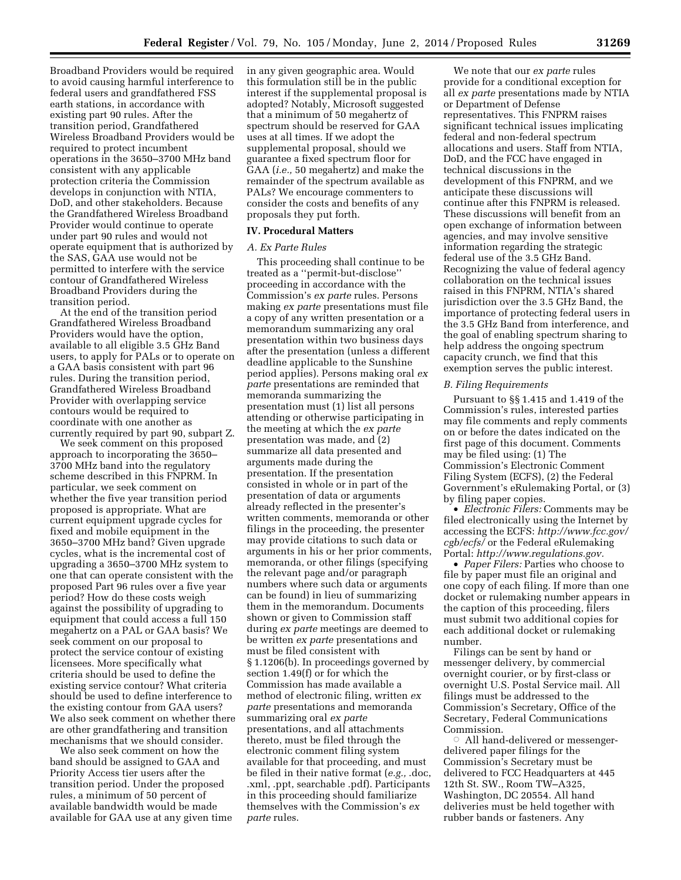Broadband Providers would be required to avoid causing harmful interference to federal users and grandfathered FSS earth stations, in accordance with existing part 90 rules. After the transition period, Grandfathered Wireless Broadband Providers would be required to protect incumbent operations in the 3650–3700 MHz band consistent with any applicable protection criteria the Commission develops in conjunction with NTIA, DoD, and other stakeholders. Because the Grandfathered Wireless Broadband Provider would continue to operate under part 90 rules and would not operate equipment that is authorized by the SAS, GAA use would not be permitted to interfere with the service contour of Grandfathered Wireless Broadband Providers during the transition period.

At the end of the transition period Grandfathered Wireless Broadband Providers would have the option, available to all eligible 3.5 GHz Band users, to apply for PALs or to operate on a GAA basis consistent with part 96 rules. During the transition period, Grandfathered Wireless Broadband Provider with overlapping service contours would be required to coordinate with one another as currently required by part 90, subpart Z.

We seek comment on this proposed approach to incorporating the 3650–3700 MHz band into the regulatory scheme described in this FNPRM. In particular, we seek comment on whether the five year transition period proposed is appropriate. What are current equipment upgrade cycles for fixed and mobile equipment in the 3650–3700 MHz band? Given upgrade cycles, what is the incremental cost of upgrading a 3650–3700 MHz system to one that can operate consistent with the proposed Part 96 rules over a five year period? How do these costs weigh against the possibility of upgrading to equipment that could access a full 150 megahertz on a PAL or GAA basis? We seek comment on our proposal to protect the service contour of existing licensees. More specifically what criteria should be used to define the existing service contour? What criteria should be used to define interference to the existing contour from GAA users? We also seek comment on whether there are other grandfathering and transition mechanisms that we should consider.

We also seek comment on how the band should be assigned to GAA and Priority Access tier users after the transition period. Under the proposed rules, a minimum of 50 percent of available bandwidth would be made available for GAA use at any given time in any given geographic area. Would this formulation still be in the public interest if the supplemental proposal is adopted? Notably, Microsoft suggested that a minimum of 50 megahertz of spectrum should be reserved for GAA uses at all times. If we adopt the supplemental proposal, should we guarantee a fixed spectrum floor for GAA (*i.e.,* 50 megahertz) and make the remainder of the spectrum available as PALs? We encourage commenters to consider the costs and benefits of any proposals they put forth.

## IV. Procedural Matters

### A. Ex Parte Rules

This proceeding shall continue to be treated as a ''permit-but-disclose'' proceeding in accordance with the Commission's *ex parte* rules. Persons making *ex parte* presentations must file a copy of any written presentation or a memorandum summarizing any oral presentation within two business days after the presentation (unless a different deadline applicable to the Sunshine period applies). Persons making oral *ex parte* presentations are reminded that memoranda summarizing the presentation must (1) list all persons attending or otherwise participating in the meeting at which the *ex parte* presentation was made, and (2) summarize all data presented and arguments made during the presentation. If the presentation consisted in whole or in part of the presentation of data or arguments already reflected in the presenter's written comments, memoranda or other filings in the proceeding, the presenter may provide citations to such data or arguments in his or her prior comments, memoranda, or other filings (specifying the relevant page and/or paragraph numbers where such data or arguments can be found) in lieu of summarizing them in the memorandum. Documents shown or given to Commission staff during *ex parte* meetings are deemed to be written *ex parte* presentations and must be filed consistent with § 1.1206(b). In proceedings governed by section 1.49(f) or for which the Commission has made available a method of electronic filing, written *ex parte* presentations and memoranda summarizing oral *ex parte* presentations, and all attachments thereto, must be filed through the electronic comment filing system available for that proceeding, and must be filed in their native format (*e.g.,* .doc, .xml, .ppt, searchable .pdf). Participants in this proceeding should familiarize themselves with the Commission's *ex parte* rules.

We note that our *ex parte* rules provide for a conditional exception for all *ex parte* presentations made by NTIA or Department of Defense representatives. This FNPRM raises significant technical issues implicating federal and non-federal spectrum allocations and users. Staff from NTIA, DoD, and the FCC have engaged in technical discussions in the development of this FNPRM, and we anticipate these discussions will continue after this FNPRM is released. These discussions will benefit from an open exchange of information between agencies, and may involve sensitive information regarding the strategic federal use of the 3.5 GHz Band. Recognizing the value of federal agency collaboration on the technical issues raised in this FNPRM, NTIA's shared jurisdiction over the 3.5 GHz Band, the importance of protecting federal users in the 3.5 GHz Band from interference, and the goal of enabling spectrum sharing to help address the ongoing spectrum capacity crunch, we find that this exemption serves the public interest.

### B. Filing Requirements

Pursuant to §§ 1.415 and 1.419 of the Commission's rules, interested parties may file comments and reply comments on or before the dates indicated on the first page of this document. Comments may be filed using: (1) The Commission's Electronic Comment Filing System (ECFS), (2) the Federal Government's eRulemaking Portal, or (3) by filing paper copies.

- *Electronic Filers:* Comments may be filed electronically using the Internet by accessing the ECFS: *http://www.fcc.gov/cgb/ecfs/* or the Federal eRulemaking Portal: *http://www.regulations.gov.*
- *Paper Filers:* Parties who choose to file by paper must file an original and one copy of each filing. If more than one docket or rulemaking number appears in the caption of this proceeding, filers must submit two additional copies for each additional docket or rulemaking number.

Filings can be sent by hand or messenger delivery, by commercial overnight courier, or by first-class or overnight U.S. Postal Service mail. All filings must be addressed to the Commission's Secretary, Office of the Secretary, Federal Communications Commission.

- All hand-delivered or messenger-delivered paper filings for the Commission's Secretary must be delivered to FCC Headquarters at 445 12th St. SW., Room TW–A325, Washington, DC 20554. All hand deliveries must be held together with rubber bands or fasteners. Any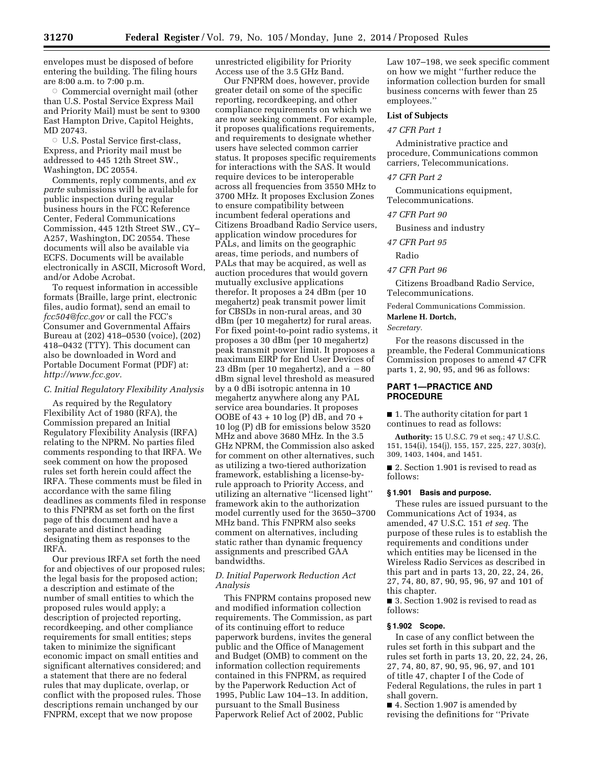envelopes must be disposed of before entering the building. The filing hours are 8:00 a.m. to 7:00 p.m.

○ Commercial overnight mail (other than U.S. Postal Service Express Mail and Priority Mail) must be sent to 9300 East Hampton Drive, Capitol Heights, MD 20743.

○ U.S. Postal Service first-class, Express, and Priority mail must be addressed to 445 12th Street SW., Washington, DC 20554.

Comments, reply comments, and *ex parte* submissions will be available for public inspection during regular business hours in the FCC Reference Center, Federal Communications Commission, 445 12th Street SW., CY–A257, Washington, DC 20554. These documents will also be available via ECFS. Documents will be available electronically in ASCII, Microsoft Word, and/or Adobe Acrobat.

To request information in accessible formats (Braille, large print, electronic files, audio format), send an email to *fcc504@fcc.gov* or call the FCC's Consumer and Governmental Affairs Bureau at (202) 418–0530 (voice), (202) 418–0432 (TTY). This document can also be downloaded in Word and Portable Document Format (PDF) at: *http://www.fcc.gov.*

### *C. Initial Regulatory Flexibility Analysis*

As required by the Regulatory Flexibility Act of 1980 (RFA), the Commission prepared an Initial Regulatory Flexibility Analysis (IRFA) relating to the NPRM. No parties filed comments responding to that IRFA. We seek comment on how the proposed rules set forth herein could affect the IRFA. These comments must be filed in accordance with the same filing deadlines as comments filed in response to this FNPRM as set forth on the first page of this document and have a separate and distinct heading designating them as responses to the IRFA.

Our previous IRFA set forth the need for and objectives of our proposed rules; the legal basis for the proposed action; a description and estimate of the number of small entities to which the proposed rules would apply; a description of projected reporting, recordkeeping, and other compliance requirements for small entities; steps taken to minimize the significant economic impact on small entities and significant alternatives considered; and a statement that there are no federal rules that may duplicate, overlap, or conflict with the proposed rules. Those descriptions remain unchanged by our FNPRM, except that we now propose unrestricted eligibility for Priority Access use of the 3.5 GHz Band.

Our FNPRM does, however, provide greater detail on some of the specific reporting, recordkeeping, and other compliance requirements on which we are now seeking comment. For example, it proposes qualifications requirements, and requirements to designate whether users have selected common carrier status. It proposes specific requirements for interactions with the SAS. It would require devices to be interoperable across all frequencies from 3550 MHz to 3700 MHz. It proposes Exclusion Zones to ensure compatibility between incumbent federal operations and Citizens Broadband Radio Service users, application window procedures for PALs, and limits on the geographic areas, time periods, and numbers of PALs that may be acquired, as well as auction procedures that would govern mutually exclusive applications therefor. It proposes a 24 dBm (per 10 megahertz) peak transmit power limit for CBSDs in non-rural areas, and 30 dBm (per 10 megahertz) for rural areas. For fixed point-to-point radio systems, it proposes a 30 dBm (per 10 megahertz) peak transmit power limit. It proposes a maximum EIRP for End User Devices of 23 dBm (per 10 megahertz), and a $-80$ dBm signal level threshold as measured by a 0 dBi isotropic antenna in 10 megahertz anywhere along any PAL service area boundaries. It proposes OOBE of $43 + 10 \log (P)$ dB, and $70 + 10 \log (P)$ dB for emissions below 3520 MHz and above 3680 MHz. In the 3.5 GHz NPRM, the Commission also asked for comment on other alternatives, such as utilizing a two-tiered authorization framework, establishing a license-by-rule approach to Priority Access, and utilizing an alternative ''licensed light'' framework akin to the authorization model currently used for the 3650–3700 MHz band. This FNPRM also seeks comment on alternatives, including static rather than dynamic frequency assignments and prescribed GAA bandwidths.

### *D. Initial Paperwork Reduction Act Analysis*

This FNPRM contains proposed new and modified information collection requirements. The Commission, as part of its continuing effort to reduce paperwork burdens, invites the general public and the Office of Management and Budget (OMB) to comment on the information collection requirements contained in this FNPRM, as required by the Paperwork Reduction Act of 1995, Public Law 104–13. In addition, pursuant to the Small Business Paperwork Relief Act of 2002, Public Law 107–198, we seek specific comment on how we might ''further reduce the information collection burden for small business concerns with fewer than 25 employees.''

**List of Subjects**

*47 CFR Part 1*

Administrative practice and procedure, Communications common carriers, Telecommunications.

*47 CFR Part 2*

Communications equipment, Telecommunications.

*47 CFR Part 90*

Business and industry

*47 CFR Part 95*

Radio

*47 CFR Part 96*

Citizens Broadband Radio Service, Telecommunications.

Federal Communications Commission.

**Marlene H. Dortch,**

*Secretary.*

For the reasons discussed in the preamble, the Federal Communications Commission proposes to amend 47 CFR parts 1, 2, 90, 95, and 96 as follows:

## PART 1—PRACTICE AND PROCEDURE

■ 1. The authority citation for part 1 continues to read as follows:

**Authority:** 15 U.S.C. 79 et seq.; 47 U.S.C. 151, 154(i), 154(j), 155, 157, 225, 227, 303(r), 309, 1403, 1404, and 1451.

■ 2. Section 1.901 is revised to read as follows:

**§ 1.901 Basis and purpose.**

These rules are issued pursuant to the Communications Act of 1934, as amended, 47 U.S.C. 151 *et seq.* The purpose of these rules is to establish the requirements and conditions under which entities may be licensed in the Wireless Radio Services as described in this part and in parts 13, 20, 22, 24, 26, 27, 74, 80, 87, 90, 95, 96, 97 and 101 of this chapter.

■ 3. Section 1.902 is revised to read as follows:

**§ 1.902 Scope.**

In case of any conflict between the rules set forth in this subpart and the rules set forth in parts 13, 20, 22, 24, 26, 27, 74, 80, 87, 90, 95, 96, 97, and 101 of title 47, chapter I of the Code of Federal Regulations, the rules in part 1 shall govern.

■ 4. Section 1.907 is amended by revising the definitions for ''Private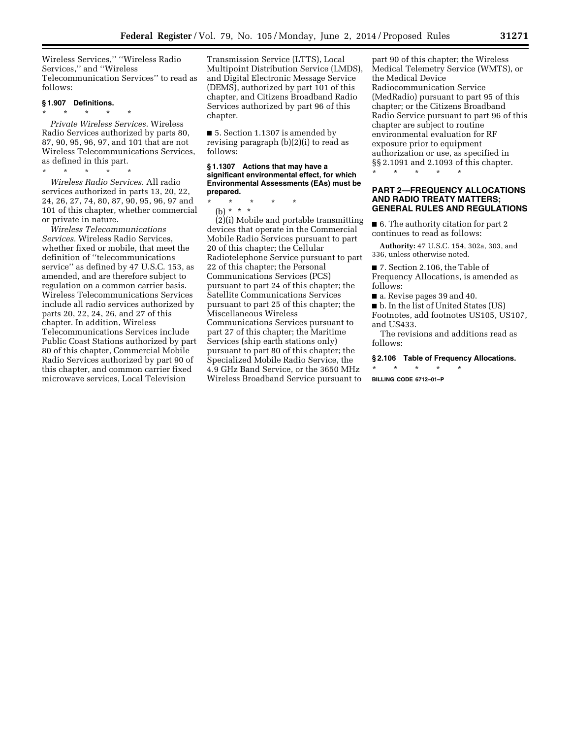Wireless Services,'' ''Wireless Radio Services,'' and ''Wireless Telecommunication Services'' to read as follows:

**§ 1.907 Definitions.**

\* \* \* \* \*

*Private Wireless Services.* Wireless Radio Services authorized by parts 80, 87, 90, 95, 96, 97, and 101 that are not Wireless Telecommunications Services, as defined in this part.

\* \* \* \* \*

*Wireless Radio Services.* All radio services authorized in parts 13, 20, 22, 24, 26, 27, 74, 80, 87, 90, 95, 96, 97 and 101 of this chapter, whether commercial or private in nature.

*Wireless Telecommunications Services.* Wireless Radio Services, whether fixed or mobile, that meet the definition of ''telecommunications service'' as defined by 47 U.S.C. 153, as amended, and are therefore subject to regulation on a common carrier basis. Wireless Telecommunications Services include all radio services authorized by parts 20, 22, 24, 26, and 27 of this chapter. In addition, Wireless Telecommunications Services include Public Coast Stations authorized by part 80 of this chapter, Commercial Mobile Radio Services authorized by part 90 of this chapter, and common carrier fixed microwave services, Local Television Transmission Service (LTTS), Local Multipoint Distribution Service (LMDS), and Digital Electronic Message Service (DEMS), authorized by part 101 of this chapter, and Citizens Broadband Radio Services authorized by part 96 of this chapter.

■ 5. Section 1.1307 is amended by revising paragraph (b)(2)(i) to read as follows:

**§ 1.1307 Actions that may have a significant environmental effect, for which Environmental Assessments (EAs) must be prepared.**

\* \* \* \* \*

(b) \* \* \*

(2)(i) Mobile and portable transmitting devices that operate in the Commercial Mobile Radio Services pursuant to part 20 of this chapter; the Cellular Radiotelephone Service pursuant to part 22 of this chapter; the Personal Communications Services (PCS) pursuant to part 24 of this chapter; the Satellite Communications Services pursuant to part 25 of this chapter; the Miscellaneous Wireless Communications Services pursuant to part 27 of this chapter; the Maritime Services (ship earth stations only) pursuant to part 80 of this chapter; the Specialized Mobile Radio Service, the 4.9 GHz Band Service, or the 3650 MHz Wireless Broadband Service pursuant to part 90 of this chapter; the Wireless Medical Telemetry Service (WMTS), or the Medical Device Radiocommunication Service (MedRadio) pursuant to part 95 of this chapter; or the Citizens Broadband Radio Service pursuant to part 96 of this chapter are subject to routine environmental evaluation for RF exposure prior to equipment authorization or use, as specified in §§ 2.1091 and 2.1093 of this chapter.

\* \* \* \* \*

## PART 2—FREQUENCY ALLOCATIONS AND RADIO TREATY MATTERS; GENERAL RULES AND REGULATIONS

■ 6. The authority citation for part 2 continues to read as follows:

**Authority:** 47 U.S.C. 154, 302a, 303, and 336, unless otherwise noted.

■ 7. Section 2.106, the Table of Frequency Allocations, is amended as follows:

■ a. Revise pages 39 and 40.

■ b. In the list of United States (US) Footnotes, add footnotes US105, US107, and US433.

The revisions and additions read as follows:

**§ 2.106 Table of Frequency Allocations.**

\* \* \* \* \*

BILLING CODE 6712–01–P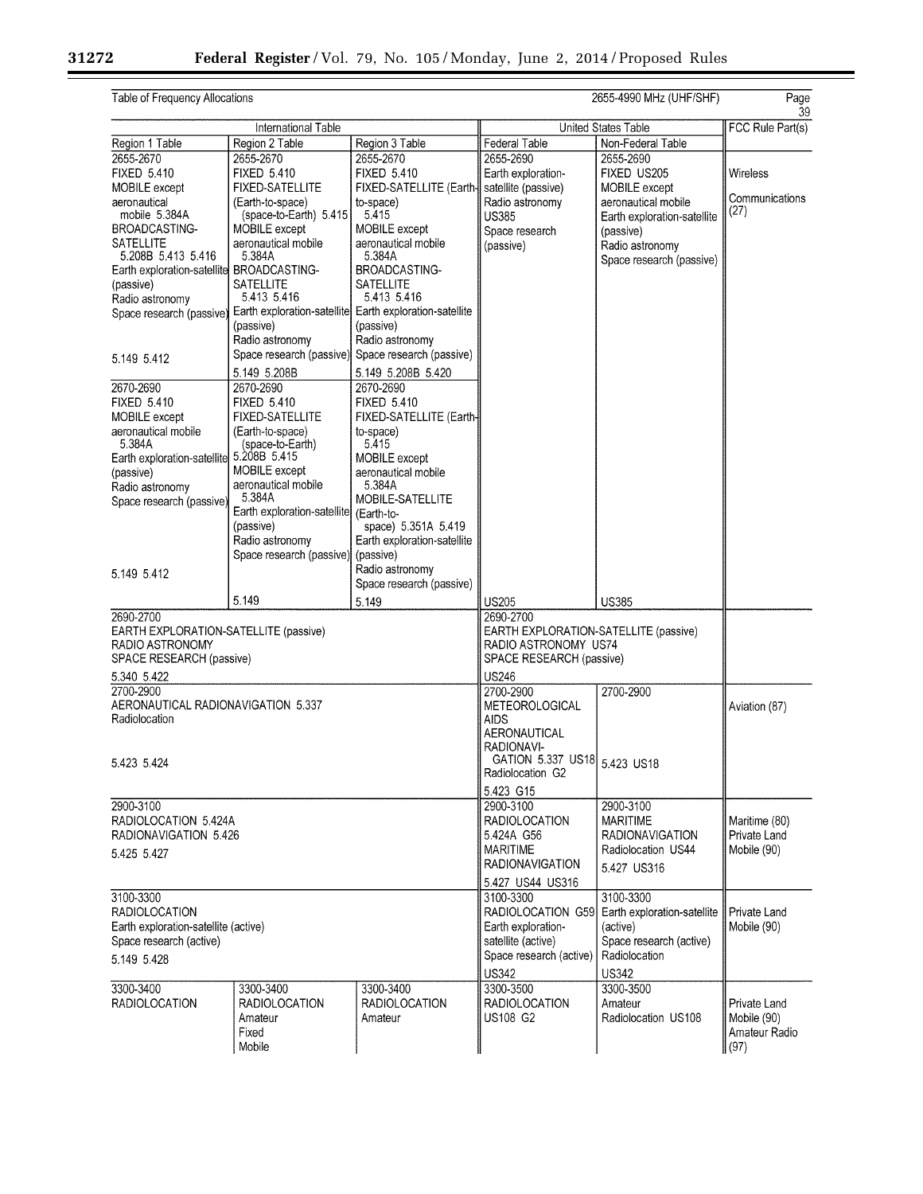Table of Frequency Allocations — 2655-4990 MHz (UHF/SHF) — Page 39

| International Table | | | United States Table | | FCC Rule Part(s) |
|---|---|---|---|---|---|
| Region 1 Table | Region 2 Table | Region 3 Table | Federal Table | Non-Federal Table | |
| 2655-2670 FIXED 5.410 MOBILE except aeronautical mobile 5.384A BROADCASTING-SATELLITE 5.208B 5.413 5.416 Earth exploration-satellite (passive) Radio astronomy Space research (passive) 5.149 5.412 | 2655-2670 FIXED 5.410 FIXED-SATELLITE (Earth-to-space) (space-to-Earth) 5.415 MOBILE except aeronautical mobile 5.384A BROADCASTING-SATELLITE 5.413 5.416 Earth exploration-satellite (passive) Radio astronomy Space research (passive) 5.149 5.208B | 2655-2670 FIXED 5.410 FIXED-SATELLITE (Earth-to-space) 5.415 MOBILE except aeronautical mobile 5.384A BROADCASTING-SATELLITE 5.413 5.416 Earth exploration-satellite (passive) Radio astronomy Space research (passive) 5.149 5.208B 5.420 | 2655-2690 Earth exploration-satellite (passive) Radio astronomy US385 Space research (passive) | 2655-2690 FIXED US205 MOBILE except aeronautical mobile Earth exploration-satellite (passive) Radio astronomy Space research (passive) | Wireless Communications (27) |
| 2670-2690 FIXED 5.410 MOBILE except aeronautical mobile 5.384A Earth exploration-satellite (passive) Radio astronomy Space research (passive) 5.149 5.412 | 2670-2690 FIXED 5.410 FIXED-SATELLITE (Earth-to-space) (space-to-Earth) 5.208B 5.415 MOBILE except aeronautical mobile 5.384A Earth exploration-satellite (passive) Radio astronomy Space research (passive) 5.149 | 2670-2690 FIXED 5.410 FIXED-SATELLITE (Earth-to-space) 5.415 MOBILE except aeronautical mobile 5.384A MOBILE-SATELLITE (Earth-to-space) 5.351A 5.419 Earth exploration-satellite (passive) Radio astronomy Space research (passive) 5.149 | US205 | US385 | |
| 2690-2700 EARTH EXPLORATION-SATELLITE (passive) RADIO ASTRONOMY SPACE RESEARCH (passive) 5.340 5.422 | | | 2690-2700 EARTH EXPLORATION-SATELLITE (passive) RADIO ASTRONOMY US74 SPACE RESEARCH (passive) US246 | | |
| 2700-2900 AERONAUTICAL RADIONAVIGATION 5.337 Radiolocation 5.423 5.424 | | | 2700-2900 METEOROLOGICAL AIDS AERONAUTICAL RADIONAVIGATION 5.337 US18 Radiolocation G2 5.423 G15 | 2700-2900 5.423 US18 | Aviation (87) |
| 2900-3100 RADIOLOCATION 5.424A RADIONAVIGATION 5.426 5.425 5.427 | | | 2900-3100 RADIOLOCATION 5.424A G56 MARITIME RADIONAVIGATION 5.427 US44 US316 | 2900-3100 MARITIME RADIONAVIGATION Radiolocation US44 5.427 US316 | Maritime (80) Private Land Mobile (90) |
| 3100-3300 RADIOLOCATION Earth exploration-satellite (active) Space research (active) 5.149 5.428 | | | 3100-3300 RADIOLOCATION G59 Earth exploration-satellite (active) Space research (active) US342 | 3100-3300 Earth exploration-satellite (active) Space research (active) Radiolocation US342 | Private Land Mobile (90) |
| 3300-3400 RADIOLOCATION | 3300-3400 RADIOLOCATION Amateur Fixed Mobile | 3300-3400 RADIOLOCATION Amateur | 3300-3500 RADIOLOCATION US108 G2 | 3300-3500 Amateur Radiolocation US108 | Private Land Mobile (90) Amateur Radio (97) |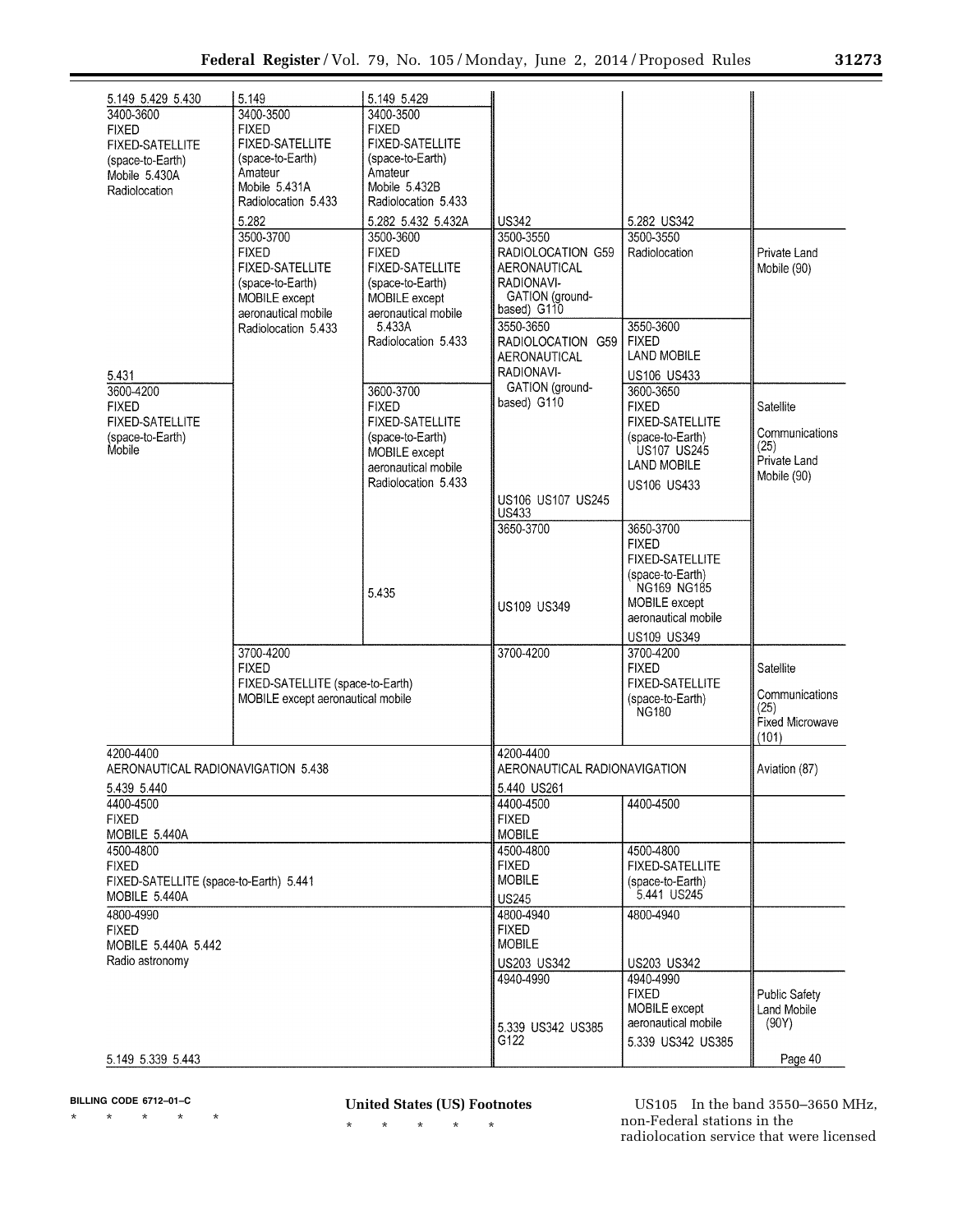| Region 1 Table | Region 2 Table | Region 3 Table | Federal Table | Non-Federal Table | FCC Rule Part(s) |
|---|---|---|---|---|---|
| 5.149 5.429 5.430 | 5.149 | 5.149 5.429 | | | |
| 3400-3600 FIXED FIXED-SATELLITE (space-to-Earth) Mobile 5.430A Radiolocation | 3400-3500 FIXED FIXED-SATELLITE (space-to-Earth) Amateur Mobile 5.431A Radiolocation 5.433 5.282 | 3400-3500 FIXED FIXED-SATELLITE (space-to-Earth) Amateur Mobile 5.432B Radiolocation 5.433 5.282 5.432 5.432A | US342 | 5.282 US342 | |
| | 3500-3700 FIXED FIXED-SATELLITE (space-to-Earth) MOBILE except aeronautical mobile Radiolocation 5.433 | 3500-3600 FIXED FIXED-SATELLITE (space-to-Earth) MOBILE except aeronautical mobile 5.433A Radiolocation 5.433 | 3500-3550 RADIOLOCATION G59 AERONAUTICAL RADIONAVIGATION (ground-based) G110 | 3500-3550 Radiolocation | Private Land Mobile (90) |
| 5.431 | | | 3550-3650 RADIOLOCATION G59 AERONAUTICAL RADIONAVIGATION (ground-based) G110 | 3550-3600 FIXED LAND MOBILE US106 US433 | |
| 3600-4200 FIXED FIXED-SATELLITE (space-to-Earth) Mobile | | 3600-3700 FIXED FIXED-SATELLITE (space-to-Earth) MOBILE except aeronautical mobile Radiolocation 5.433 | US106 US107 US245 US433 | 3600-3650 FIXED FIXED-SATELLITE (space-to-Earth) US107 US245 LAND MOBILE US106 US433 | Satellite Communications (25) Private Land Mobile (90) |
| | | 5.435 | 3650-3700 US109 US349 | 3650-3700 FIXED FIXED-SATELLITE (space-to-Earth) NG169 NG185 MOBILE except aeronautical mobile US109 US349 | |
| | 3700-4200 FIXED FIXED-SATELLITE (space-to-Earth) MOBILE except aeronautical mobile | | 3700-4200 | 3700-4200 FIXED FIXED-SATELLITE (space-to-Earth) NG180 | Satellite Communications (25) Fixed Microwave (101) |
| 4200-4400 AERONAUTICAL RADIONAVIGATION 5.438 5.439 5.440 | | | 4200-4400 AERONAUTICAL RADIONAVIGATION 5.440 US261 | | Aviation (87) |
| 4400-4500 FIXED MOBILE 5.440A | | | 4400-4500 FIXED MOBILE | 4400-4500 | |
| 4500-4800 FIXED FIXED-SATELLITE (space-to-Earth) 5.441 MOBILE 5.440A | | | 4500-4800 FIXED MOBILE US245 | 4500-4800 FIXED-SATELLITE (space-to-Earth) 5.441 US245 | |
| 4800-4990 FIXED MOBILE 5.440A 5.442 Radio astronomy | | | 4800-4940 FIXED MOBILE US203 US342 | 4800-4940 US203 US342 | |
| 5.149 5.339 5.443 | | | 4940-4990 5.339 US342 US385 G122 | 4940-4990 FIXED MOBILE except aeronautical mobile 5.339 US342 US385 | Public Safety Land Mobile (90Y) |
| | | | | | Page 40 |

BILLING CODE 6712–01–C

\* \* \* \* \*

## United States (US) Footnotes

\* \* \* \* \*

US105 In the band 3550–3650 MHz, non-Federal stations in the radiolocation service that were licensed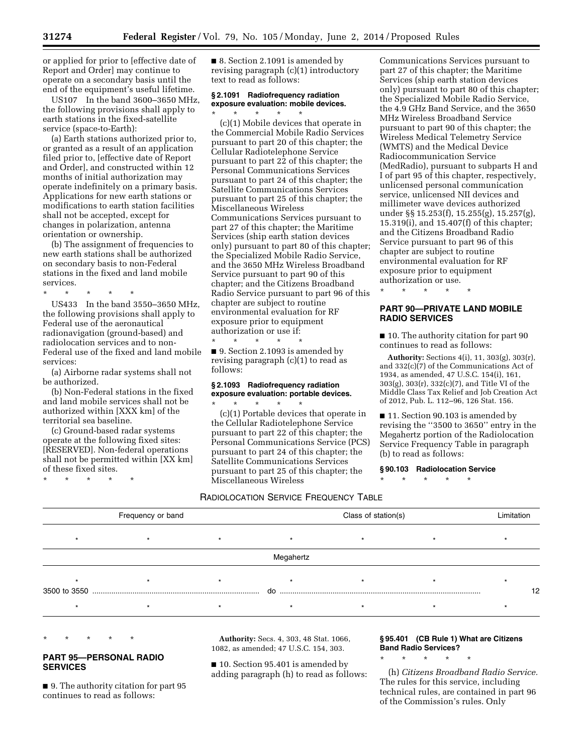or applied for prior to [effective date of Report and Order] may continue to operate on a secondary basis until the end of the equipment's useful lifetime.

US107 In the band 3600–3650 MHz, the following provisions shall apply to earth stations in the fixed-satellite service (space-to-Earth):

(a) Earth stations authorized prior to, or granted as a result of an application filed prior to, [effective date of Report and Order], and constructed within 12 months of initial authorization may operate indefinitely on a primary basis. Applications for new earth stations or modifications to earth station facilities shall not be accepted, except for changes in polarization, antenna orientation or ownership.

(b) The assignment of frequencies to new earth stations shall be authorized on secondary basis to non-Federal stations in the fixed and land mobile services.

\* \* \* \* \*

US433 In the band 3550–3650 MHz, the following provisions shall apply to Federal use of the aeronautical radionavigation (ground-based) and radiolocation services and to non-Federal use of the fixed and land mobile services:

(a) Airborne radar systems shall not be authorized.

(b) Non-Federal stations in the fixed and land mobile services shall not be authorized within [XXX km] of the territorial sea baseline.

(c) Ground-based radar systems operate at the following fixed sites: [RESERVED]. Non-federal operations shall not be permitted within [XX km] of these fixed sites.

\* \* \* \* \*

■ 8. Section 2.1091 is amended by revising paragraph (c)(1) introductory text to read as follows:

**§ 2.1091 Radiofrequency radiation exposure evaluation: mobile devices.**

\* \* \* \* \*

(c)(1) Mobile devices that operate in the Commercial Mobile Radio Services pursuant to part 20 of this chapter; the Cellular Radiotelephone Service pursuant to part 22 of this chapter; the Personal Communications Services pursuant to part 24 of this chapter; the Satellite Communications Services pursuant to part 25 of this chapter; the Miscellaneous Wireless Communications Services pursuant to part 27 of this chapter; the Maritime Services (ship earth station devices only) pursuant to part 80 of this chapter; the Specialized Mobile Radio Service, and the 3650 MHz Wireless Broadband Service pursuant to part 90 of this chapter; and the Citizens Broadband Radio Service pursuant to part 96 of this chapter are subject to routine environmental evaluation for RF exposure prior to equipment authorization or use if:

\* \* \* \* \*

■ 9. Section 2.1093 is amended by revising paragraph (c)(1) to read as follows:

**§ 2.1093 Radiofrequency radiation exposure evaluation: portable devices.**

\* \* \* \* \*

(c)(1) Portable devices that operate in the Cellular Radiotelephone Service pursuant to part 22 of this chapter; the Personal Communications Service (PCS) pursuant to part 24 of this chapter; the Satellite Communications Services pursuant to part 25 of this chapter; the Miscellaneous Wireless Communications Services pursuant to part 27 of this chapter; the Maritime Services (ship earth station devices only) pursuant to part 80 of this chapter; the Specialized Mobile Radio Service, the 4.9 GHz Band Service, and the 3650 MHz Wireless Broadband Service pursuant to part 90 of this chapter; the Wireless Medical Telemetry Service (WMTS) and the Medical Device Radiocommunication Service (MedRadio), pursuant to subparts H and I of part 95 of this chapter, respectively, unlicensed personal communication service, unlicensed NII devices and millimeter wave devices authorized under §§ 15.253(f), 15.255(g), 15.257(g), 15.319(i), and 15.407(f) of this chapter; and the Citizens Broadband Radio Service pursuant to part 96 of this chapter are subject to routine environmental evaluation for RF exposure prior to equipment authorization or use.

\* \* \* \* \*

## PART 90—PRIVATE LAND MOBILE RADIO SERVICES

■ 10. The authority citation for part 90 continues to read as follows:

**Authority:** Sections 4(i), 11, 303(g), 303(r), and 332(c)(7) of the Communications Act of 1934, as amended, 47 U.S.C. 154(i), 161, 303(g), 303(r), 332(c)(7), and Title VI of the Middle Class Tax Relief and Job Creation Act of 2012, Pub. L. 112–96, 126 Stat. 156.

■ 11. Section 90.103 is amended by revising the ''3500 to 3650'' entry in the Megahertz portion of the Radiolocation Service Frequency Table in paragraph (b) to read as follows:

**§ 90.103 Radiolocation Service**

\* \* \* \* \*

RADIOLOCATION SERVICE FREQUENCY TABLE

| Frequency or band | Class of station(s) | Limitation |
|---|---|---|
| \* \* \* | \* \* \* | \* |
| Megahertz | | |
| \* \* \* | \* \* \* | \* |
| 3500 to 3550 | do | 12 |
| \* \* \* | \* \* \* | \* |

\* \* \* \* \*

## PART 95—PERSONAL RADIO SERVICES

■ 9. The authority citation for part 95 continues to read as follows:

**Authority:** Secs. 4, 303, 48 Stat. 1066, 1082, as amended; 47 U.S.C. 154, 303.

■ 10. Section 95.401 is amended by adding paragraph (h) to read as follows:

**§ 95.401 (CB Rule 1) What are Citizens Band Radio Services?**

\* \* \* \* \*

(h) *Citizens Broadband Radio Service.* The rules for this service, including technical rules, are contained in part 96 of the Commission's rules. Only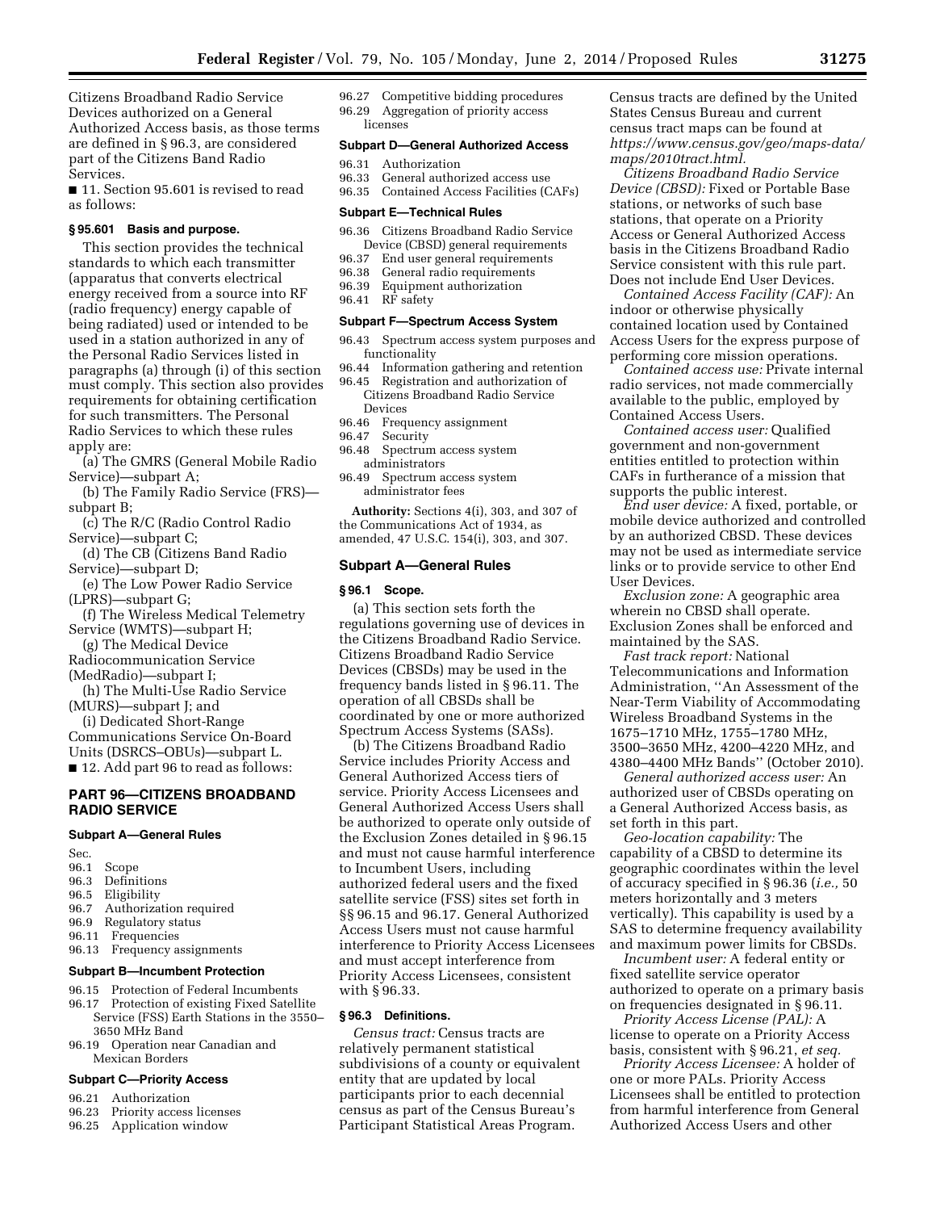Citizens Broadband Radio Service Devices authorized on a General Authorized Access basis, as those terms are defined in § 96.3, are considered part of the Citizens Band Radio Services.

■ 11. Section 95.601 is revised to read as follows:

**§ 95.601 Basis and purpose.**

This section provides the technical standards to which each transmitter (apparatus that converts electrical energy received from a source into RF (radio frequency) energy capable of being radiated) used or intended to be used in a station authorized in any of the Personal Radio Services listed in paragraphs (a) through (i) of this section must comply. This section also provides requirements for obtaining certification for such transmitters. The Personal Radio Services to which these rules apply are:

(a) The GMRS (General Mobile Radio Service)—subpart A;

(b) The Family Radio Service (FRS)—subpart B;

(c) The R/C (Radio Control Radio Service)—subpart C;

(d) The CB (Citizens Band Radio Service)—subpart D;

(e) The Low Power Radio Service (LPRS)—subpart G;

(f) The Wireless Medical Telemetry Service (WMTS)—subpart H;

(g) The Medical Device Radiocommunication Service (MedRadio)—subpart I;

(h) The Multi-Use Radio Service (MURS)—subpart J; and

(i) Dedicated Short-Range Communications Service On-Board Units (DSRCS–OBUs)—subpart L.

■ 12. Add part 96 to read as follows:

## PART 96—CITIZENS BROADBAND RADIO SERVICE

**Subpart A—General Rules**

Sec.
96.1 Scope
96.3 Definitions
96.5 Eligibility
96.7 Authorization required
96.9 Regulatory status
96.11 Frequencies
96.13 Frequency assignments

**Subpart B—Incumbent Protection**

96.15 Protection of Federal Incumbents
96.17 Protection of existing Fixed Satellite Service (FSS) Earth Stations in the 3550–3650 MHz Band
96.19 Operation near Canadian and Mexican Borders

**Subpart C—Priority Access**

96.21 Authorization
96.23 Priority access licenses
96.25 Application window
96.27 Competitive bidding procedures
96.29 Aggregation of priority access licenses

**Subpart D—General Authorized Access**

96.31 Authorization
96.33 General authorized access use
96.35 Contained Access Facilities (CAFs)

**Subpart E—Technical Rules**

96.36 Citizens Broadband Radio Service Device (CBSD) general requirements
96.37 End user general requirements
96.38 General radio requirements
96.39 Equipment authorization
96.41 RF safety

**Subpart F—Spectrum Access System**

96.43 Spectrum access system purposes and functionality
96.44 Information gathering and retention
96.45 Registration and authorization of Citizens Broadband Radio Service Devices
96.46 Frequency assignment
96.47 Security
96.48 Spectrum access system administrators
96.49 Spectrum access system administrator fees

**Authority:** Sections 4(i), 303, and 307 of the Communications Act of 1934, as amended, 47 U.S.C. 154(i), 303, and 307.

### Subpart A—General Rules

**§ 96.1 Scope.**

(a) This section sets forth the regulations governing use of devices in the Citizens Broadband Radio Service. Citizens Broadband Radio Service Devices (CBSDs) may be used in the frequency bands listed in § 96.11. The operation of all CBSDs shall be coordinated by one or more authorized Spectrum Access Systems (SASs).

(b) The Citizens Broadband Radio Service includes Priority Access and General Authorized Access tiers of service. Priority Access Licensees and General Authorized Access Users shall be authorized to operate only outside of the Exclusion Zones detailed in § 96.15 and must not cause harmful interference to Incumbent Users, including authorized federal users and the fixed satellite service (FSS) sites set forth in §§ 96.15 and 96.17. General Authorized Access Users must not cause harmful interference to Priority Access Licensees and must accept interference from Priority Access Licensees, consistent with § 96.33.

**§ 96.3 Definitions.**

*Census tract:* Census tracts are relatively permanent statistical subdivisions of a county or equivalent entity that are updated by local participants prior to each decennial census as part of the Census Bureau's Participant Statistical Areas Program. Census tracts are defined by the United States Census Bureau and current census tract maps can be found at *https://www.census.gov/geo/maps-data/maps/2010tract.html.*

*Citizens Broadband Radio Service Device (CBSD):* Fixed or Portable Base stations, or networks of such base stations, that operate on a Priority Access or General Authorized Access basis in the Citizens Broadband Radio Service consistent with this rule part. Does not include End User Devices.

*Contained Access Facility (CAF):* An indoor or otherwise physically contained location used by Contained Access Users for the express purpose of performing core mission operations.

*Contained access use:* Private internal radio services, not made commercially available to the public, employed by Contained Access Users.

*Contained access user:* Qualified government and non-government entities entitled to protection within CAFs in furtherance of a mission that supports the public interest.

*End user device:* A fixed, portable, or mobile device authorized and controlled by an authorized CBSD. These devices may not be used as intermediate service links or to provide service to other End User Devices.

*Exclusion zone:* A geographic area wherein no CBSD shall operate. Exclusion Zones shall be enforced and maintained by the SAS.

*Fast track report:* National Telecommunications and Information Administration, ''An Assessment of the Near-Term Viability of Accommodating Wireless Broadband Systems in the 1675–1710 MHz, 1755–1780 MHz, 3500–3650 MHz, 4200–4220 MHz, and 4380–4400 MHz Bands'' (October 2010).

*General authorized access user:* An authorized user of CBSDs operating on a General Authorized Access basis, as set forth in this part.

*Geo-location capability:* The capability of a CBSD to determine its geographic coordinates within the level of accuracy specified in § 96.36 (*i.e.,* 50 meters horizontally and 3 meters vertically). This capability is used by a SAS to determine frequency availability and maximum power limits for CBSDs.

*Incumbent user:* A federal entity or fixed satellite service operator authorized to operate on a primary basis on frequencies designated in § 96.11.

*Priority Access License (PAL):* A license to operate on a Priority Access basis, consistent with § 96.21, *et seq.*

*Priority Access Licensee:* A holder of one or more PALs. Priority Access Licensees shall be entitled to protection from harmful interference from General Authorized Access Users and other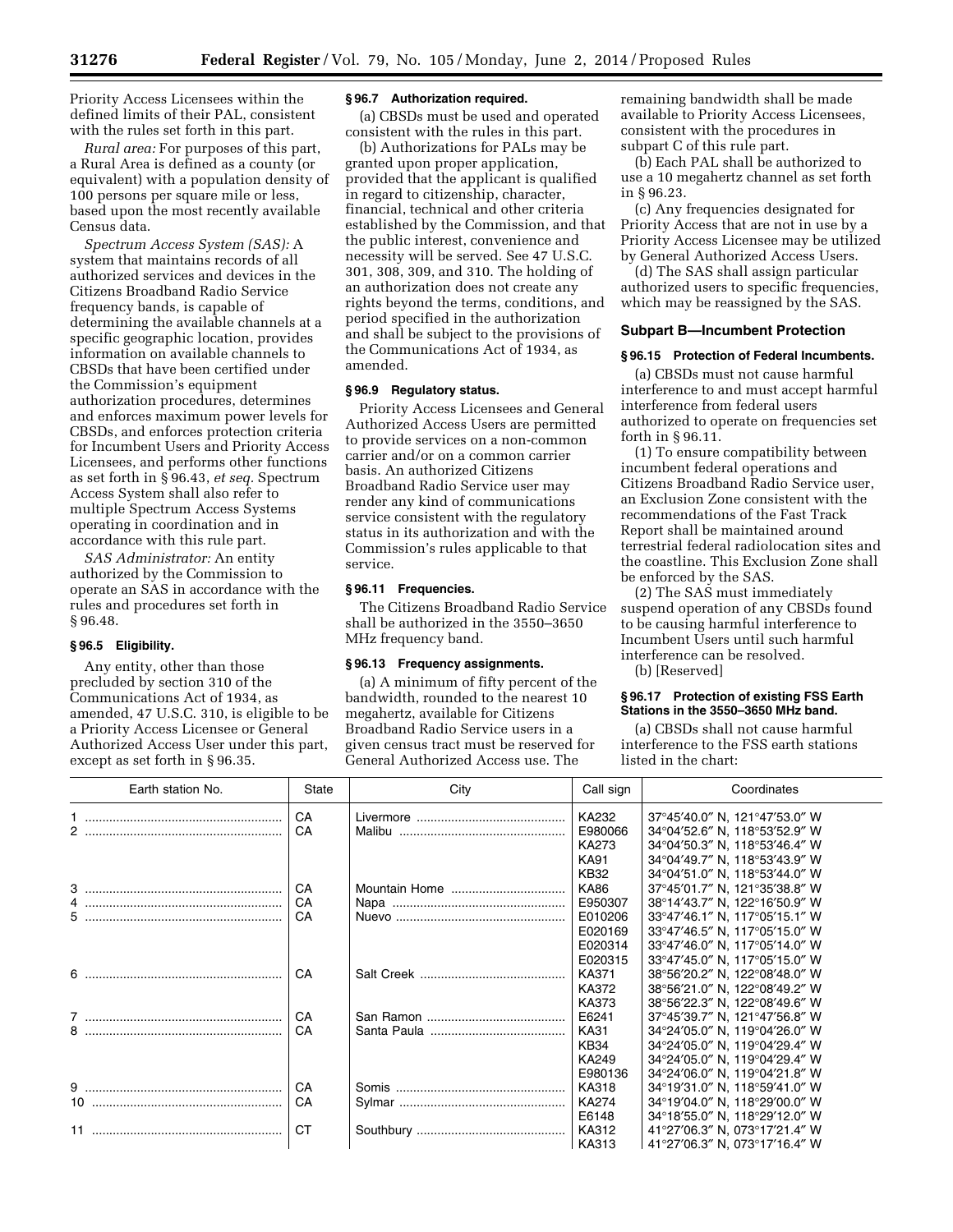Priority Access Licensees within the defined limits of their PAL, consistent with the rules set forth in this part.

*Rural area:* For purposes of this part, a Rural Area is defined as a county (or equivalent) with a population density of 100 persons per square mile or less, based upon the most recently available Census data.

*Spectrum Access System (SAS):* A system that maintains records of all authorized services and devices in the Citizens Broadband Radio Service frequency bands, is capable of determining the available channels at a specific geographic location, provides information on available channels to CBSDs that have been certified under the Commission's equipment authorization procedures, determines and enforces maximum power levels for CBSDs, and enforces protection criteria for Incumbent Users and Priority Access Licensees, and performs other functions as set forth in § 96.43, *et seq.* Spectrum Access System shall also refer to multiple Spectrum Access Systems operating in coordination and in accordance with this rule part.

*SAS Administrator:* An entity authorized by the Commission to operate an SAS in accordance with the rules and procedures set forth in § 96.48.

**§ 96.5 Eligibility.**

Any entity, other than those precluded by section 310 of the Communications Act of 1934, as amended, 47 U.S.C. 310, is eligible to be a Priority Access Licensee or General Authorized Access User under this part, except as set forth in § 96.35.

**§ 96.7 Authorization required.**

(a) CBSDs must be used and operated consistent with the rules in this part.

(b) Authorizations for PALs may be granted upon proper application, provided that the applicant is qualified in regard to citizenship, character, financial, technical and other criteria established by the Commission, and that the public interest, convenience and necessity will be served. See 47 U.S.C. 301, 308, 309, and 310. The holding of an authorization does not create any rights beyond the terms, conditions, and period specified in the authorization and shall be subject to the provisions of the Communications Act of 1934, as amended.

**§ 96.9 Regulatory status.**

Priority Access Licensees and General Authorized Access Users are permitted to provide services on a non-common carrier and/or on a common carrier basis. An authorized Citizens Broadband Radio Service user may render any kind of communications service consistent with the regulatory status in its authorization and with the Commission's rules applicable to that service.

**§ 96.11 Frequencies.**

The Citizens Broadband Radio Service shall be authorized in the 3550–3650 MHz frequency band.

**§ 96.13 Frequency assignments.**

(a) A minimum of fifty percent of the bandwidth, rounded to the nearest 10 megahertz, available for Citizens Broadband Radio Service users in a given census tract must be reserved for General Authorized Access use. The remaining bandwidth shall be made available to Priority Access Licensees, consistent with the procedures in subpart C of this rule part.

(b) Each PAL shall be authorized to use a 10 megahertz channel as set forth in § 96.23.

(c) Any frequencies designated for Priority Access that are not in use by a Priority Access Licensee may be utilized by General Authorized Access Users.

(d) The SAS shall assign particular authorized users to specific frequencies, which may be reassigned by the SAS.

## Subpart B—Incumbent Protection

**§ 96.15 Protection of Federal Incumbents.**

(a) CBSDs must not cause harmful interference to and must accept harmful interference from federal users authorized to operate on frequencies set forth in § 96.11.

(1) To ensure compatibility between incumbent federal operations and Citizens Broadband Radio Service user, an Exclusion Zone consistent with the recommendations of the Fast Track Report shall be maintained around terrestrial federal radiolocation sites and the coastline. This Exclusion Zone shall be enforced by the SAS.

(2) The SAS must immediately suspend operation of any CBSDs found to be causing harmful interference to Incumbent Users until such harmful interference can be resolved.

(b) [Reserved]

**§ 96.17 Protection of existing FSS Earth Stations in the 3550–3650 MHz band.**

(a) CBSDs shall not cause harmful interference to the FSS earth stations listed in the chart:

| Earth station No. | State | City | Call sign | Coordinates |
|---|---|---|---|---|
| 1 | CA | Livermore | KA232 | 37°45′40.0″ N, 121°47′53.0″ W |
| 2 | CA | Malibu | E980066 | 34°04′52.6″ N, 118°53′52.9″ W |
| | | | KA273 | 34°04′50.3″ N, 118°53′46.4″ W |
| | | | KA91 | 34°04′49.7″ N, 118°53′43.9″ W |
| | | | KB32 | 34°04′51.0″ N, 118°53′44.0″ W |
| 3 | CA | Mountain Home | KA86 | 37°45′01.7″ N, 121°35′38.8″ W |
| 4 | CA | Napa | E950307 | 38°14′43.7″ N, 122°16′50.9″ W |
| 5 | CA | Nuevo | E010206 | 33°47′46.1″ N, 117°05′15.1″ W |
| | | | E020169 | 33°47′46.5″ N, 117°05′15.0″ W |
| | | | E020314 | 33°47′46.0″ N, 117°05′14.0″ W |
| | | | E020315 | 33°47′45.0″ N, 117°05′15.0″ W |
| 6 | CA | Salt Creek | KA371 | 38°56′20.2″ N, 122°08′48.0″ W |
| | | | KA372 | 38°56′21.0″ N, 122°08′49.2″ W |
| | | | KA373 | 38°56′22.3″ N, 122°08′49.6″ W |
| 7 | CA | San Ramon | E6241 | 37°45′39.7″ N, 121°47′56.8″ W |
| 8 | CA | Santa Paula | KA31 | 34°24′05.0″ N, 119°04′26.0″ W |
| | | | KB34 | 34°24′05.0″ N, 119°04′29.4″ W |
| | | | KA249 | 34°24′05.0″ N, 119°04′29.4″ W |
| | | | E980136 | 34°24′06.0″ N, 119°04′21.8″ W |
| 9 | CA | Somis | KA318 | 34°19′31.0″ N, 118°59′41.0″ W |
| 10 | CA | Sylmar | KA274 | 34°19′04.0″ N, 118°29′00.0″ W |
| | | | E6148 | 34°18′55.0″ N, 118°29′12.0″ W |
| 11 | CT | Southbury | KA312 | 41°27′06.3″ N, 073°17′21.4″ W |
| | | | KA313 | 41°27′06.3″ N, 073°17′16.4″ W |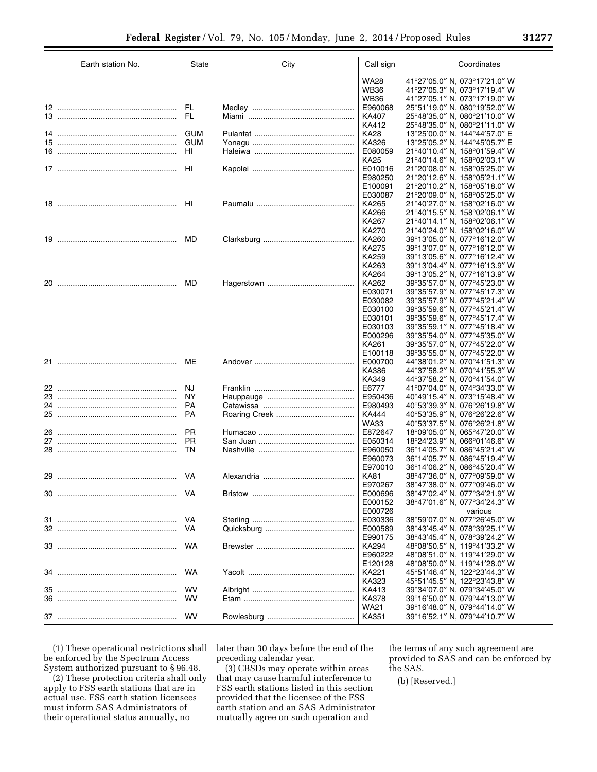| Earth station No. | State | City | Call sign | Coordinates |
|---|---|---|---|---|
| | | | WA28 | 41°27′05.0″ N, 073°17′21.0″ W |
| | | | WB36 | 41°27′05.3″ N, 073°17′19.4″ W |
| | | | WB36 | 41°27′05.1″ N, 073°17′19.0″ W |
| 12 | FL | Medley | E960068 | 25°51′19.0″ N, 080°19′52.0″ W |
| 13 | FL | Miami | KA407 | 25°48′35.0″ N, 080°21′10.0″ W |
| | | | KA412 | 25°48′35.0″ N, 080°21′11.0″ W |
| 14 | GUM | Pulantat | KA28 | 13°25′00.0″ N, 144°44′57.0″ E |
| 15 | GUM | Yonagu | KA326 | 13°25′05.2″ N, 144°45′05.7″ E |
| 16 | HI | Haleiwa | E080059 | 21°40′10.4″ N, 158°01′59.4″ W |
| | | | KA25 | 21°40′14.6″ N, 158°02′03.1″ W |
| 17 | HI | Kapolei | E010016 | 21°20′08.0″ N, 158°05′25.0″ W |
| | | | E980250 | 21°20′12.6″ N, 158°05′21.1″ W |
| | | | E100091 | 21°20′10.2″ N, 158°05′18.0″ W |
| | | | E030087 | 21°20′09.0″ N, 158°05′25.0″ W |
| 18 | HI | Paumalu | KA265 | 21°40′27.0″ N, 158°02′16.0″ W |
| | | | KA266 | 21°40′15.5″ N, 158°02′06.1″ W |
| | | | KA267 | 21°40′14.1″ N, 158°02′06.1″ W |
| | | | KA270 | 21°40′24.0″ N, 158°02′16.0″ W |
| 19 | MD | Clarksburg | KA260 | 39°13′05.0″ N, 077°16′12.0″ W |
| | | | KA275 | 39°13′07.0″ N, 077°16′12.0″ W |
| | | | KA259 | 39°13′05.6″ N, 077°16′12.4″ W |
| | | | KA263 | 39°13′04.4″ N, 077°16′13.9″ W |
| | | | KA264 | 39°13′05.2″ N, 077°16′13.9″ W |
| 20 | MD | Hagerstown | KA262 | 39°35′57.0″ N, 077°45′23.0″ W |
| | | | E030071 | 39°35′57.9″ N, 077°45′17.3″ W |
| | | | E030082 | 39°35′57.9″ N, 077°45′21.4″ W |
| | | | E030100 | 39°35′59.6″ N, 077°45′21.4″ W |
| | | | E030101 | 39°35′59.6″ N, 077°45′17.4″ W |
| | | | E030103 | 39°35′59.1″ N, 077°45′18.4″ W |
| | | | E000296 | 39°35′54.0″ N, 077°45′35.0″ W |
| | | | KA261 | 39°35′57.0″ N, 077°45′22.0″ W |
| | | | E100118 | 39°35′55.0″ N, 077°45′22.0″ W |
| 21 | ME | Andover | E000700 | 44°38′01.2″ N, 070°41′51.3″ W |
| | | | KA386 | 44°37′58.2″ N, 070°41′55.3″ W |
| | | | KA349 | 44°37′58.2″ N, 070°41′54.0″ W |
| 22 | NJ | Franklin | E6777 | 41°07′04.0″ N, 074°34′33.0″ W |
| 23 | NY | Hauppauge | E950436 | 40°49′15.4″ N, 073°15′48.4″ W |
| 24 | PA | Catawissa | E980493 | 40°53′39.3″ N, 076°26′19.8″ W |
| 25 | PA | Roaring Creek | KA444 | 40°53′35.9″ N, 076°26′22.6″ W |
| | | | WA33 | 40°53′37.5″ N, 076°26′21.8″ W |
| 26 | PR | Humacao | E872647 | 18°09′05.0″ N, 065°47′20.0″ W |
| 27 | PR | San Juan | E050314 | 18°24′23.9″ N, 066°01′46.6″ W |
| 28 | TN | Nashville | E960050 | 36°14′05.7″ N, 086°45′21.4″ W |
| | | | E960073 | 36°14′05.7″ N, 086°45′19.4″ W |
| | | | E970010 | 36°14′06.2″ N, 086°45′20.4″ W |
| 29 | VA | Alexandria | KA81 | 38°47′36.0″ N, 077°09′59.0″ W |
| | | | E970267 | 38°47′38.0″ N, 077°09′46.0″ W |
| 30 | VA | Bristow | E000696 | 38°47′02.4″ N, 077°34′21.9″ W |
| | | | E000152 | 38°47′01.6″ N, 077°34′24.3″ W |
| | | | E000726 | various |
| 31 | VA | Sterling | E030336 | 38°59′07.0″ N, 077°26′45.0″ W |
| 32 | VA | Quicksburg | E000589 | 38°43′45.4″ N, 078°39′25.1″ W |
| | | | E990175 | 38°43′45.4″ N, 078°39′24.2″ W |
| 33 | WA | Brewster | KA294 | 48°08′50.5″ N, 119°41′33.2″ W |
| | | | E960222 | 48°08′51.0″ N, 119°41′29.0″ W |
| | | | E120128 | 48°08′50.0″ N, 119°41′28.0″ W |
| 34 | WA | Yacolt | KA221 | 45°51′46.4″ N, 122°23′44.3″ W |
| | | | KA323 | 45°51′45.5″ N, 122°23′43.8″ W |
| 35 | WV | Albright | KA413 | 39°34′07.0″ N, 079°34′45.0″ W |
| 36 | WV | Etam | KA378 | 39°16′50.0″ N, 079°44′13.0″ W |
| | | | WA21 | 39°16′48.0″ N, 079°44′14.0″ W |
| 37 | WV | Rowlesburg | KA351 | 39°16′52.1″ N, 079°44′10.7″ W |

(1) These operational restrictions shall be enforced by the Spectrum Access System authorized pursuant to § 96.48.

(2) These protection criteria shall only apply to FSS earth stations that are in actual use. FSS earth station licensees must inform SAS Administrators of their operational status annually, no later than 30 days before the end of the preceding calendar year.

(3) CBSDs may operate within areas that may cause harmful interference to FSS earth stations listed in this section provided that the licensee of the FSS earth station and an SAS Administrator mutually agree on such operation and the terms of any such agreement are provided to SAS and can be enforced by the SAS.

(b) [Reserved.]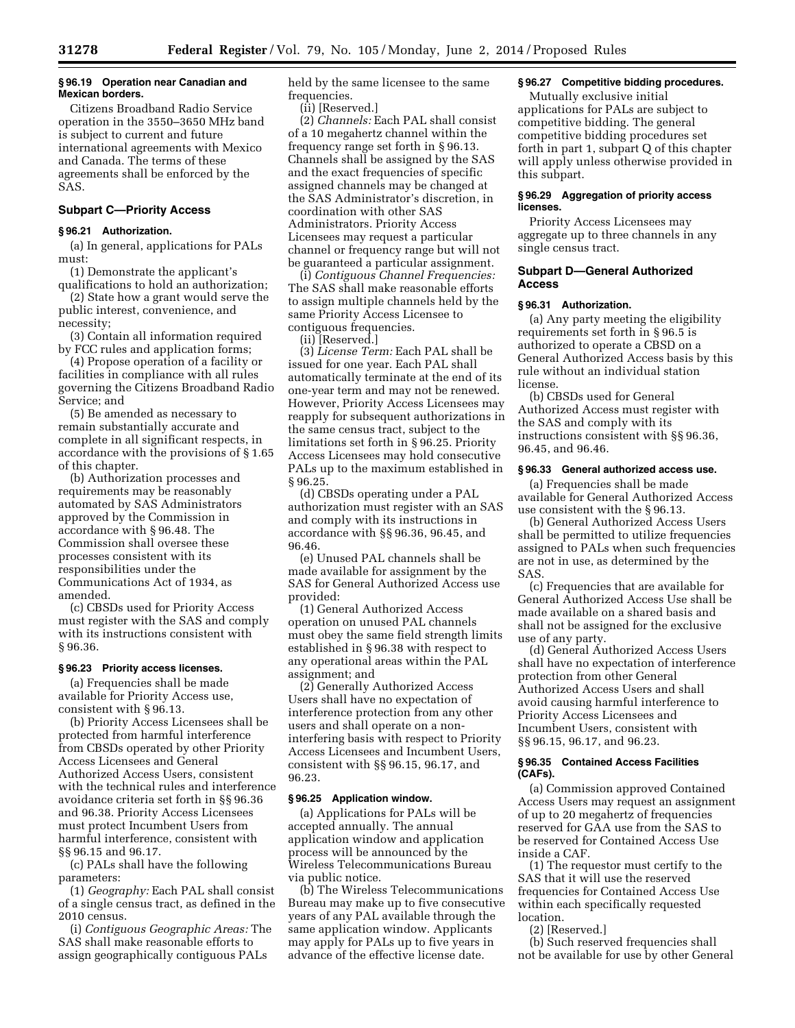**§ 96.19 Operation near Canadian and Mexican borders.**

Citizens Broadband Radio Service operation in the 3550–3650 MHz band is subject to current and future international agreements with Mexico and Canada. The terms of these agreements shall be enforced by the SAS.

## Subpart C—Priority Access

**§ 96.21 Authorization.**

(a) In general, applications for PALs must:

(1) Demonstrate the applicant's qualifications to hold an authorization;

(2) State how a grant would serve the public interest, convenience, and necessity;

(3) Contain all information required by FCC rules and application forms;

(4) Propose operation of a facility or facilities in compliance with all rules governing the Citizens Broadband Radio Service; and

(5) Be amended as necessary to remain substantially accurate and complete in all significant respects, in accordance with the provisions of § 1.65 of this chapter.

(b) Authorization processes and requirements may be reasonably automated by SAS Administrators approved by the Commission in accordance with § 96.48. The Commission shall oversee these processes consistent with its responsibilities under the Communications Act of 1934, as amended.

(c) CBSDs used for Priority Access must register with the SAS and comply with its instructions consistent with § 96.36.

**§ 96.23 Priority access licenses.**

(a) Frequencies shall be made available for Priority Access use, consistent with § 96.13.

(b) Priority Access Licensees shall be protected from harmful interference from CBSDs operated by other Priority Access Licensees and General Authorized Access Users, consistent with the technical rules and interference avoidance criteria set forth in §§ 96.36 and 96.38. Priority Access Licensees must protect Incumbent Users from harmful interference, consistent with §§ 96.15 and 96.17.

(c) PALs shall have the following parameters:

(1) *Geography:* Each PAL shall consist of a single census tract, as defined in the 2010 census.

(i) *Contiguous Geographic Areas:* The SAS shall make reasonable efforts to assign geographically contiguous PALs held by the same licensee to the same frequencies.

(ii) [Reserved.]

(2) *Channels:* Each PAL shall consist of a 10 megahertz channel within the frequency range set forth in § 96.13. Channels shall be assigned by the SAS and the exact frequencies of specific assigned channels may be changed at the SAS Administrator's discretion, in coordination with other SAS Administrators. Priority Access Licensees may request a particular channel or frequency range but will not be guaranteed a particular assignment.

(i) *Contiguous Channel Frequencies:* The SAS shall make reasonable efforts to assign multiple channels held by the same Priority Access Licensee to contiguous frequencies.

(ii) [Reserved.]

(3) *License Term:* Each PAL shall be issued for one year. Each PAL shall automatically terminate at the end of its one-year term and may not be renewed. However, Priority Access Licensees may reapply for subsequent authorizations in the same census tract, subject to the limitations set forth in § 96.25. Priority Access Licensees may hold consecutive PALs up to the maximum established in § 96.25.

(d) CBSDs operating under a PAL authorization must register with an SAS and comply with its instructions in accordance with §§ 96.36, 96.45, and 96.46.

(e) Unused PAL channels shall be made available for assignment by the SAS for General Authorized Access use provided:

(1) General Authorized Access operation on unused PAL channels must obey the same field strength limits established in § 96.38 with respect to any operational areas within the PAL assignment; and

(2) Generally Authorized Access Users shall have no expectation of interference protection from any other users and shall operate on a non-interfering basis with respect to Priority Access Licensees and Incumbent Users, consistent with §§ 96.15, 96.17, and 96.23.

**§ 96.25 Application window.**

(a) Applications for PALs will be accepted annually. The annual application window and application process will be announced by the Wireless Telecommunications Bureau via public notice.

(b) The Wireless Telecommunications Bureau may make up to five consecutive years of any PAL available through the same application window. Applicants may apply for PALs up to five years in advance of the effective license date.

**§ 96.27 Competitive bidding procedures.**

Mutually exclusive initial applications for PALs are subject to competitive bidding. The general competitive bidding procedures set forth in part 1, subpart Q of this chapter will apply unless otherwise provided in this subpart.

**§ 96.29 Aggregation of priority access licenses.**

Priority Access Licensees may aggregate up to three channels in any single census tract.

## Subpart D—General Authorized Access

**§ 96.31 Authorization.**

(a) Any party meeting the eligibility requirements set forth in § 96.5 is authorized to operate a CBSD on a General Authorized Access basis by this rule without an individual station license.

(b) CBSDs used for General Authorized Access must register with the SAS and comply with its instructions consistent with §§ 96.36, 96.45, and 96.46.

**§ 96.33 General authorized access use.**

(a) Frequencies shall be made available for General Authorized Access use consistent with the § 96.13.

(b) General Authorized Access Users shall be permitted to utilize frequencies assigned to PALs when such frequencies are not in use, as determined by the SAS.

(c) Frequencies that are available for General Authorized Access Use shall be made available on a shared basis and shall not be assigned for the exclusive use of any party.

(d) General Authorized Access Users shall have no expectation of interference protection from other General Authorized Access Users and shall avoid causing harmful interference to Priority Access Licensees and Incumbent Users, consistent with §§ 96.15, 96.17, and 96.23.

**§ 96.35 Contained Access Facilities (CAFs).**

(a) Commission approved Contained Access Users may request an assignment of up to 20 megahertz of frequencies reserved for GAA use from the SAS to be reserved for Contained Access Use inside a CAF.

(1) The requestor must certify to the SAS that it will use the reserved frequencies for Contained Access Use within each specifically requested location.

(2) [Reserved.]

(b) Such reserved frequencies shall not be available for use by other General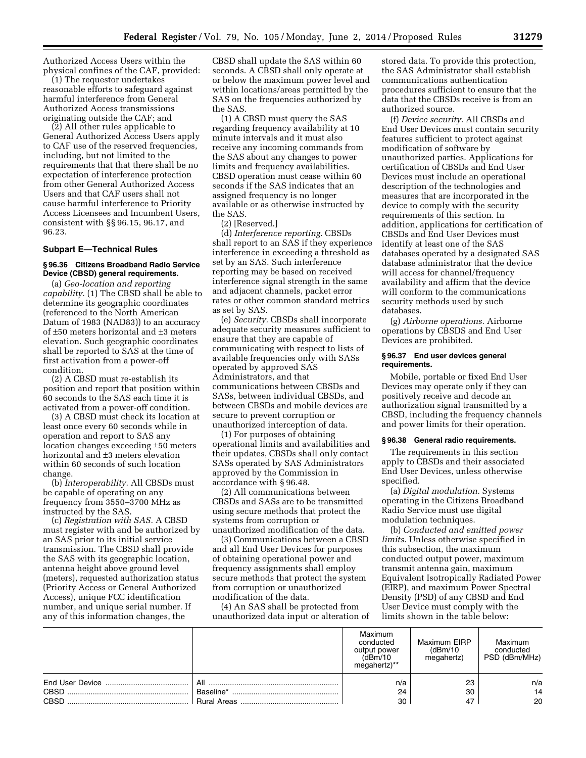Authorized Access Users within the physical confines of the CAF, provided:

(1) The requestor undertakes reasonable efforts to safeguard against harmful interference from General Authorized Access transmissions originating outside the CAF; and

(2) All other rules applicable to General Authorized Access Users apply to CAF use of the reserved frequencies, including, but not limited to the requirements that that there shall be no expectation of interference protection from other General Authorized Access Users and that CAF users shall not cause harmful interference to Priority Access Licensees and Incumbent Users, consistent with §§ 96.15, 96.17, and 96.23.

## Subpart E—Technical Rules

### § 96.36 Citizens Broadband Radio Service Device (CBSD) general requirements.

(a) *Geo-location and reporting capability.* (1) The CBSD shall be able to determine its geographic coordinates (referenced to the North American Datum of 1983 (NAD83)) to an accuracy of ±50 meters horizontal and ±3 meters elevation. Such geographic coordinates shall be reported to SAS at the time of first activation from a power-off condition.

(2) A CBSD must re-establish its position and report that position within 60 seconds to the SAS each time it is activated from a power-off condition.

(3) A CBSD must check its location at least once every 60 seconds while in operation and report to SAS any location changes exceeding ±50 meters horizontal and ±3 meters elevation within 60 seconds of such location change.

(b) *Interoperability.* All CBSDs must be capable of operating on any frequency from 3550–3700 MHz as instructed by the SAS.

(c) *Registration with SAS.* A CBSD must register with and be authorized by an SAS prior to its initial service transmission. The CBSD shall provide the SAS with its geographic location, antenna height above ground level (meters), requested authorization status (Priority Access or General Authorized Access), unique FCC identification number, and unique serial number. If any of this information changes, the CBSD shall update the SAS within 60 seconds. A CBSD shall only operate at or below the maximum power level and within locations/areas permitted by the SAS on the frequencies authorized by the SAS.

(1) A CBSD must query the SAS regarding frequency availability at 10 minute intervals and it must also receive any incoming commands from the SAS about any changes to power limits and frequency availabilities. CBSD operation must cease within 60 seconds if the SAS indicates that an assigned frequency is no longer available or as otherwise instructed by the SAS.

(2) [Reserved.]

(d) *Interference reporting.* CBSDs shall report to an SAS if they experience interference in exceeding a threshold as set by an SAS. Such interference reporting may be based on received interference signal strength in the same and adjacent channels, packet error rates or other common standard metrics as set by SAS.

(e) *Security.* CBSDs shall incorporate adequate security measures sufficient to ensure that they are capable of communicating with respect to lists of available frequencies only with SASs operated by approved SAS Administrators, and that communications between CBSDs and SASs, between individual CBSDs, and between CBSDs and mobile devices are secure to prevent corruption or unauthorized interception of data.

(1) For purposes of obtaining operational limits and availabilities and their updates, CBSDs shall only contact SASs operated by SAS Administrators approved by the Commission in accordance with § 96.48.

(2) All communications between CBSDs and SASs are to be transmitted using secure methods that protect the systems from corruption or unauthorized modification of the data.

(3) Communications between a CBSD and all End User Devices for purposes of obtaining operational power and frequency assignments shall employ secure methods that protect the system from corruption or unauthorized modification of the data.

(4) An SAS shall be protected from unauthorized data input or alteration of stored data. To provide this protection, the SAS Administrator shall establish communications authentication procedures sufficient to ensure that the data that the CBSDs receive is from an authorized source.

(f) *Device security.* All CBSDs and End User Devices must contain security features sufficient to protect against modification of software by unauthorized parties. Applications for certification of CBSDs and End User Devices must include an operational description of the technologies and measures that are incorporated in the device to comply with the security requirements of this section. In addition, applications for certification of CBSDs and End User Devices must identify at least one of the SAS databases operated by a designated SAS database administrator that the device will access for channel/frequency availability and affirm that the device will conform to the communications security methods used by such databases.

(g) *Airborne operations.* Airborne operations by CBSDS and End User Devices are prohibited.

### § 96.37 End user devices general requirements.

Mobile, portable or fixed End User Devices may operate only if they can positively receive and decode an authorization signal transmitted by a CBSD, including the frequency channels and power limits for their operation.

### § 96.38 General radio requirements.

The requirements in this section apply to CBSDs and their associated End User Devices, unless otherwise specified.

(a) *Digital modulation.* Systems operating in the Citizens Broadband Radio Service must use digital modulation techniques.

(b) *Conducted and emitted power limits.* Unless otherwise specified in this subsection, the maximum conducted output power, maximum transmit antenna gain, maximum Equivalent Isotropically Radiated Power (EIRP), and maximum Power Spectral Density (PSD) of any CBSD and End User Device must comply with the limits shown in the table below:

| | | Maximum conducted output power (dBm/10 megahertz)** | Maximum EIRP (dBm/10 megahertz) | Maximum conducted PSD (dBm/MHz) |
|---|---|---|---|---|
| End User Device | All | n/a | 23 | n/a |
| CBSD | Baseline* | 24 | 30 | 14 |
| CBSD | Rural Areas | 30 | 47 | 20 |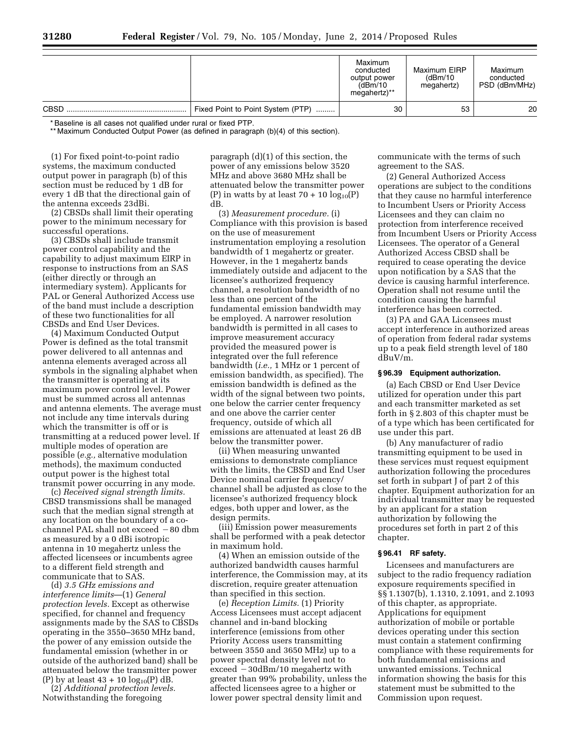| | | Maximum conducted output power (dBm/10 megahertz)** | Maximum EIRP (dBm/10 megahertz) | Maximum conducted PSD (dBm/MHz) |
|---|---|---|---|---|
| CBSD | Fixed Point to Point System (PTP) | 30 | 53 | 20 |

\* Baseline is all cases not qualified under rural or fixed PTP.

\*\* Maximum Conducted Output Power (as defined in paragraph (b)(4) of this section).

(1) For fixed point-to-point radio systems, the maximum conducted output power in paragraph (b) of this section must be reduced by 1 dB for every 1 dB that the directional gain of the antenna exceeds 23dBi.

(2) CBSDs shall limit their operating power to the minimum necessary for successful operations.

(3) CBSDs shall include transmit power control capability and the capability to adjust maximum EIRP in response to instructions from an SAS (either directly or through an intermediary system). Applicants for PAL or General Authorized Access use of the band must include a description of these two functionalities for all CBSDs and End User Devices.

(4) Maximum Conducted Output Power is defined as the total transmit power delivered to all antennas and antenna elements averaged across all symbols in the signaling alphabet when the transmitter is operating at its maximum power control level. Power must be summed across all antennas and antenna elements. The average must not include any time intervals during which the transmitter is off or is transmitting at a reduced power level. If multiple modes of operation are possible (*e.g.,* alternative modulation methods), the maximum conducted output power is the highest total transmit power occurring in any mode.

(c) *Received signal strength limits.* CBSD transmissions shall be managed such that the median signal strength at any location on the boundary of a co-channel PAL shall not exceed −80 dbm as measured by a 0 dBi isotropic antenna in 10 megahertz unless the affected licensees or incumbents agree to a different field strength and communicate that to SAS.

(d) *3.5 GHz emissions and interference limits*—(1) *General protection levels.* Except as otherwise specified, for channel and frequency assignments made by the SAS to CBSDs operating in the 3550–3650 MHz band, the power of any emission outside the fundamental emission (whether in or outside of the authorized band) shall be attenuated below the transmitter power (P) by at least $43 + 10 \log_{10}(P)$ dB.

(2) *Additional protection levels.* Notwithstanding the foregoing paragraph (d)(1) of this section, the power of any emissions below 3520 MHz and above 3680 MHz shall be attenuated below the transmitter power (P) in watts by at least $70 + 10 \log_{10}(P)$ dB.

(3) *Measurement procedure.* (i) Compliance with this provision is based on the use of measurement instrumentation employing a resolution bandwidth of 1 megahertz or greater. However, in the 1 megahertz bands immediately outside and adjacent to the licensee's authorized frequency channel, a resolution bandwidth of no less than one percent of the fundamental emission bandwidth may be employed. A narrower resolution bandwidth is permitted in all cases to improve measurement accuracy provided the measured power is integrated over the full reference bandwidth (*i.e.,* 1 MHz or 1 percent of emission bandwidth, as specified). The emission bandwidth is defined as the width of the signal between two points, one below the carrier center frequency and one above the carrier center frequency, outside of which all emissions are attenuated at least 26 dB below the transmitter power.

(ii) When measuring unwanted emissions to demonstrate compliance with the limits, the CBSD and End User Device nominal carrier frequency/channel shall be adjusted as close to the licensee's authorized frequency block edges, both upper and lower, as the design permits.

(iii) Emission power measurements shall be performed with a peak detector in maximum hold.

(4) When an emission outside of the authorized bandwidth causes harmful interference, the Commission may, at its discretion, require greater attenuation than specified in this section.

(e) *Reception Limits.* (1) Priority Access Licensees must accept adjacent channel and in-band blocking interference (emissions from other Priority Access users transmitting between 3550 and 3650 MHz) up to a power spectral density level not to exceed −30dBm/10 megahertz with greater than 99% probability, unless the affected licensees agree to a higher or lower power spectral density limit and communicate with the terms of such agreement to the SAS.

(2) General Authorized Access operations are subject to the conditions that they cause no harmful interference to Incumbent Users or Priority Access Licensees and they can claim no protection from interference received from Incumbent Users or Priority Access Licensees. The operator of a General Authorized Access CBSD shall be required to cease operating the device upon notification by a SAS that the device is causing harmful interference. Operation shall not resume until the condition causing the harmful interference has been corrected.

(3) PA and GAA Licensees must accept interference in authorized areas of operation from federal radar systems up to a peak field strength level of 180 dBuV/m.

### § 96.39 Equipment authorization.

(a) Each CBSD or End User Device utilized for operation under this part and each transmitter marketed as set forth in § 2.803 of this chapter must be of a type which has been certificated for use under this part.

(b) Any manufacturer of radio transmitting equipment to be used in these services must request equipment authorization following the procedures set forth in subpart J of part 2 of this chapter. Equipment authorization for an individual transmitter may be requested by an applicant for a station authorization by following the procedures set forth in part 2 of this chapter.

### § 96.41 RF safety.

Licensees and manufacturers are subject to the radio frequency radiation exposure requirements specified in §§ 1.1307(b), 1.1310, 2.1091, and 2.1093 of this chapter, as appropriate. Applications for equipment authorization of mobile or portable devices operating under this section must contain a statement confirming compliance with these requirements for both fundamental emissions and unwanted emissions. Technical information showing the basis for this statement must be submitted to the Commission upon request.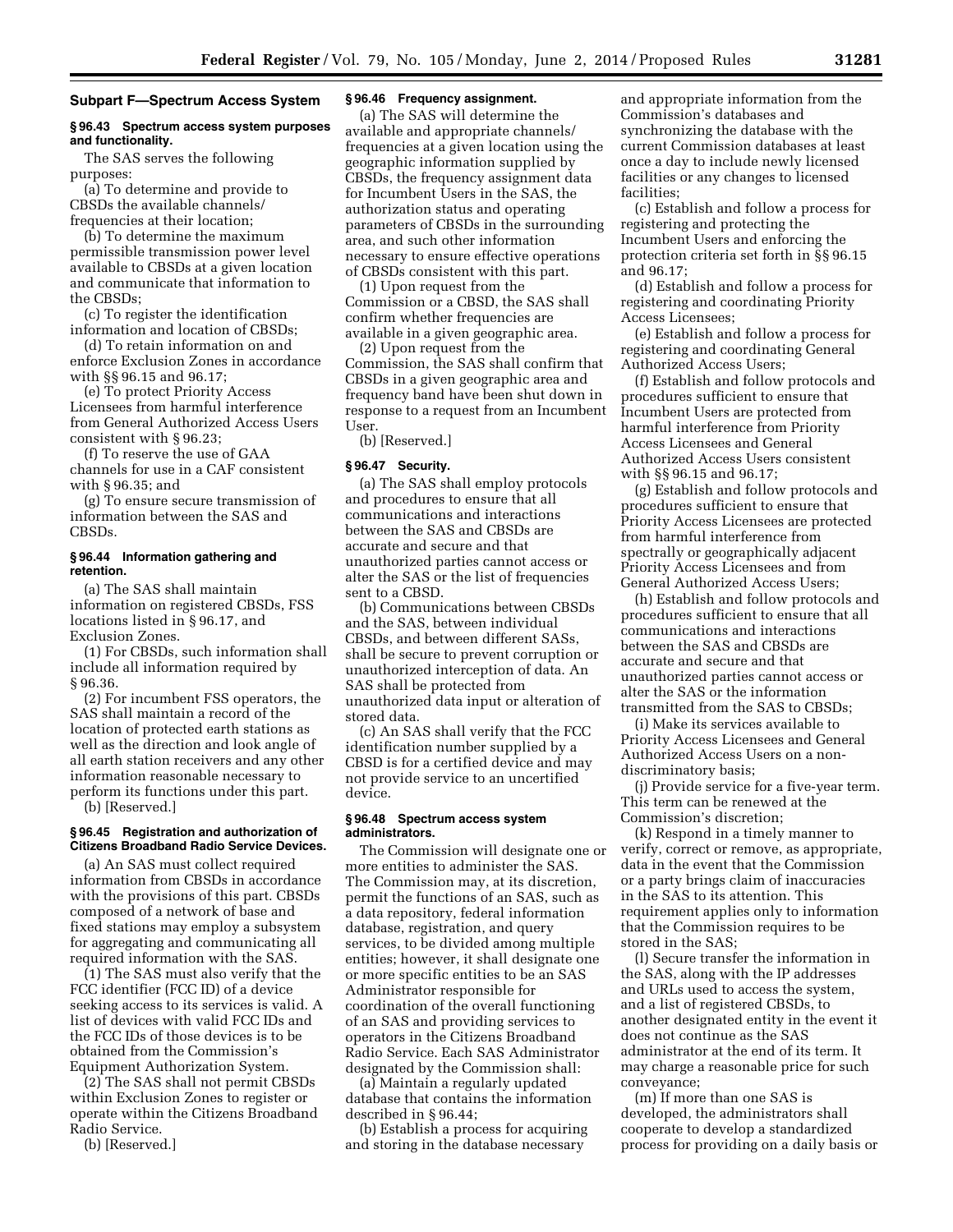## Subpart F—Spectrum Access System

### § 96.43 Spectrum access system purposes and functionality.

The SAS serves the following purposes:

(a) To determine and provide to CBSDs the available channels/frequencies at their location;

(b) To determine the maximum permissible transmission power level available to CBSDs at a given location and communicate that information to the CBSDs;

(c) To register the identification information and location of CBSDs;

(d) To retain information on and enforce Exclusion Zones in accordance with §§ 96.15 and 96.17;

(e) To protect Priority Access Licensees from harmful interference from General Authorized Access Users consistent with § 96.23;

(f) To reserve the use of GAA channels for use in a CAF consistent with § 96.35; and

(g) To ensure secure transmission of information between the SAS and CBSDs.

### § 96.44 Information gathering and retention.

(a) The SAS shall maintain information on registered CBSDs, FSS locations listed in § 96.17, and Exclusion Zones.

(1) For CBSDs, such information shall include all information required by § 96.36.

(2) For incumbent FSS operators, the SAS shall maintain a record of the location of protected earth stations as well as the direction and look angle of all earth station receivers and any other information reasonable necessary to perform its functions under this part.

(b) [Reserved.]

### § 96.45 Registration and authorization of Citizens Broadband Radio Service Devices.

(a) An SAS must collect required information from CBSDs in accordance with the provisions of this part. CBSDs composed of a network of base and fixed stations may employ a subsystem for aggregating and communicating all required information with the SAS.

(1) The SAS must also verify that the FCC identifier (FCC ID) of a device seeking access to its services is valid. A list of devices with valid FCC IDs and the FCC IDs of those devices is to be obtained from the Commission's Equipment Authorization System.

(2) The SAS shall not permit CBSDs within Exclusion Zones to register or operate within the Citizens Broadband Radio Service.

(b) [Reserved.]

### § 96.46 Frequency assignment.

(a) The SAS will determine the available and appropriate channels/frequencies at a given location using the geographic information supplied by CBSDs, the frequency assignment data for Incumbent Users in the SAS, the authorization status and operating parameters of CBSDs in the surrounding area, and such other information necessary to ensure effective operations of CBSDs consistent with this part.

(1) Upon request from the Commission or a CBSD, the SAS shall confirm whether frequencies are available in a given geographic area.

(2) Upon request from the Commission, the SAS shall confirm that CBSDs in a given geographic area and frequency band have been shut down in response to a request from an Incumbent User.

(b) [Reserved.]

### § 96.47 Security.

(a) The SAS shall employ protocols and procedures to ensure that all communications and interactions between the SAS and CBSDs are accurate and secure and that unauthorized parties cannot access or alter the SAS or the list of frequencies sent to a CBSD.

(b) Communications between CBSDs and the SAS, between individual CBSDs, and between different SASs, shall be secure to prevent corruption or unauthorized interception of data. An SAS shall be protected from unauthorized data input or alteration of stored data.

(c) An SAS shall verify that the FCC identification number supplied by a CBSD is for a certified device and may not provide service to an uncertified device.

### § 96.48 Spectrum access system administrators.

The Commission will designate one or more entities to administer the SAS. The Commission may, at its discretion, permit the functions of an SAS, such as a data repository, federal information database, registration, and query services, to be divided among multiple entities; however, it shall designate one or more specific entities to be an SAS Administrator responsible for coordination of the overall functioning of an SAS and providing services to operators in the Citizens Broadband Radio Service. Each SAS Administrator designated by the Commission shall:

(a) Maintain a regularly updated database that contains the information described in § 96.44;

(b) Establish a process for acquiring and storing in the database necessary and appropriate information from the Commission's databases and synchronizing the database with the current Commission databases at least once a day to include newly licensed facilities or any changes to licensed facilities;

(c) Establish and follow a process for registering and protecting the Incumbent Users and enforcing the protection criteria set forth in §§ 96.15 and 96.17;

(d) Establish and follow a process for registering and coordinating Priority Access Licensees;

(e) Establish and follow a process for registering and coordinating General Authorized Access Users;

(f) Establish and follow protocols and procedures sufficient to ensure that Incumbent Users are protected from harmful interference from Priority Access Licensees and General Authorized Access Users consistent with §§ 96.15 and 96.17;

(g) Establish and follow protocols and procedures sufficient to ensure that Priority Access Licensees are protected from harmful interference from spectrally or geographically adjacent Priority Access Licensees and from General Authorized Access Users;

(h) Establish and follow protocols and procedures sufficient to ensure that all communications and interactions between the SAS and CBSDs are accurate and secure and that unauthorized parties cannot access or alter the SAS or the information transmitted from the SAS to CBSDs;

(i) Make its services available to Priority Access Licensees and General Authorized Access Users on a non-discriminatory basis;

(j) Provide service for a five-year term. This term can be renewed at the Commission's discretion;

(k) Respond in a timely manner to verify, correct or remove, as appropriate, data in the event that the Commission or a party brings claim of inaccuracies in the SAS to its attention. This requirement applies only to information that the Commission requires to be stored in the SAS;

(l) Secure transfer the information in the SAS, along with the IP addresses and URLs used to access the system, and a list of registered CBSDs, to another designated entity in the event it does not continue as the SAS administrator at the end of its term. It may charge a reasonable price for such conveyance;

(m) If more than one SAS is developed, the administrators shall cooperate to develop a standardized process for providing on a daily basis or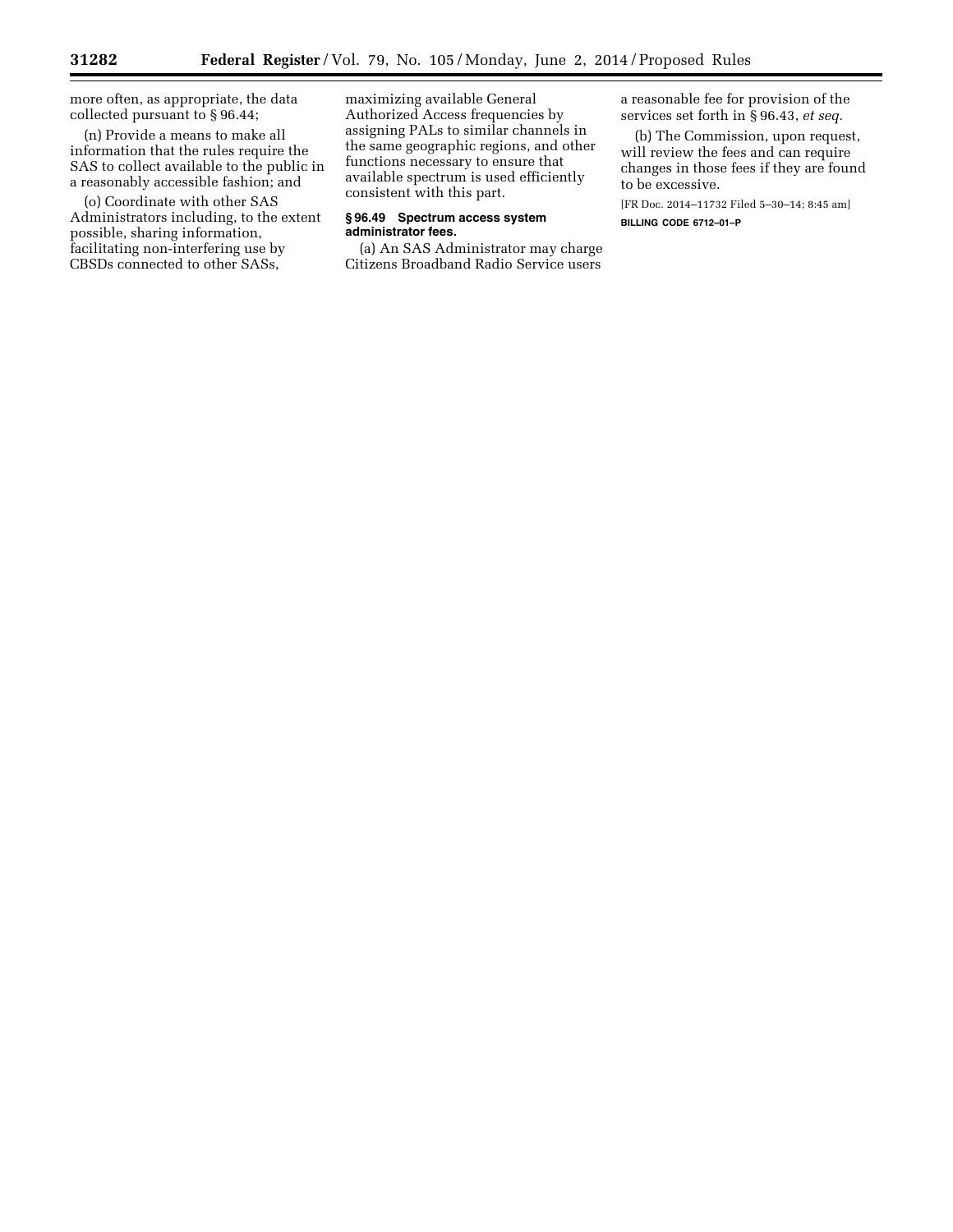more often, as appropriate, the data collected pursuant to § 96.44;

(n) Provide a means to make all information that the rules require the SAS to collect available to the public in a reasonably accessible fashion; and

(o) Coordinate with other SAS Administrators including, to the extent possible, sharing information, facilitating non-interfering use by CBSDs connected to other SASs, maximizing available General Authorized Access frequencies by assigning PALs to similar channels in the same geographic regions, and other functions necessary to ensure that available spectrum is used efficiently consistent with this part.

**§ 96.49 Spectrum access system administrator fees.**

(a) An SAS Administrator may charge Citizens Broadband Radio Service users a reasonable fee for provision of the services set forth in § 96.43, *et seq.*

(b) The Commission, upon request, will review the fees and can require changes in those fees if they are found to be excessive.

[FR Doc. 2014–11732 Filed 5–30–14; 8:45 am]

**BILLING CODE 6712–01–P**